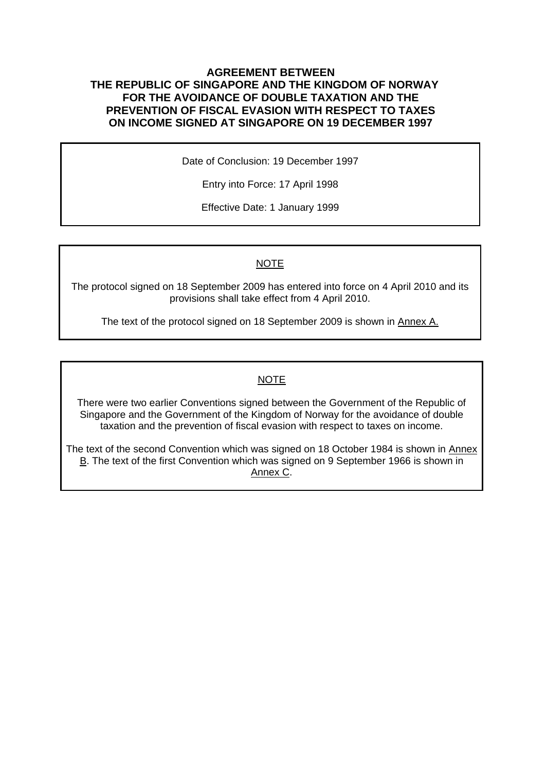# AGREEMENT BETWEEN THE REPUBLIC OF SINGAPORE AND THE KINGDOM OF NORWAY FOR THE AVOIDANCE OF DOUBLE TAXATION AND THE PREVENTION OF FISCAL EVASION WITH RESPECT TO TAXES ON INCOME SIGNED AT SINGAPORE ON 19 DECEMBER 1997

Date of Conclusion: 19 December 1997

Entry into Force: 17 April 1998

Effective Date: 1 January 1999

NOTE

The protocol signed on 18 September 2009 has entered into force on 4 April 2010 and its provisions shall take effect from 4 April 2010.

The text of the protocol signed on 18 September 2009 is shown in Annex A.

NOTE

There were two earlier Conventions signed between the Government of the Republic of Singapore and the Government of the Kingdom of Norway for the avoidance of double taxation and the prevention of fiscal evasion with respect to taxes on income.

The text of the second Convention which was signed on 18 October 1984 is shown in Annex B. The text of the first Convention which was signed on 9 September 1966 is shown in Annex C.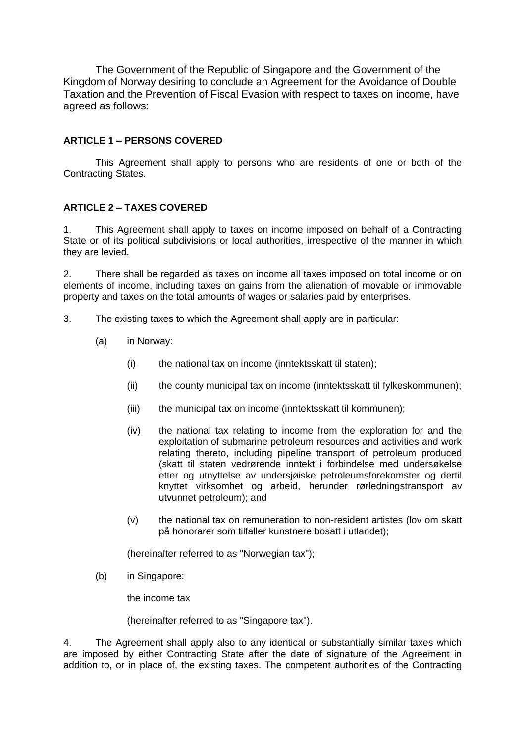The Government of the Republic of Singapore and the Government of the Kingdom of Norway desiring to conclude an Agreement for the Avoidance of Double Taxation and the Prevention of Fiscal Evasion with respect to taxes on income, have agreed as follows:

**ARTICLE 1 – PERSONS COVERED**

This Agreement shall apply to persons who are residents of one or both of the Contracting States.

**ARTICLE 2 – TAXES COVERED**

1. This Agreement shall apply to taxes on income imposed on behalf of a Contracting State or of its political subdivisions or local authorities, irrespective of the manner in which they are levied.

2. There shall be regarded as taxes on income all taxes imposed on total income or on elements of income, including taxes on gains from the alienation of movable or immovable property and taxes on the total amounts of wages or salaries paid by enterprises.

3. The existing taxes to which the Agreement shall apply are in particular:

(a) in Norway:

(i) the national tax on income (inntektsskatt til staten);

(ii) the county municipal tax on income (inntektsskatt til fylkeskommunen);

(iii) the municipal tax on income (inntektsskatt til kommunen);

(iv) the national tax relating to income from the exploration for and the exploitation of submarine petroleum resources and activities and work relating thereto, including pipeline transport of petroleum produced (skatt til staten vedrørende inntekt i forbindelse med undersøkelse etter og utnyttelse av undersjøiske petroleumsforekomster og dertil knyttet virksomhet og arbeid, herunder rørledningstransport av utvunnet petroleum); and

(v) the national tax on remuneration to non-resident artistes (lov om skatt på honorarer som tilfaller kunstnere bosatt i utlandet);

(hereinafter referred to as "Norwegian tax");

(b) in Singapore:

the income tax

(hereinafter referred to as "Singapore tax").

4. The Agreement shall apply also to any identical or substantially similar taxes which are imposed by either Contracting State after the date of signature of the Agreement in addition to, or in place of, the existing taxes. The competent authorities of the Contracting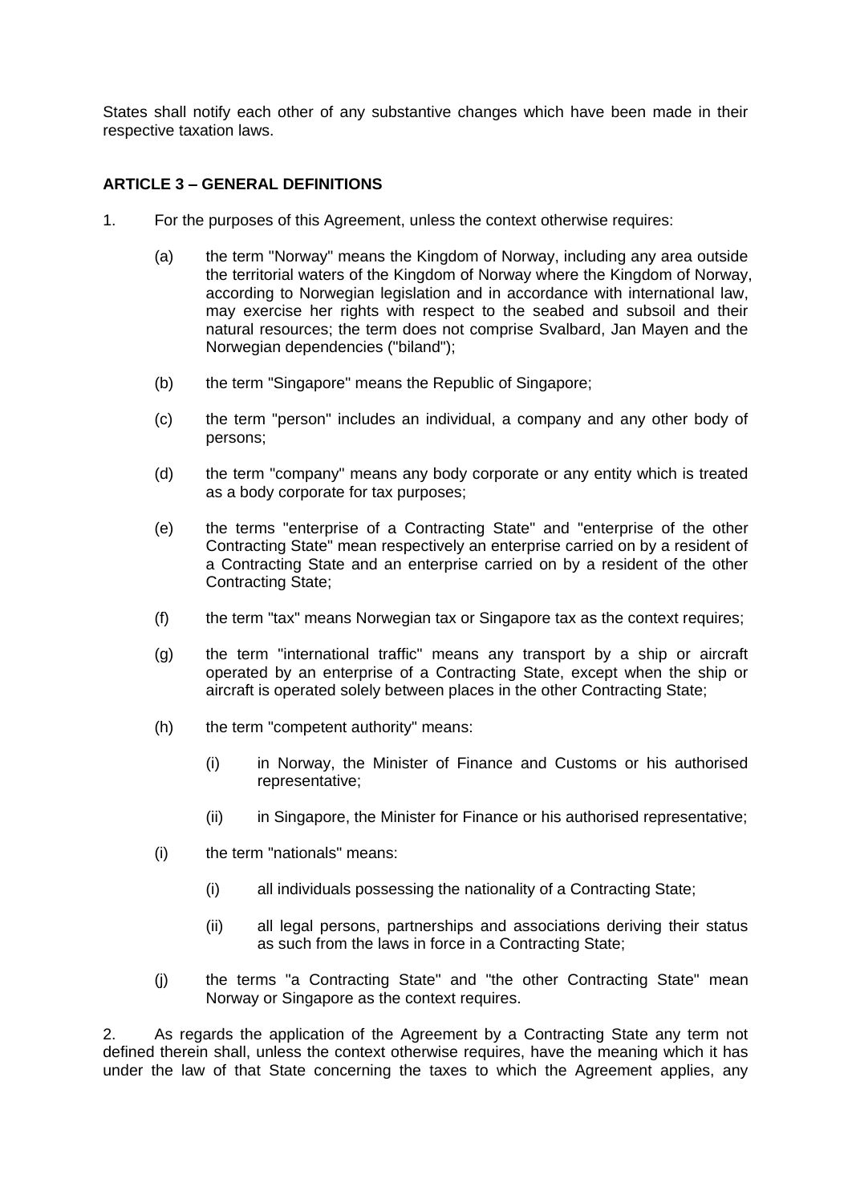States shall notify each other of any substantive changes which have been made in their respective taxation laws.

**ARTICLE 3 – GENERAL DEFINITIONS**

1. For the purposes of this Agreement, unless the context otherwise requires:

   (a) the term "Norway" means the Kingdom of Norway, including any area outside the territorial waters of the Kingdom of Norway where the Kingdom of Norway, according to Norwegian legislation and in accordance with international law, may exercise her rights with respect to the seabed and subsoil and their natural resources; the term does not comprise Svalbard, Jan Mayen and the Norwegian dependencies ("biland");

   (b) the term "Singapore" means the Republic of Singapore;

   (c) the term "person" includes an individual, a company and any other body of persons;

   (d) the term "company" means any body corporate or any entity which is treated as a body corporate for tax purposes;

   (e) the terms "enterprise of a Contracting State" and "enterprise of the other Contracting State" mean respectively an enterprise carried on by a resident of a Contracting State and an enterprise carried on by a resident of the other Contracting State;

   (f) the term "tax" means Norwegian tax or Singapore tax as the context requires;

   (g) the term "international traffic" means any transport by a ship or aircraft operated by an enterprise of a Contracting State, except when the ship or aircraft is operated solely between places in the other Contracting State;

   (h) the term "competent authority" means:

      (i) in Norway, the Minister of Finance and Customs or his authorised representative;

      (ii) in Singapore, the Minister for Finance or his authorised representative;

   (i) the term "nationals" means:

      (i) all individuals possessing the nationality of a Contracting State;

      (ii) all legal persons, partnerships and associations deriving their status as such from the laws in force in a Contracting State;

   (j) the terms "a Contracting State" and "the other Contracting State" mean Norway or Singapore as the context requires.

2. As regards the application of the Agreement by a Contracting State any term not defined therein shall, unless the context otherwise requires, have the meaning which it has under the law of that State concerning the taxes to which the Agreement applies, any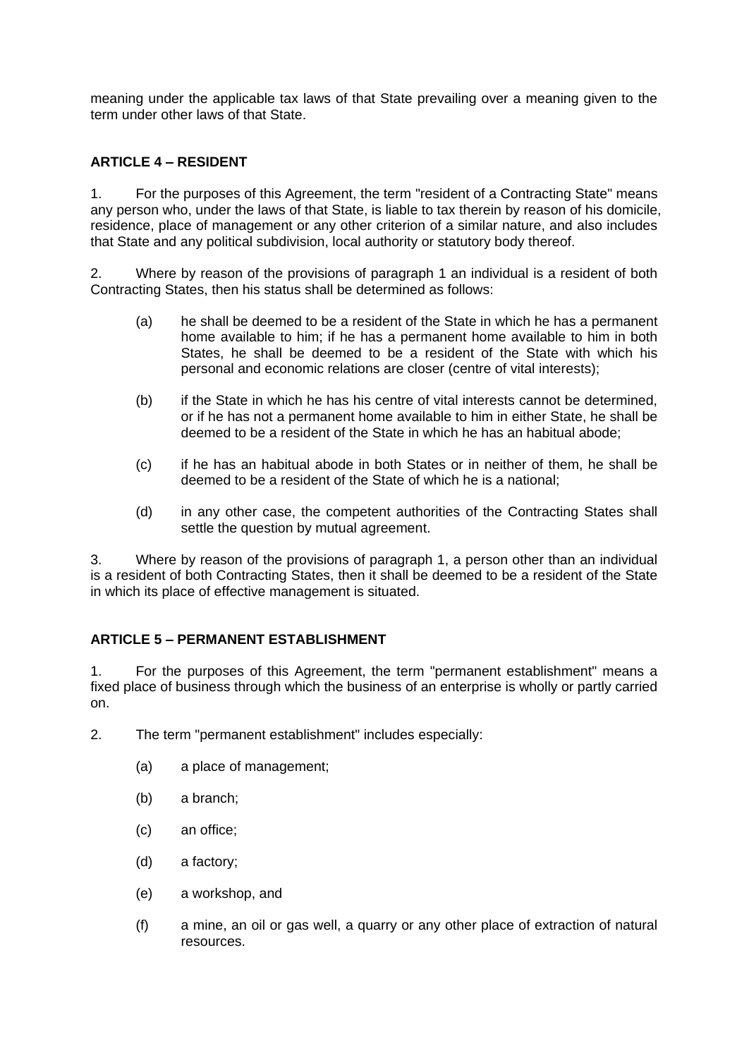meaning under the applicable tax laws of that State prevailing over a meaning given to the term under other laws of that State.

## ARTICLE 4 – RESIDENT

1. For the purposes of this Agreement, the term "resident of a Contracting State" means any person who, under the laws of that State, is liable to tax therein by reason of his domicile, residence, place of management or any other criterion of a similar nature, and also includes that State and any political subdivision, local authority or statutory body thereof.

2. Where by reason of the provisions of paragraph 1 an individual is a resident of both Contracting States, then his status shall be determined as follows:

   (a) he shall be deemed to be a resident of the State in which he has a permanent home available to him; if he has a permanent home available to him in both States, he shall be deemed to be a resident of the State with which his personal and economic relations are closer (centre of vital interests);

   (b) if the State in which he has his centre of vital interests cannot be determined, or if he has not a permanent home available to him in either State, he shall be deemed to be a resident of the State in which he has an habitual abode;

   (c) if he has an habitual abode in both States or in neither of them, he shall be deemed to be a resident of the State of which he is a national;

   (d) in any other case, the competent authorities of the Contracting States shall settle the question by mutual agreement.

3. Where by reason of the provisions of paragraph 1, a person other than an individual is a resident of both Contracting States, then it shall be deemed to be a resident of the State in which its place of effective management is situated.

## ARTICLE 5 – PERMANENT ESTABLISHMENT

1. For the purposes of this Agreement, the term "permanent establishment" means a fixed place of business through which the business of an enterprise is wholly or partly carried on.

2. The term "permanent establishment" includes especially:

   (a) a place of management;

   (b) a branch;

   (c) an office;

   (d) a factory;

   (e) a workshop, and

   (f) a mine, an oil or gas well, a quarry or any other place of extraction of natural resources.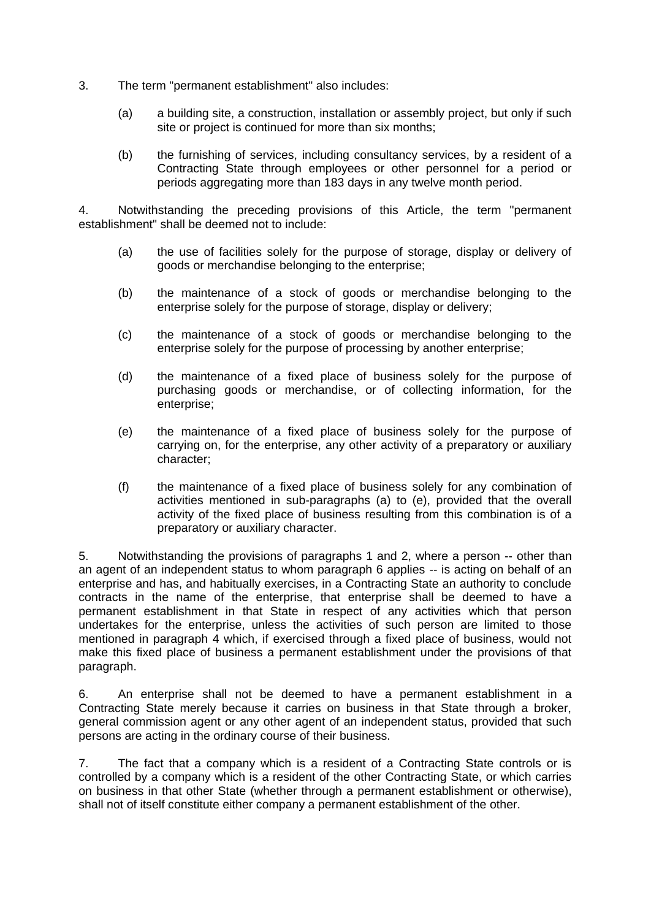3. The term "permanent establishment" also includes:

(a) a building site, a construction, installation or assembly project, but only if such site or project is continued for more than six months;

(b) the furnishing of services, including consultancy services, by a resident of a Contracting State through employees or other personnel for a period or periods aggregating more than 183 days in any twelve month period.

4. Notwithstanding the preceding provisions of this Article, the term "permanent establishment" shall be deemed not to include:

(a) the use of facilities solely for the purpose of storage, display or delivery of goods or merchandise belonging to the enterprise;

(b) the maintenance of a stock of goods or merchandise belonging to the enterprise solely for the purpose of storage, display or delivery;

(c) the maintenance of a stock of goods or merchandise belonging to the enterprise solely for the purpose of processing by another enterprise;

(d) the maintenance of a fixed place of business solely for the purpose of purchasing goods or merchandise, or of collecting information, for the enterprise;

(e) the maintenance of a fixed place of business solely for the purpose of carrying on, for the enterprise, any other activity of a preparatory or auxiliary character;

(f) the maintenance of a fixed place of business solely for any combination of activities mentioned in sub-paragraphs (a) to (e), provided that the overall activity of the fixed place of business resulting from this combination is of a preparatory or auxiliary character.

5. Notwithstanding the provisions of paragraphs 1 and 2, where a person -- other than an agent of an independent status to whom paragraph 6 applies -- is acting on behalf of an enterprise and has, and habitually exercises, in a Contracting State an authority to conclude contracts in the name of the enterprise, that enterprise shall be deemed to have a permanent establishment in that State in respect of any activities which that person undertakes for the enterprise, unless the activities of such person are limited to those mentioned in paragraph 4 which, if exercised through a fixed place of business, would not make this fixed place of business a permanent establishment under the provisions of that paragraph.

6. An enterprise shall not be deemed to have a permanent establishment in a Contracting State merely because it carries on business in that State through a broker, general commission agent or any other agent of an independent status, provided that such persons are acting in the ordinary course of their business.

7. The fact that a company which is a resident of a Contracting State controls or is controlled by a company which is a resident of the other Contracting State, or which carries on business in that other State (whether through a permanent establishment or otherwise), shall not of itself constitute either company a permanent establishment of the other.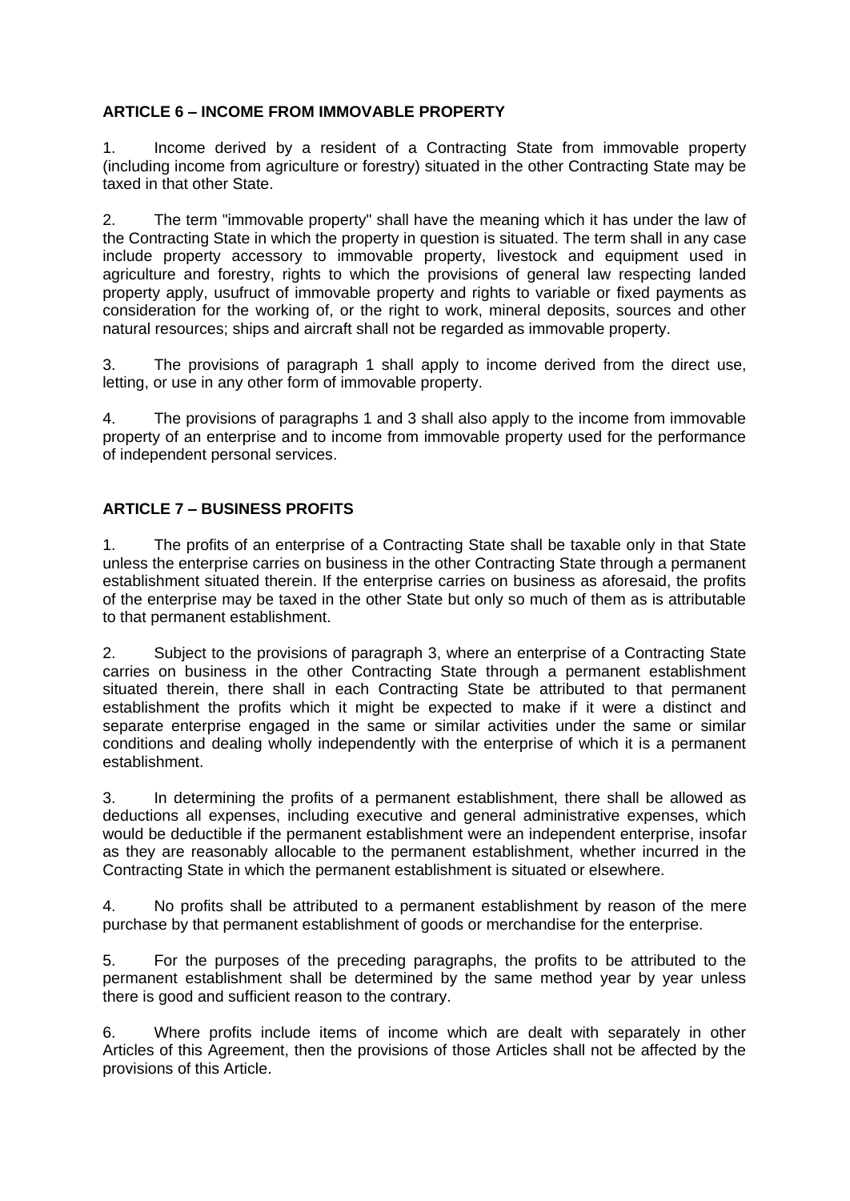**ARTICLE 6 – INCOME FROM IMMOVABLE PROPERTY**

1. Income derived by a resident of a Contracting State from immovable property (including income from agriculture or forestry) situated in the other Contracting State may be taxed in that other State.

2. The term "immovable property" shall have the meaning which it has under the law of the Contracting State in which the property in question is situated. The term shall in any case include property accessory to immovable property, livestock and equipment used in agriculture and forestry, rights to which the provisions of general law respecting landed property apply, usufruct of immovable property and rights to variable or fixed payments as consideration for the working of, or the right to work, mineral deposits, sources and other natural resources; ships and aircraft shall not be regarded as immovable property.

3. The provisions of paragraph 1 shall apply to income derived from the direct use, letting, or use in any other form of immovable property.

4. The provisions of paragraphs 1 and 3 shall also apply to the income from immovable property of an enterprise and to income from immovable property used for the performance of independent personal services.

**ARTICLE 7 – BUSINESS PROFITS**

1. The profits of an enterprise of a Contracting State shall be taxable only in that State unless the enterprise carries on business in the other Contracting State through a permanent establishment situated therein. If the enterprise carries on business as aforesaid, the profits of the enterprise may be taxed in the other State but only so much of them as is attributable to that permanent establishment.

2. Subject to the provisions of paragraph 3, where an enterprise of a Contracting State carries on business in the other Contracting State through a permanent establishment situated therein, there shall in each Contracting State be attributed to that permanent establishment the profits which it might be expected to make if it were a distinct and separate enterprise engaged in the same or similar activities under the same or similar conditions and dealing wholly independently with the enterprise of which it is a permanent establishment.

3. In determining the profits of a permanent establishment, there shall be allowed as deductions all expenses, including executive and general administrative expenses, which would be deductible if the permanent establishment were an independent enterprise, insofar as they are reasonably allocable to the permanent establishment, whether incurred in the Contracting State in which the permanent establishment is situated or elsewhere.

4. No profits shall be attributed to a permanent establishment by reason of the mere purchase by that permanent establishment of goods or merchandise for the enterprise.

5. For the purposes of the preceding paragraphs, the profits to be attributed to the permanent establishment shall be determined by the same method year by year unless there is good and sufficient reason to the contrary.

6. Where profits include items of income which are dealt with separately in other Articles of this Agreement, then the provisions of those Articles shall not be affected by the provisions of this Article.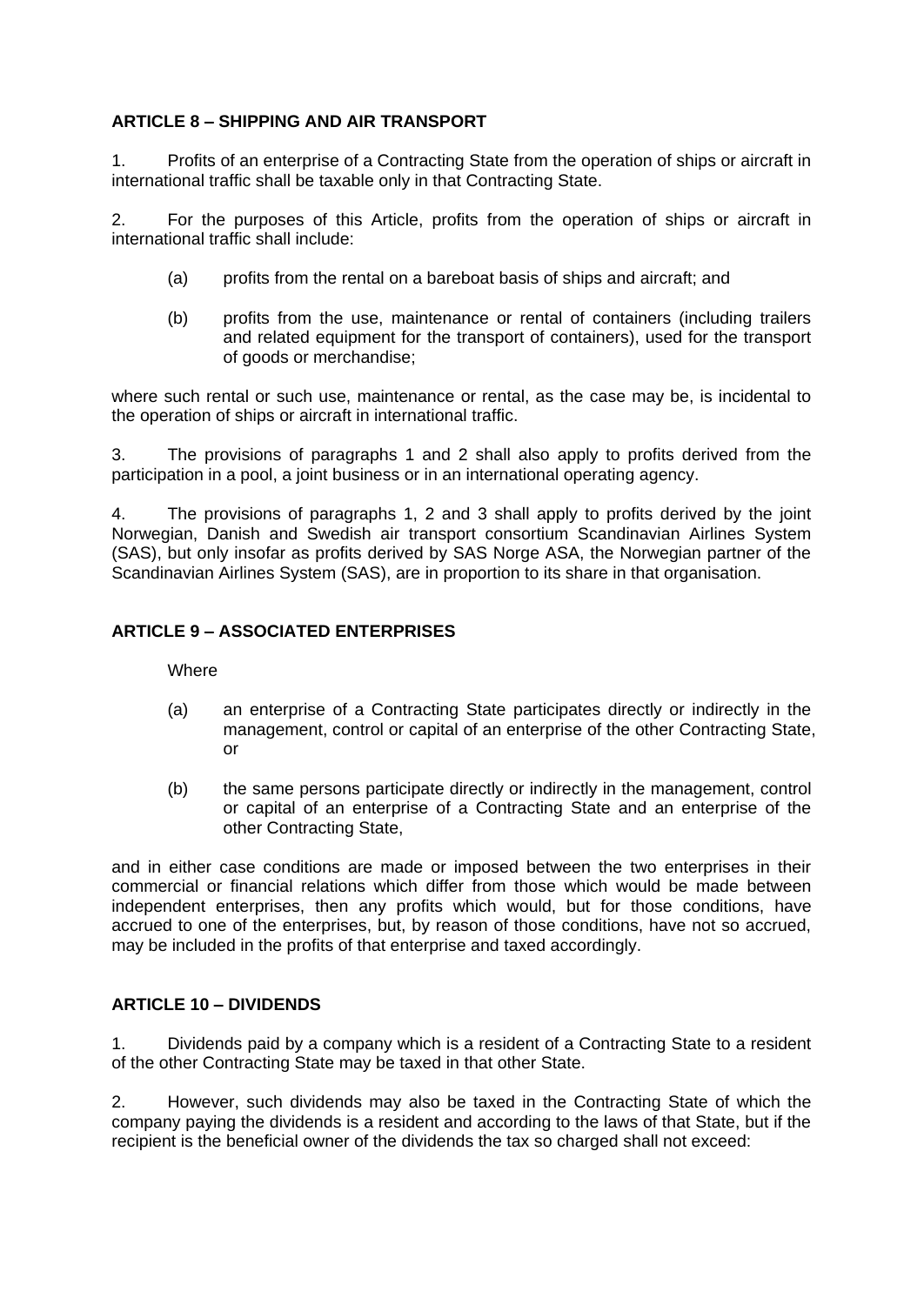**ARTICLE 8 – SHIPPING AND AIR TRANSPORT**

1. Profits of an enterprise of a Contracting State from the operation of ships or aircraft in international traffic shall be taxable only in that Contracting State.

2. For the purposes of this Article, profits from the operation of ships or aircraft in international traffic shall include:

   (a) profits from the rental on a bareboat basis of ships and aircraft; and

   (b) profits from the use, maintenance or rental of containers (including trailers and related equipment for the transport of containers), used for the transport of goods or merchandise;

where such rental or such use, maintenance or rental, as the case may be, is incidental to the operation of ships or aircraft in international traffic.

3. The provisions of paragraphs 1 and 2 shall also apply to profits derived from the participation in a pool, a joint business or in an international operating agency.

4. The provisions of paragraphs 1, 2 and 3 shall apply to profits derived by the joint Norwegian, Danish and Swedish air transport consortium Scandinavian Airlines System (SAS), but only insofar as profits derived by SAS Norge ASA, the Norwegian partner of the Scandinavian Airlines System (SAS), are in proportion to its share in that organisation.

**ARTICLE 9 – ASSOCIATED ENTERPRISES**

Where

   (a) an enterprise of a Contracting State participates directly or indirectly in the management, control or capital of an enterprise of the other Contracting State, or

   (b) the same persons participate directly or indirectly in the management, control or capital of an enterprise of a Contracting State and an enterprise of the other Contracting State,

and in either case conditions are made or imposed between the two enterprises in their commercial or financial relations which differ from those which would be made between independent enterprises, then any profits which would, but for those conditions, have accrued to one of the enterprises, but, by reason of those conditions, have not so accrued, may be included in the profits of that enterprise and taxed accordingly.

**ARTICLE 10 – DIVIDENDS**

1. Dividends paid by a company which is a resident of a Contracting State to a resident of the other Contracting State may be taxed in that other State.

2. However, such dividends may also be taxed in the Contracting State of which the company paying the dividends is a resident and according to the laws of that State, but if the recipient is the beneficial owner of the dividends the tax so charged shall not exceed: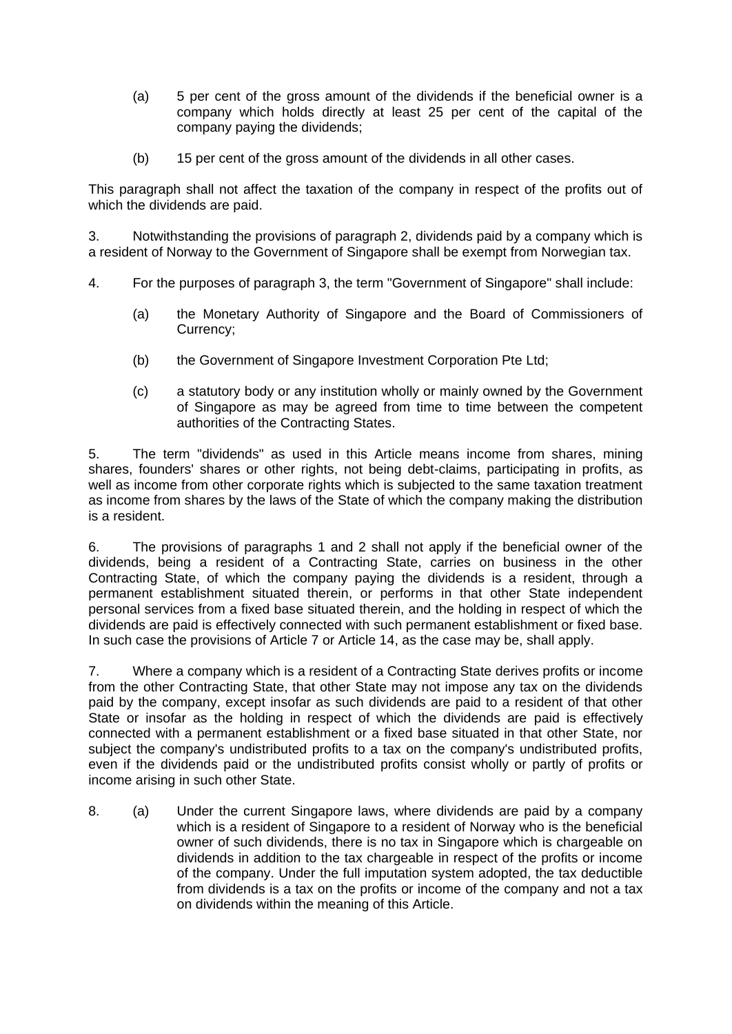(a) 5 per cent of the gross amount of the dividends if the beneficial owner is a company which holds directly at least 25 per cent of the capital of the company paying the dividends;

(b) 15 per cent of the gross amount of the dividends in all other cases.

This paragraph shall not affect the taxation of the company in respect of the profits out of which the dividends are paid.

3. Notwithstanding the provisions of paragraph 2, dividends paid by a company which is a resident of Norway to the Government of Singapore shall be exempt from Norwegian tax.

4. For the purposes of paragraph 3, the term "Government of Singapore" shall include:

(a) the Monetary Authority of Singapore and the Board of Commissioners of Currency;

(b) the Government of Singapore Investment Corporation Pte Ltd;

(c) a statutory body or any institution wholly or mainly owned by the Government of Singapore as may be agreed from time to time between the competent authorities of the Contracting States.

5. The term "dividends" as used in this Article means income from shares, mining shares, founders' shares or other rights, not being debt-claims, participating in profits, as well as income from other corporate rights which is subjected to the same taxation treatment as income from shares by the laws of the State of which the company making the distribution is a resident.

6. The provisions of paragraphs 1 and 2 shall not apply if the beneficial owner of the dividends, being a resident of a Contracting State, carries on business in the other Contracting State, of which the company paying the dividends is a resident, through a permanent establishment situated therein, or performs in that other State independent personal services from a fixed base situated therein, and the holding in respect of which the dividends are paid is effectively connected with such permanent establishment or fixed base. In such case the provisions of Article 7 or Article 14, as the case may be, shall apply.

7. Where a company which is a resident of a Contracting State derives profits or income from the other Contracting State, that other State may not impose any tax on the dividends paid by the company, except insofar as such dividends are paid to a resident of that other State or insofar as the holding in respect of which the dividends are paid is effectively connected with a permanent establishment or a fixed base situated in that other State, nor subject the company's undistributed profits to a tax on the company's undistributed profits, even if the dividends paid or the undistributed profits consist wholly or partly of profits or income arising in such other State.

8. (a) Under the current Singapore laws, where dividends are paid by a company which is a resident of Singapore to a resident of Norway who is the beneficial owner of such dividends, there is no tax in Singapore which is chargeable on dividends in addition to the tax chargeable in respect of the profits or income of the company. Under the full imputation system adopted, the tax deductible from dividends is a tax on the profits or income of the company and not a tax on dividends within the meaning of this Article.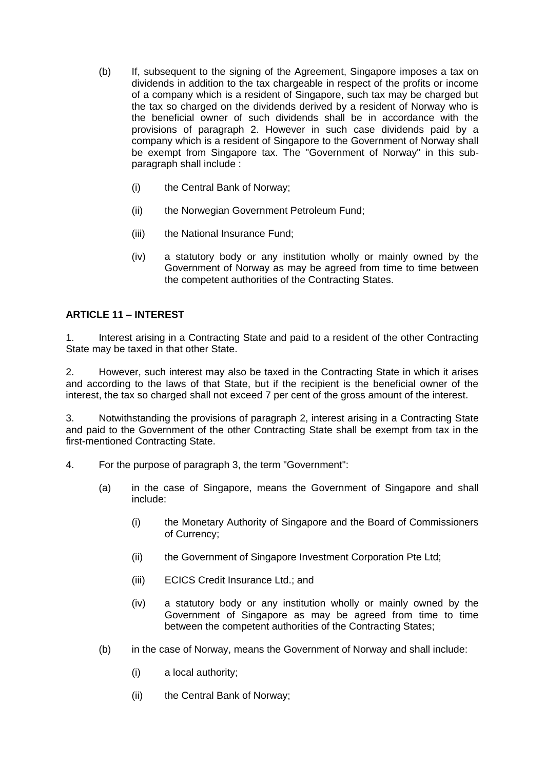(b) If, subsequent to the signing of the Agreement, Singapore imposes a tax on dividends in addition to the tax chargeable in respect of the profits or income of a company which is a resident of Singapore, such tax may be charged but the tax so charged on the dividends derived by a resident of Norway who is the beneficial owner of such dividends shall be in accordance with the provisions of paragraph 2. However in such case dividends paid by a company which is a resident of Singapore to the Government of Norway shall be exempt from Singapore tax. The "Government of Norway" in this sub-paragraph shall include :

  (i) the Central Bank of Norway;

  (ii) the Norwegian Government Petroleum Fund;

  (iii) the National Insurance Fund;

  (iv) a statutory body or any institution wholly or mainly owned by the Government of Norway as may be agreed from time to time between the competent authorities of the Contracting States.

**ARTICLE 11 – INTEREST**

1. Interest arising in a Contracting State and paid to a resident of the other Contracting State may be taxed in that other State.

2. However, such interest may also be taxed in the Contracting State in which it arises and according to the laws of that State, but if the recipient is the beneficial owner of the interest, the tax so charged shall not exceed 7 per cent of the gross amount of the interest.

3. Notwithstanding the provisions of paragraph 2, interest arising in a Contracting State and paid to the Government of the other Contracting State shall be exempt from tax in the first-mentioned Contracting State.

4. For the purpose of paragraph 3, the term "Government":

(a) in the case of Singapore, means the Government of Singapore and shall include:

  (i) the Monetary Authority of Singapore and the Board of Commissioners of Currency;

  (ii) the Government of Singapore Investment Corporation Pte Ltd;

  (iii) ECICS Credit Insurance Ltd.; and

  (iv) a statutory body or any institution wholly or mainly owned by the Government of Singapore as may be agreed from time to time between the competent authorities of the Contracting States;

(b) in the case of Norway, means the Government of Norway and shall include:

  (i) a local authority;

  (ii) the Central Bank of Norway;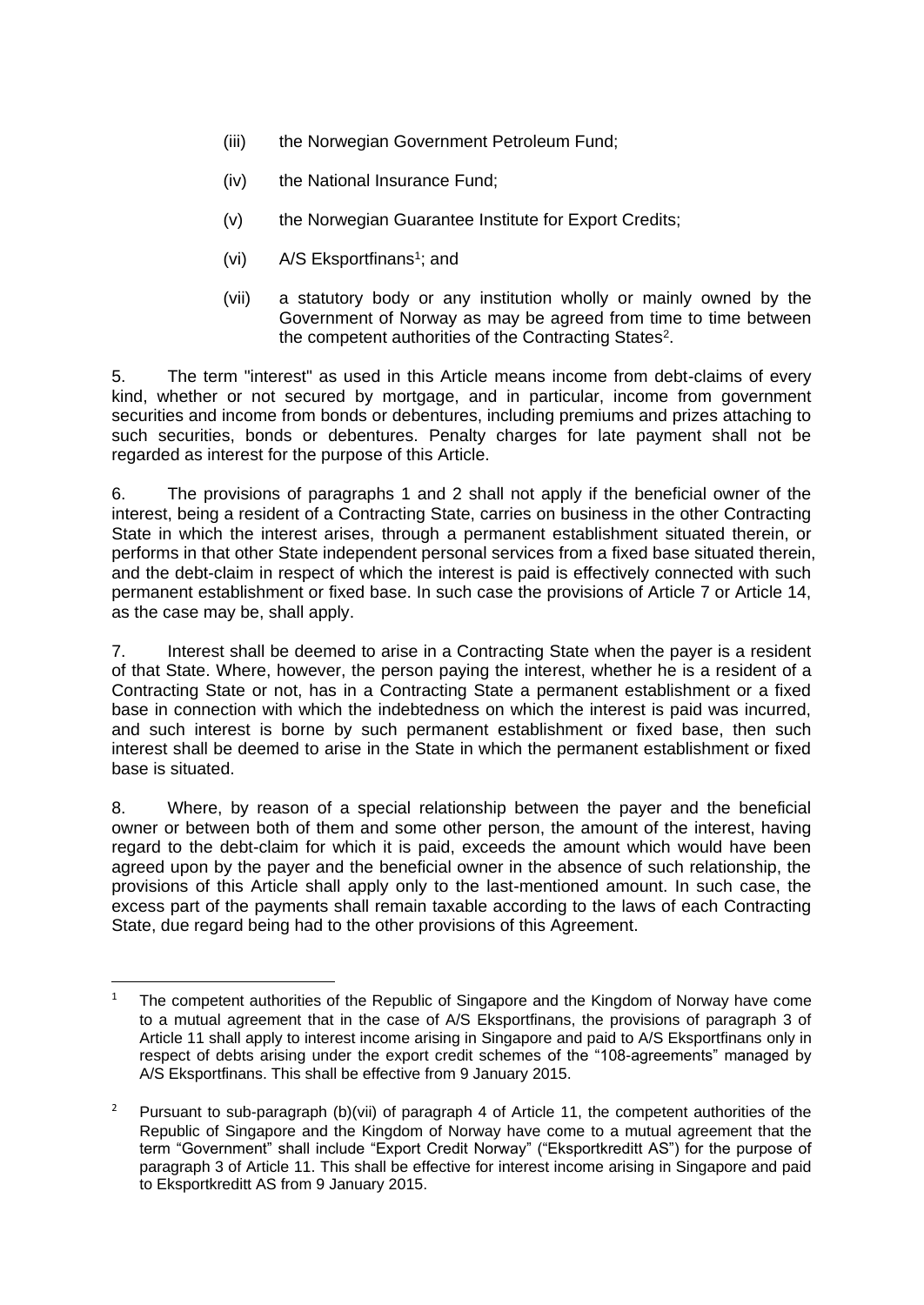(iii) the Norwegian Government Petroleum Fund;

(iv) the National Insurance Fund;

(v) the Norwegian Guarantee Institute for Export Credits;

(vi) A/S Eksportfinans[1]; and

(vii) a statutory body or any institution wholly or mainly owned by the Government of Norway as may be agreed from time to time between the competent authorities of the Contracting States[2].

5. The term "interest" as used in this Article means income from debt-claims of every kind, whether or not secured by mortgage, and in particular, income from government securities and income from bonds or debentures, including premiums and prizes attaching to such securities, bonds or debentures. Penalty charges for late payment shall not be regarded as interest for the purpose of this Article.

6. The provisions of paragraphs 1 and 2 shall not apply if the beneficial owner of the interest, being a resident of a Contracting State, carries on business in the other Contracting State in which the interest arises, through a permanent establishment situated therein, or performs in that other State independent personal services from a fixed base situated therein, and the debt-claim in respect of which the interest is paid is effectively connected with such permanent establishment or fixed base. In such case the provisions of Article 7 or Article 14, as the case may be, shall apply.

7. Interest shall be deemed to arise in a Contracting State when the payer is a resident of that State. Where, however, the person paying the interest, whether he is a resident of a Contracting State or not, has in a Contracting State a permanent establishment or a fixed base in connection with which the indebtedness on which the interest is paid was incurred, and such interest is borne by such permanent establishment or fixed base, then such interest shall be deemed to arise in the State in which the permanent establishment or fixed base is situated.

8. Where, by reason of a special relationship between the payer and the beneficial owner or between both of them and some other person, the amount of the interest, having regard to the debt-claim for which it is paid, exceeds the amount which would have been agreed upon by the payer and the beneficial owner in the absence of such relationship, the provisions of this Article shall apply only to the last-mentioned amount. In such case, the excess part of the payments shall remain taxable according to the laws of each Contracting State, due regard being had to the other provisions of this Agreement.

---

[1] The competent authorities of the Republic of Singapore and the Kingdom of Norway have come to a mutual agreement that in the case of A/S Eksportfinans, the provisions of paragraph 3 of Article 11 shall apply to interest income arising in Singapore and paid to A/S Eksportfinans only in respect of debts arising under the export credit schemes of the "108-agreements" managed by A/S Eksportfinans. This shall be effective from 9 January 2015.

[2] Pursuant to sub-paragraph (b)(vii) of paragraph 4 of Article 11, the competent authorities of the Republic of Singapore and the Kingdom of Norway have come to a mutual agreement that the term "Government" shall include "Export Credit Norway" ("Eksportkreditt AS") for the purpose of paragraph 3 of Article 11. This shall be effective for interest income arising in Singapore and paid to Eksportkreditt AS from 9 January 2015.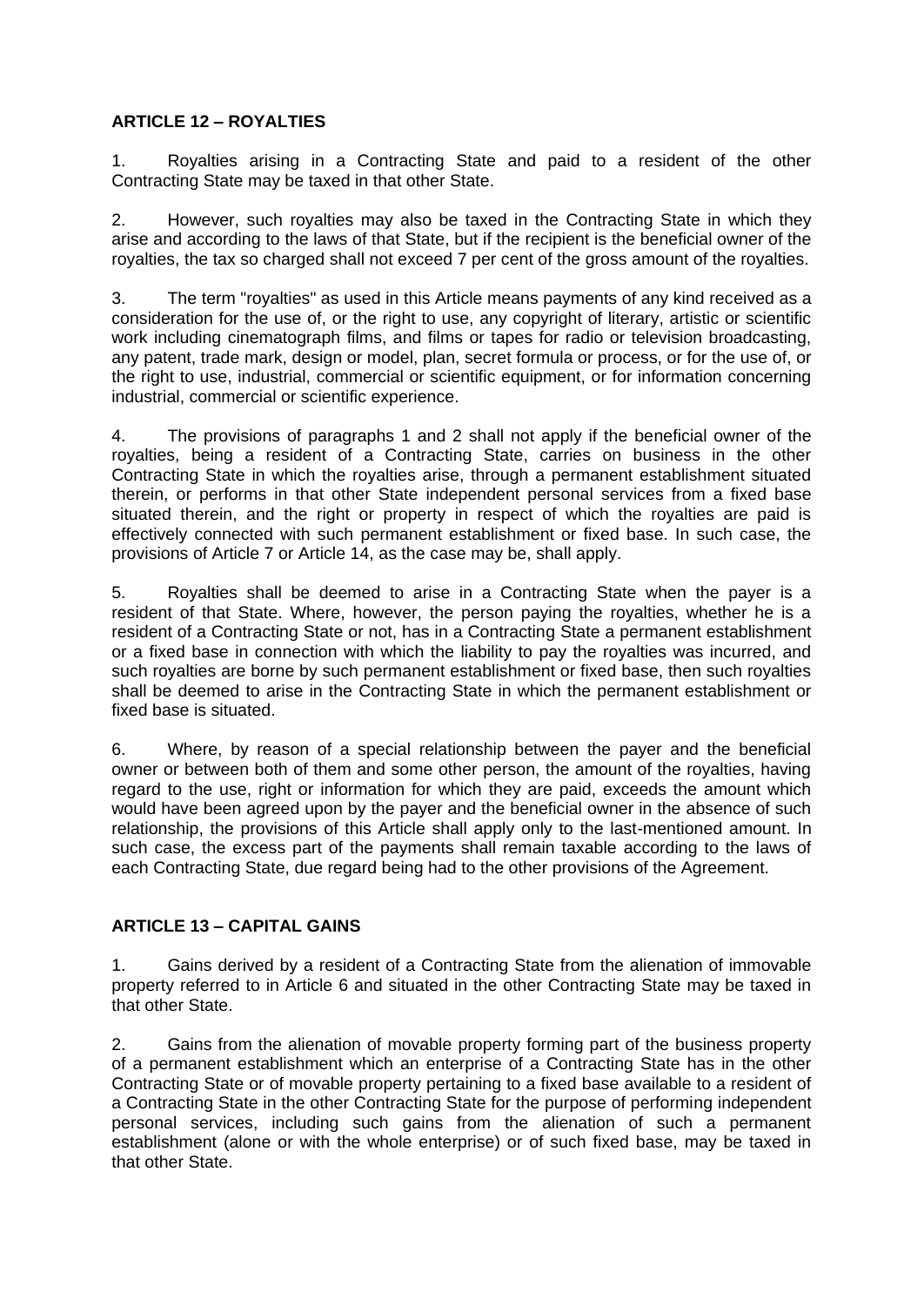## ARTICLE 12 – ROYALTIES

1. Royalties arising in a Contracting State and paid to a resident of the other Contracting State may be taxed in that other State.

2. However, such royalties may also be taxed in the Contracting State in which they arise and according to the laws of that State, but if the recipient is the beneficial owner of the royalties, the tax so charged shall not exceed 7 per cent of the gross amount of the royalties.

3. The term "royalties" as used in this Article means payments of any kind received as a consideration for the use of, or the right to use, any copyright of literary, artistic or scientific work including cinematograph films, and films or tapes for radio or television broadcasting, any patent, trade mark, design or model, plan, secret formula or process, or for the use of, or the right to use, industrial, commercial or scientific equipment, or for information concerning industrial, commercial or scientific experience.

4. The provisions of paragraphs 1 and 2 shall not apply if the beneficial owner of the royalties, being a resident of a Contracting State, carries on business in the other Contracting State in which the royalties arise, through a permanent establishment situated therein, or performs in that other State independent personal services from a fixed base situated therein, and the right or property in respect of which the royalties are paid is effectively connected with such permanent establishment or fixed base. In such case, the provisions of Article 7 or Article 14, as the case may be, shall apply.

5. Royalties shall be deemed to arise in a Contracting State when the payer is a resident of that State. Where, however, the person paying the royalties, whether he is a resident of a Contracting State or not, has in a Contracting State a permanent establishment or a fixed base in connection with which the liability to pay the royalties was incurred, and such royalties are borne by such permanent establishment or fixed base, then such royalties shall be deemed to arise in the Contracting State in which the permanent establishment or fixed base is situated.

6. Where, by reason of a special relationship between the payer and the beneficial owner or between both of them and some other person, the amount of the royalties, having regard to the use, right or information for which they are paid, exceeds the amount which would have been agreed upon by the payer and the beneficial owner in the absence of such relationship, the provisions of this Article shall apply only to the last-mentioned amount. In such case, the excess part of the payments shall remain taxable according to the laws of each Contracting State, due regard being had to the other provisions of the Agreement.

## ARTICLE 13 – CAPITAL GAINS

1. Gains derived by a resident of a Contracting State from the alienation of immovable property referred to in Article 6 and situated in the other Contracting State may be taxed in that other State.

2. Gains from the alienation of movable property forming part of the business property of a permanent establishment which an enterprise of a Contracting State has in the other Contracting State or of movable property pertaining to a fixed base available to a resident of a Contracting State in the other Contracting State for the purpose of performing independent personal services, including such gains from the alienation of such a permanent establishment (alone or with the whole enterprise) or of such fixed base, may be taxed in that other State.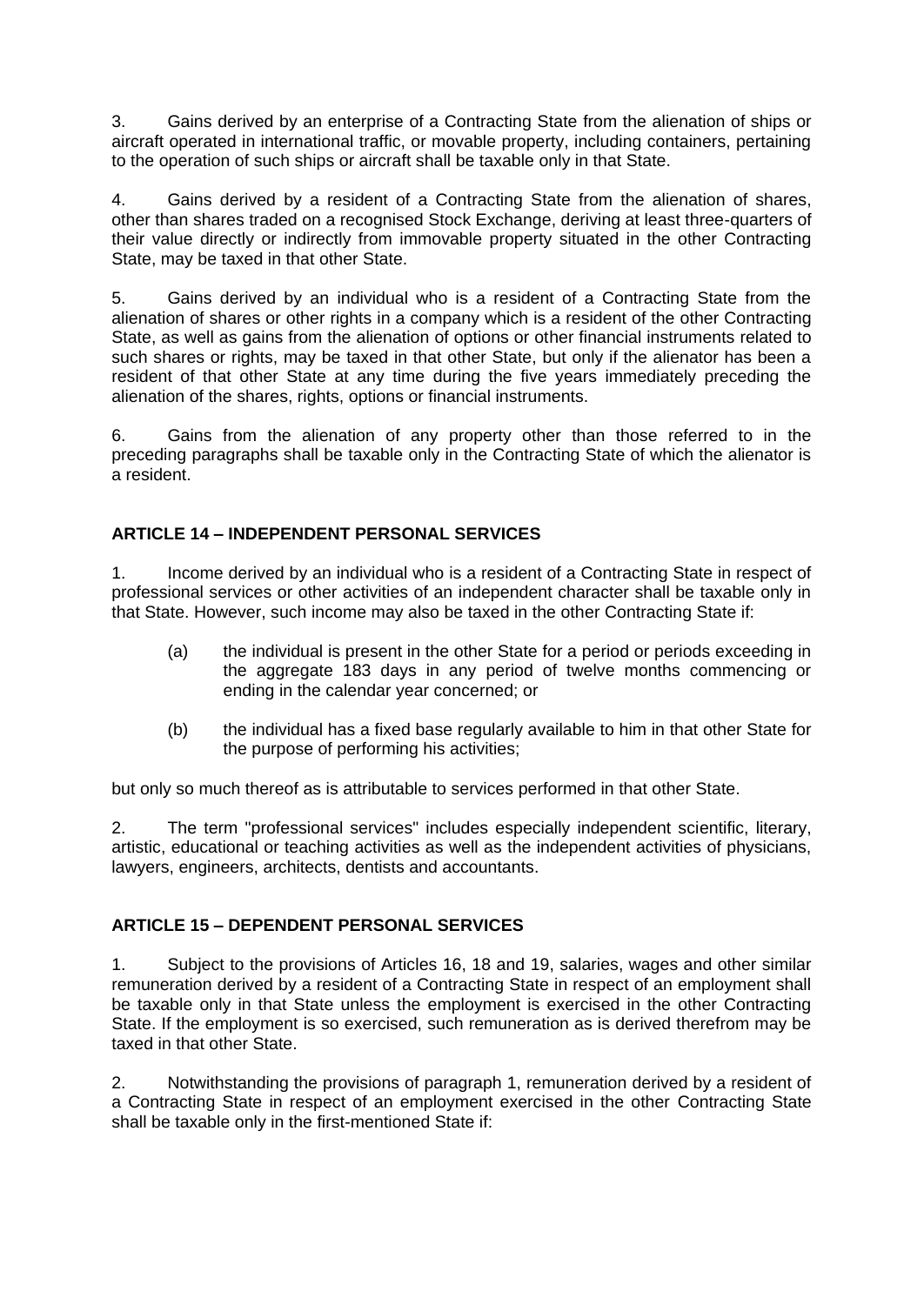3. Gains derived by an enterprise of a Contracting State from the alienation of ships or aircraft operated in international traffic, or movable property, including containers, pertaining to the operation of such ships or aircraft shall be taxable only in that State.

4. Gains derived by a resident of a Contracting State from the alienation of shares, other than shares traded on a recognised Stock Exchange, deriving at least three-quarters of their value directly or indirectly from immovable property situated in the other Contracting State, may be taxed in that other State.

5. Gains derived by an individual who is a resident of a Contracting State from the alienation of shares or other rights in a company which is a resident of the other Contracting State, as well as gains from the alienation of options or other financial instruments related to such shares or rights, may be taxed in that other State, but only if the alienator has been a resident of that other State at any time during the five years immediately preceding the alienation of the shares, rights, options or financial instruments.

6. Gains from the alienation of any property other than those referred to in the preceding paragraphs shall be taxable only in the Contracting State of which the alienator is a resident.

## ARTICLE 14 – INDEPENDENT PERSONAL SERVICES

1. Income derived by an individual who is a resident of a Contracting State in respect of professional services or other activities of an independent character shall be taxable only in that State. However, such income may also be taxed in the other Contracting State if:

   (a) the individual is present in the other State for a period or periods exceeding in the aggregate 183 days in any period of twelve months commencing or ending in the calendar year concerned; or

   (b) the individual has a fixed base regularly available to him in that other State for the purpose of performing his activities;

but only so much thereof as is attributable to services performed in that other State.

2. The term "professional services" includes especially independent scientific, literary, artistic, educational or teaching activities as well as the independent activities of physicians, lawyers, engineers, architects, dentists and accountants.

## ARTICLE 15 – DEPENDENT PERSONAL SERVICES

1. Subject to the provisions of Articles 16, 18 and 19, salaries, wages and other similar remuneration derived by a resident of a Contracting State in respect of an employment shall be taxable only in that State unless the employment is exercised in the other Contracting State. If the employment is so exercised, such remuneration as is derived therefrom may be taxed in that other State.

2. Notwithstanding the provisions of paragraph 1, remuneration derived by a resident of a Contracting State in respect of an employment exercised in the other Contracting State shall be taxable only in the first-mentioned State if: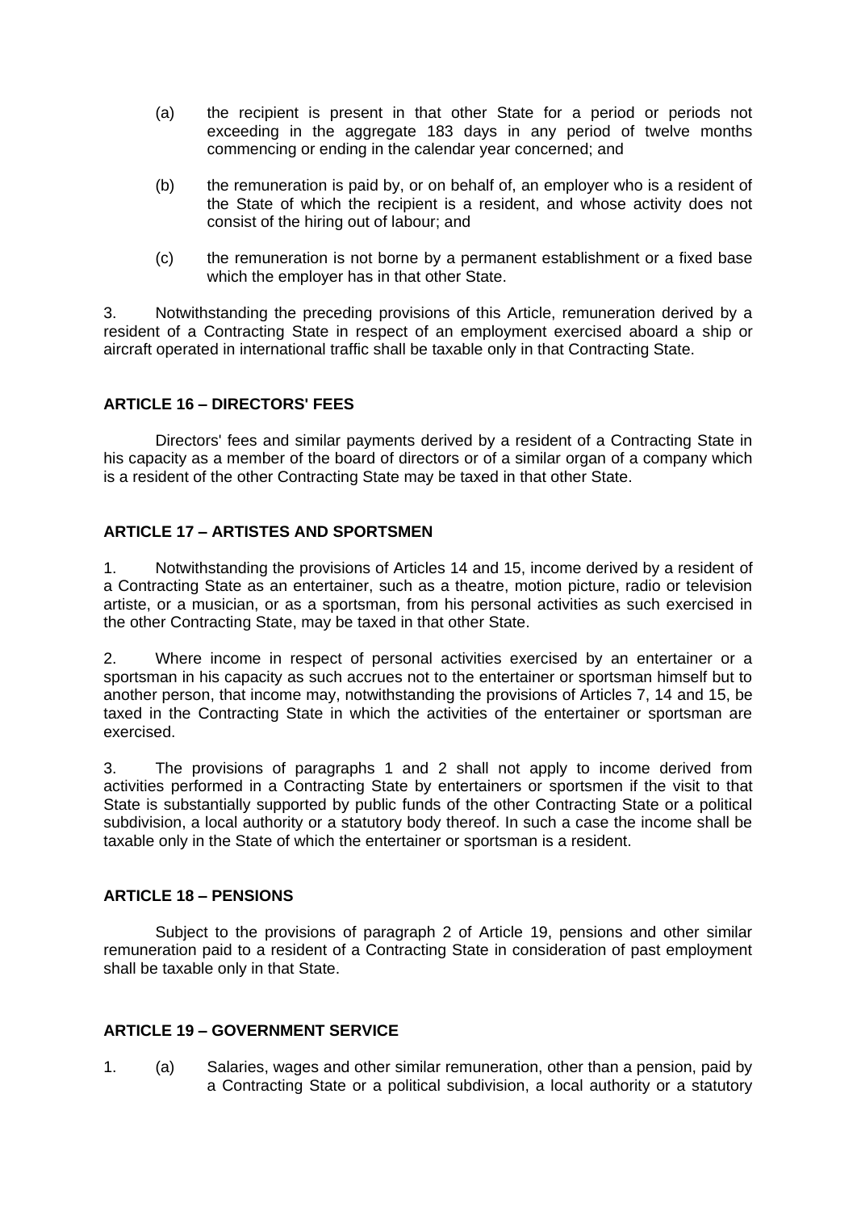(a) the recipient is present in that other State for a period or periods not exceeding in the aggregate 183 days in any period of twelve months commencing or ending in the calendar year concerned; and

(b) the remuneration is paid by, or on behalf of, an employer who is a resident of the State of which the recipient is a resident, and whose activity does not consist of the hiring out of labour; and

(c) the remuneration is not borne by a permanent establishment or a fixed base which the employer has in that other State.

3. Notwithstanding the preceding provisions of this Article, remuneration derived by a resident of a Contracting State in respect of an employment exercised aboard a ship or aircraft operated in international traffic shall be taxable only in that Contracting State.

### ARTICLE 16 – DIRECTORS' FEES

Directors' fees and similar payments derived by a resident of a Contracting State in his capacity as a member of the board of directors or of a similar organ of a company which is a resident of the other Contracting State may be taxed in that other State.

### ARTICLE 17 – ARTISTES AND SPORTSMEN

1. Notwithstanding the provisions of Articles 14 and 15, income derived by a resident of a Contracting State as an entertainer, such as a theatre, motion picture, radio or television artiste, or a musician, or as a sportsman, from his personal activities as such exercised in the other Contracting State, may be taxed in that other State.

2. Where income in respect of personal activities exercised by an entertainer or a sportsman in his capacity as such accrues not to the entertainer or sportsman himself but to another person, that income may, notwithstanding the provisions of Articles 7, 14 and 15, be taxed in the Contracting State in which the activities of the entertainer or sportsman are exercised.

3. The provisions of paragraphs 1 and 2 shall not apply to income derived from activities performed in a Contracting State by entertainers or sportsmen if the visit to that State is substantially supported by public funds of the other Contracting State or a political subdivision, a local authority or a statutory body thereof. In such a case the income shall be taxable only in the State of which the entertainer or sportsman is a resident.

### ARTICLE 18 – PENSIONS

Subject to the provisions of paragraph 2 of Article 19, pensions and other similar remuneration paid to a resident of a Contracting State in consideration of past employment shall be taxable only in that State.

### ARTICLE 19 – GOVERNMENT SERVICE

1. (a) Salaries, wages and other similar remuneration, other than a pension, paid by a Contracting State or a political subdivision, a local authority or a statutory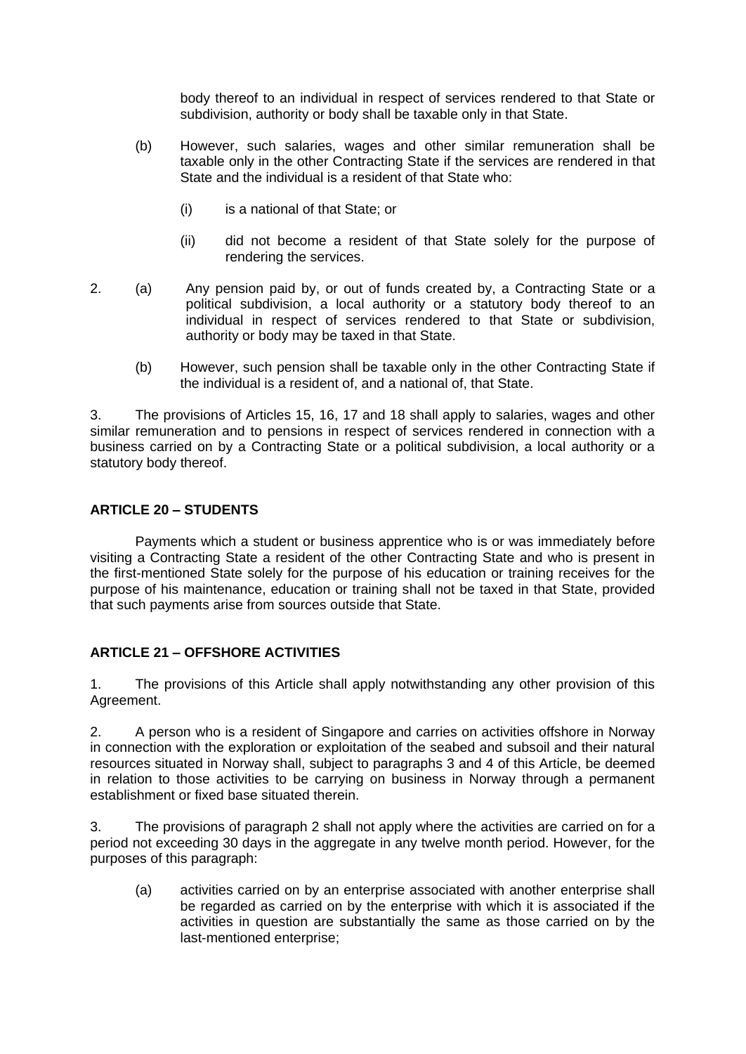body thereof to an individual in respect of services rendered to that State or subdivision, authority or body shall be taxable only in that State.

(b) However, such salaries, wages and other similar remuneration shall be taxable only in the other Contracting State if the services are rendered in that State and the individual is a resident of that State who:

(i) is a national of that State; or

(ii) did not become a resident of that State solely for the purpose of rendering the services.

2. (a) Any pension paid by, or out of funds created by, a Contracting State or a political subdivision, a local authority or a statutory body thereof to an individual in respect of services rendered to that State or subdivision, authority or body may be taxed in that State.

(b) However, such pension shall be taxable only in the other Contracting State if the individual is a resident of, and a national of, that State.

3. The provisions of Articles 15, 16, 17 and 18 shall apply to salaries, wages and other similar remuneration and to pensions in respect of services rendered in connection with a business carried on by a Contracting State or a political subdivision, a local authority or a statutory body thereof.

**ARTICLE 20 – STUDENTS**

Payments which a student or business apprentice who is or was immediately before visiting a Contracting State a resident of the other Contracting State and who is present in the first-mentioned State solely for the purpose of his education or training receives for the purpose of his maintenance, education or training shall not be taxed in that State, provided that such payments arise from sources outside that State.

**ARTICLE 21 – OFFSHORE ACTIVITIES**

1. The provisions of this Article shall apply notwithstanding any other provision of this Agreement.

2. A person who is a resident of Singapore and carries on activities offshore in Norway in connection with the exploration or exploitation of the seabed and subsoil and their natural resources situated in Norway shall, subject to paragraphs 3 and 4 of this Article, be deemed in relation to those activities to be carrying on business in Norway through a permanent establishment or fixed base situated therein.

3. The provisions of paragraph 2 shall not apply where the activities are carried on for a period not exceeding 30 days in the aggregate in any twelve month period. However, for the purposes of this paragraph:

(a) activities carried on by an enterprise associated with another enterprise shall be regarded as carried on by the enterprise with which it is associated if the activities in question are substantially the same as those carried on by the last-mentioned enterprise;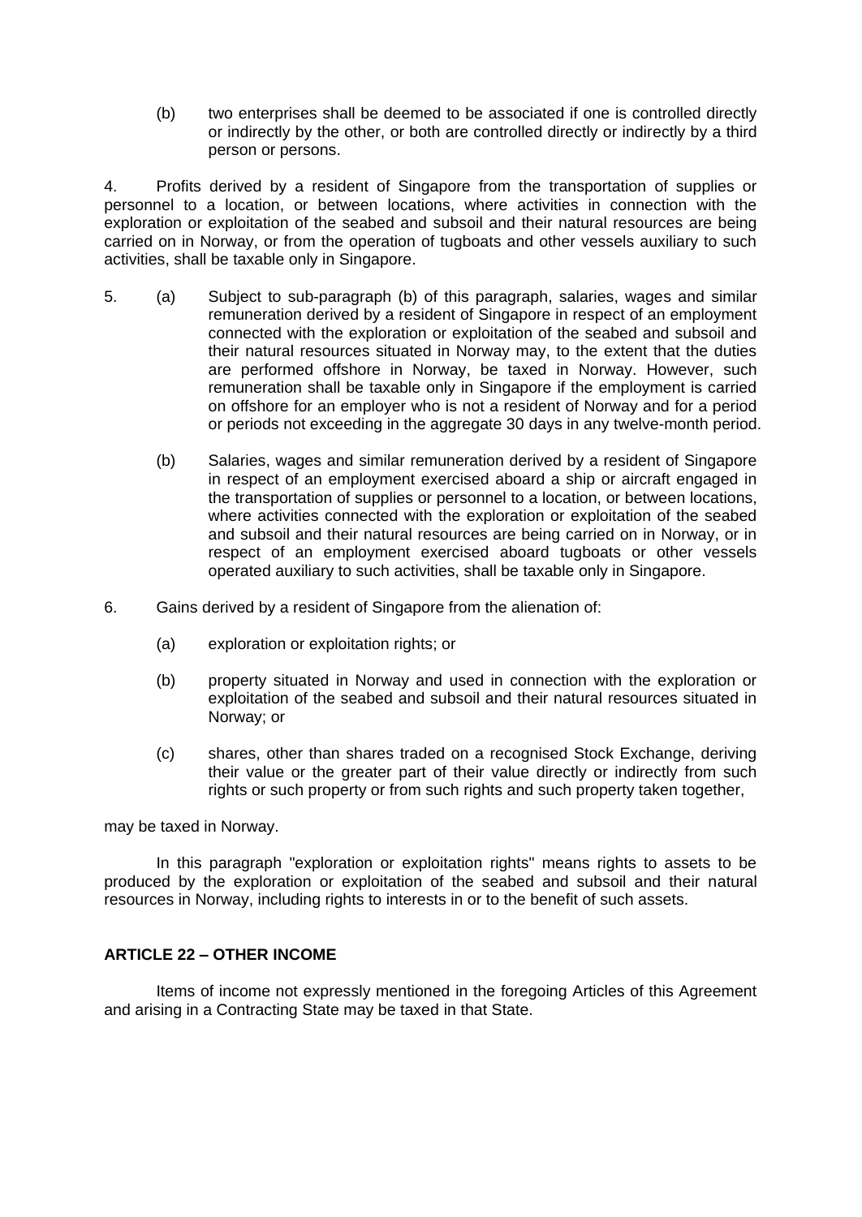(b) two enterprises shall be deemed to be associated if one is controlled directly or indirectly by the other, or both are controlled directly or indirectly by a third person or persons.

4. Profits derived by a resident of Singapore from the transportation of supplies or personnel to a location, or between locations, where activities in connection with the exploration or exploitation of the seabed and subsoil and their natural resources are being carried on in Norway, or from the operation of tugboats and other vessels auxiliary to such activities, shall be taxable only in Singapore.

5. (a) Subject to sub-paragraph (b) of this paragraph, salaries, wages and similar remuneration derived by a resident of Singapore in respect of an employment connected with the exploration or exploitation of the seabed and subsoil and their natural resources situated in Norway may, to the extent that the duties are performed offshore in Norway, be taxed in Norway. However, such remuneration shall be taxable only in Singapore if the employment is carried on offshore for an employer who is not a resident of Norway and for a period or periods not exceeding in the aggregate 30 days in any twelve-month period.

(b) Salaries, wages and similar remuneration derived by a resident of Singapore in respect of an employment exercised aboard a ship or aircraft engaged in the transportation of supplies or personnel to a location, or between locations, where activities connected with the exploration or exploitation of the seabed and subsoil and their natural resources are being carried on in Norway, or in respect of an employment exercised aboard tugboats or other vessels operated auxiliary to such activities, shall be taxable only in Singapore.

6. Gains derived by a resident of Singapore from the alienation of:

(a) exploration or exploitation rights; or

(b) property situated in Norway and used in connection with the exploration or exploitation of the seabed and subsoil and their natural resources situated in Norway; or

(c) shares, other than shares traded on a recognised Stock Exchange, deriving their value or the greater part of their value directly or indirectly from such rights or such property or from such rights and such property taken together,

may be taxed in Norway.

In this paragraph "exploration or exploitation rights" means rights to assets to be produced by the exploration or exploitation of the seabed and subsoil and their natural resources in Norway, including rights to interests in or to the benefit of such assets.

## ARTICLE 22 – OTHER INCOME

Items of income not expressly mentioned in the foregoing Articles of this Agreement and arising in a Contracting State may be taxed in that State.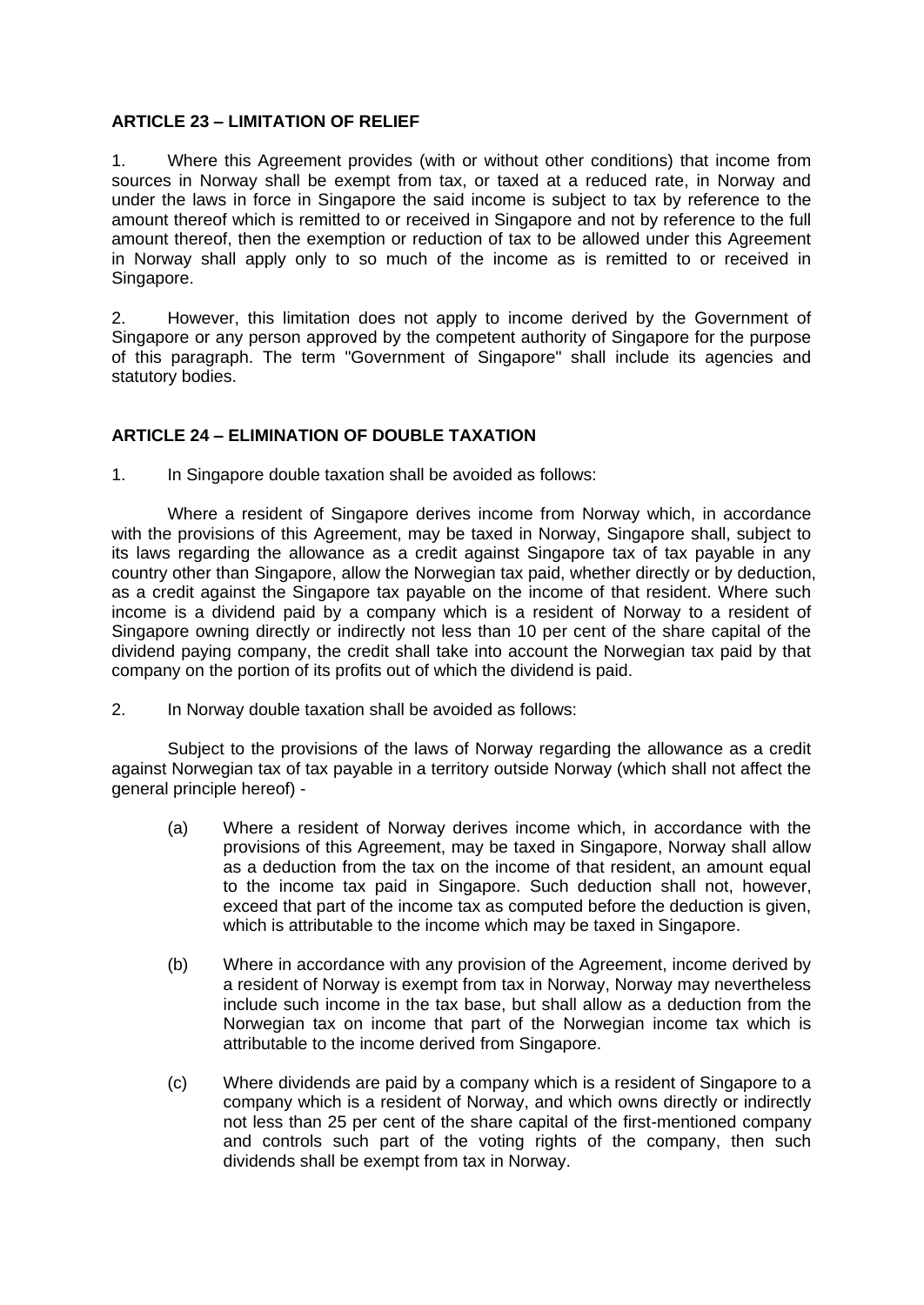## ARTICLE 23 – LIMITATION OF RELIEF

1. Where this Agreement provides (with or without other conditions) that income from sources in Norway shall be exempt from tax, or taxed at a reduced rate, in Norway and under the laws in force in Singapore the said income is subject to tax by reference to the amount thereof which is remitted to or received in Singapore and not by reference to the full amount thereof, then the exemption or reduction of tax to be allowed under this Agreement in Norway shall apply only to so much of the income as is remitted to or received in Singapore.

2. However, this limitation does not apply to income derived by the Government of Singapore or any person approved by the competent authority of Singapore for the purpose of this paragraph. The term "Government of Singapore" shall include its agencies and statutory bodies.

## ARTICLE 24 – ELIMINATION OF DOUBLE TAXATION

1. In Singapore double taxation shall be avoided as follows:

Where a resident of Singapore derives income from Norway which, in accordance with the provisions of this Agreement, may be taxed in Norway, Singapore shall, subject to its laws regarding the allowance as a credit against Singapore tax of tax payable in any country other than Singapore, allow the Norwegian tax paid, whether directly or by deduction, as a credit against the Singapore tax payable on the income of that resident. Where such income is a dividend paid by a company which is a resident of Norway to a resident of Singapore owning directly or indirectly not less than 10 per cent of the share capital of the dividend paying company, the credit shall take into account the Norwegian tax paid by that company on the portion of its profits out of which the dividend is paid.

2. In Norway double taxation shall be avoided as follows:

Subject to the provisions of the laws of Norway regarding the allowance as a credit against Norwegian tax of tax payable in a territory outside Norway (which shall not affect the general principle hereof) -

(a) Where a resident of Norway derives income which, in accordance with the provisions of this Agreement, may be taxed in Singapore, Norway shall allow as a deduction from the tax on the income of that resident, an amount equal to the income tax paid in Singapore. Such deduction shall not, however, exceed that part of the income tax as computed before the deduction is given, which is attributable to the income which may be taxed in Singapore.

(b) Where in accordance with any provision of the Agreement, income derived by a resident of Norway is exempt from tax in Norway, Norway may nevertheless include such income in the tax base, but shall allow as a deduction from the Norwegian tax on income that part of the Norwegian income tax which is attributable to the income derived from Singapore.

(c) Where dividends are paid by a company which is a resident of Singapore to a company which is a resident of Norway, and which owns directly or indirectly not less than 25 per cent of the share capital of the first-mentioned company and controls such part of the voting rights of the company, then such dividends shall be exempt from tax in Norway.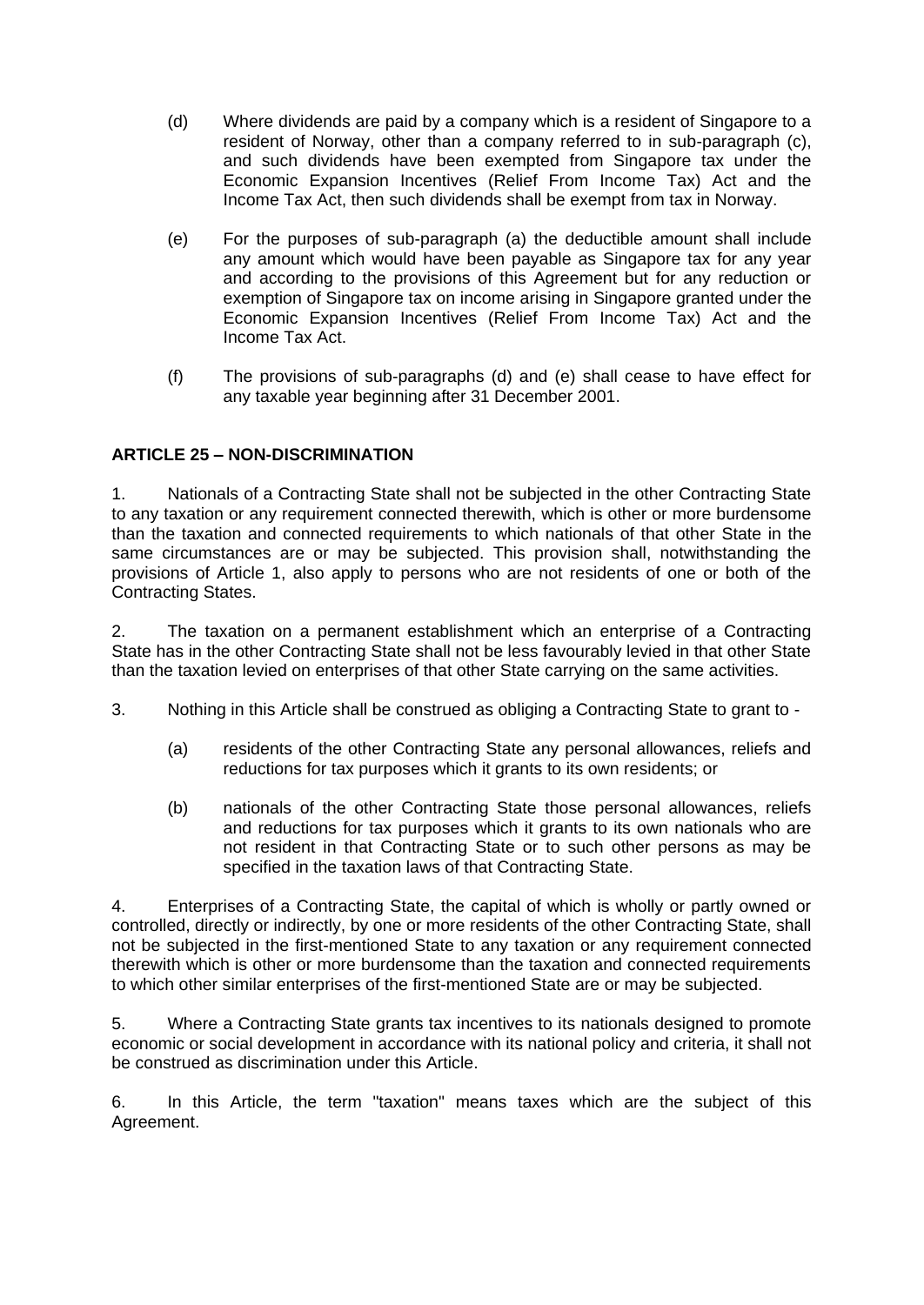(d) Where dividends are paid by a company which is a resident of Singapore to a resident of Norway, other than a company referred to in sub-paragraph (c), and such dividends have been exempted from Singapore tax under the Economic Expansion Incentives (Relief From Income Tax) Act and the Income Tax Act, then such dividends shall be exempt from tax in Norway.

(e) For the purposes of sub-paragraph (a) the deductible amount shall include any amount which would have been payable as Singapore tax for any year and according to the provisions of this Agreement but for any reduction or exemption of Singapore tax on income arising in Singapore granted under the Economic Expansion Incentives (Relief From Income Tax) Act and the Income Tax Act.

(f) The provisions of sub-paragraphs (d) and (e) shall cease to have effect for any taxable year beginning after 31 December 2001.

**ARTICLE 25 – NON-DISCRIMINATION**

1. Nationals of a Contracting State shall not be subjected in the other Contracting State to any taxation or any requirement connected therewith, which is other or more burdensome than the taxation and connected requirements to which nationals of that other State in the same circumstances are or may be subjected. This provision shall, notwithstanding the provisions of Article 1, also apply to persons who are not residents of one or both of the Contracting States.

2. The taxation on a permanent establishment which an enterprise of a Contracting State has in the other Contracting State shall not be less favourably levied in that other State than the taxation levied on enterprises of that other State carrying on the same activities.

3. Nothing in this Article shall be construed as obliging a Contracting State to grant to -

(a) residents of the other Contracting State any personal allowances, reliefs and reductions for tax purposes which it grants to its own residents; or

(b) nationals of the other Contracting State those personal allowances, reliefs and reductions for tax purposes which it grants to its own nationals who are not resident in that Contracting State or to such other persons as may be specified in the taxation laws of that Contracting State.

4. Enterprises of a Contracting State, the capital of which is wholly or partly owned or controlled, directly or indirectly, by one or more residents of the other Contracting State, shall not be subjected in the first-mentioned State to any taxation or any requirement connected therewith which is other or more burdensome than the taxation and connected requirements to which other similar enterprises of the first-mentioned State are or may be subjected.

5. Where a Contracting State grants tax incentives to its nationals designed to promote economic or social development in accordance with its national policy and criteria, it shall not be construed as discrimination under this Article.

6. In this Article, the term "taxation" means taxes which are the subject of this Agreement.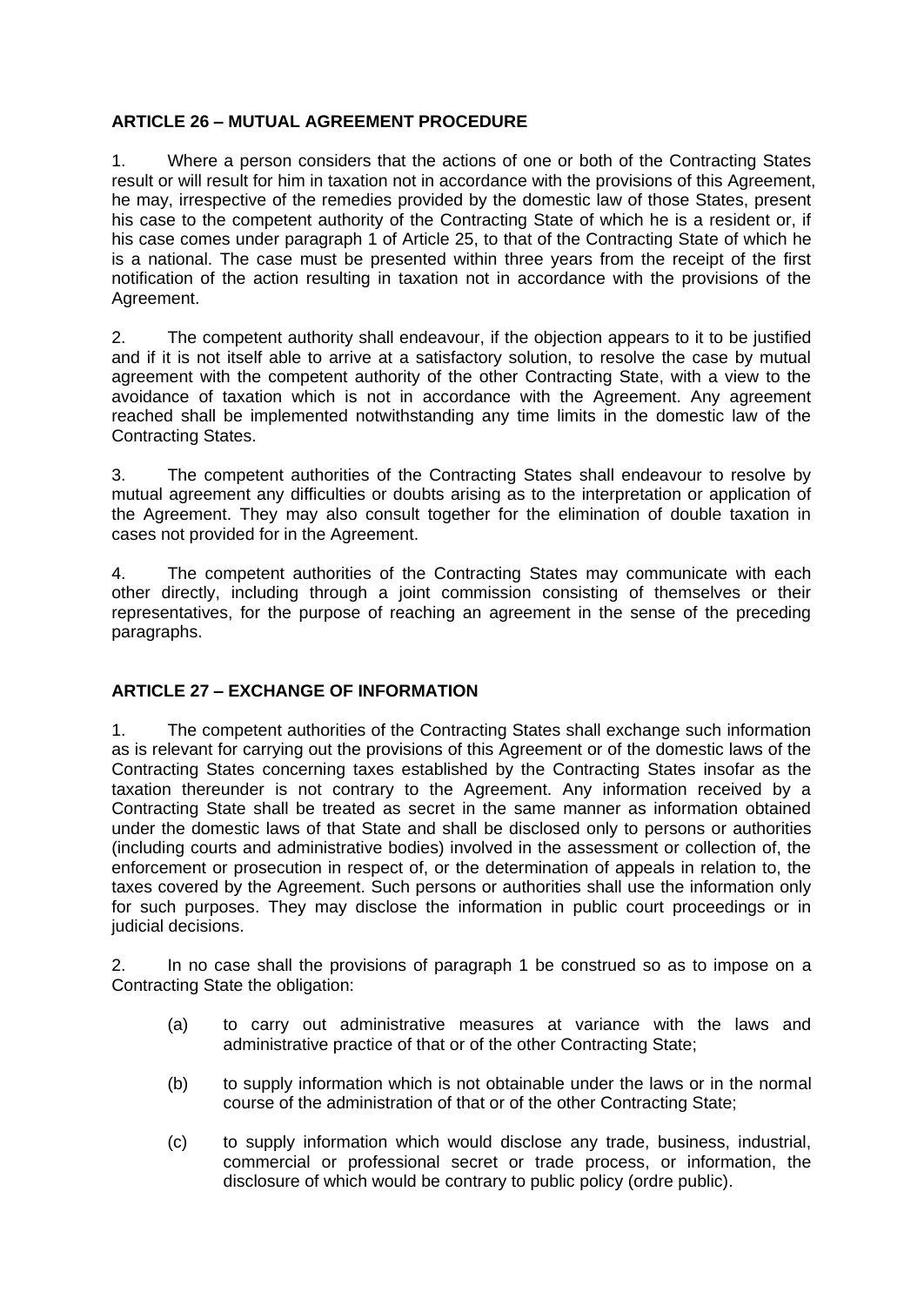## ARTICLE 26 – MUTUAL AGREEMENT PROCEDURE

1. Where a person considers that the actions of one or both of the Contracting States result or will result for him in taxation not in accordance with the provisions of this Agreement, he may, irrespective of the remedies provided by the domestic law of those States, present his case to the competent authority of the Contracting State of which he is a resident or, if his case comes under paragraph 1 of Article 25, to that of the Contracting State of which he is a national. The case must be presented within three years from the receipt of the first notification of the action resulting in taxation not in accordance with the provisions of the Agreement.

2. The competent authority shall endeavour, if the objection appears to it to be justified and if it is not itself able to arrive at a satisfactory solution, to resolve the case by mutual agreement with the competent authority of the other Contracting State, with a view to the avoidance of taxation which is not in accordance with the Agreement. Any agreement reached shall be implemented notwithstanding any time limits in the domestic law of the Contracting States.

3. The competent authorities of the Contracting States shall endeavour to resolve by mutual agreement any difficulties or doubts arising as to the interpretation or application of the Agreement. They may also consult together for the elimination of double taxation in cases not provided for in the Agreement.

4. The competent authorities of the Contracting States may communicate with each other directly, including through a joint commission consisting of themselves or their representatives, for the purpose of reaching an agreement in the sense of the preceding paragraphs.

## ARTICLE 27 – EXCHANGE OF INFORMATION

1. The competent authorities of the Contracting States shall exchange such information as is relevant for carrying out the provisions of this Agreement or of the domestic laws of the Contracting States concerning taxes established by the Contracting States insofar as the taxation thereunder is not contrary to the Agreement. Any information received by a Contracting State shall be treated as secret in the same manner as information obtained under the domestic laws of that State and shall be disclosed only to persons or authorities (including courts and administrative bodies) involved in the assessment or collection of, the enforcement or prosecution in respect of, or the determination of appeals in relation to, the taxes covered by the Agreement. Such persons or authorities shall use the information only for such purposes. They may disclose the information in public court proceedings or in judicial decisions.

2. In no case shall the provisions of paragraph 1 be construed so as to impose on a Contracting State the obligation:

(a) to carry out administrative measures at variance with the laws and administrative practice of that or of the other Contracting State;

(b) to supply information which is not obtainable under the laws or in the normal course of the administration of that or of the other Contracting State;

(c) to supply information which would disclose any trade, business, industrial, commercial or professional secret or trade process, or information, the disclosure of which would be contrary to public policy (ordre public).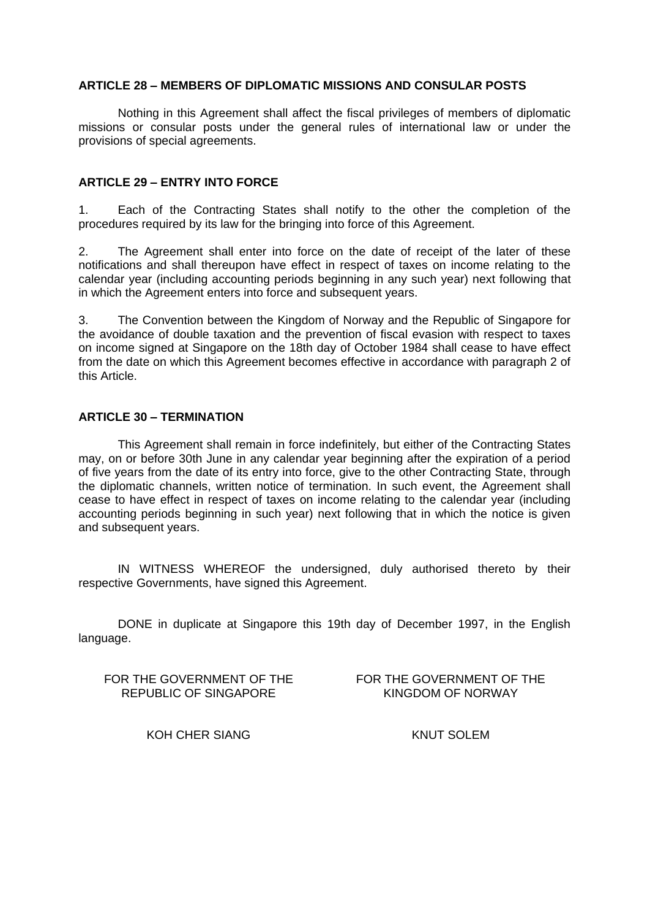**ARTICLE 28 – MEMBERS OF DIPLOMATIC MISSIONS AND CONSULAR POSTS**

Nothing in this Agreement shall affect the fiscal privileges of members of diplomatic missions or consular posts under the general rules of international law or under the provisions of special agreements.

**ARTICLE 29 – ENTRY INTO FORCE**

1. Each of the Contracting States shall notify to the other the completion of the procedures required by its law for the bringing into force of this Agreement.

2. The Agreement shall enter into force on the date of receipt of the later of these notifications and shall thereupon have effect in respect of taxes on income relating to the calendar year (including accounting periods beginning in any such year) next following that in which the Agreement enters into force and subsequent years.

3. The Convention between the Kingdom of Norway and the Republic of Singapore for the avoidance of double taxation and the prevention of fiscal evasion with respect to taxes on income signed at Singapore on the 18th day of October 1984 shall cease to have effect from the date on which this Agreement becomes effective in accordance with paragraph 2 of this Article.

**ARTICLE 30 – TERMINATION**

This Agreement shall remain in force indefinitely, but either of the Contracting States may, on or before 30th June in any calendar year beginning after the expiration of a period of five years from the date of its entry into force, give to the other Contracting State, through the diplomatic channels, written notice of termination. In such event, the Agreement shall cease to have effect in respect of taxes on income relating to the calendar year (including accounting periods beginning in such year) next following that in which the notice is given and subsequent years.

IN WITNESS WHEREOF the undersigned, duly authorised thereto by their respective Governments, have signed this Agreement.

DONE in duplicate at Singapore this 19th day of December 1997, in the English language.

| FOR THE GOVERNMENT OF THE REPUBLIC OF SINGAPORE | FOR THE GOVERNMENT OF THE KINGDOM OF NORWAY |
| --- | --- |
| KOH CHER SIANG | KNUT SOLEM |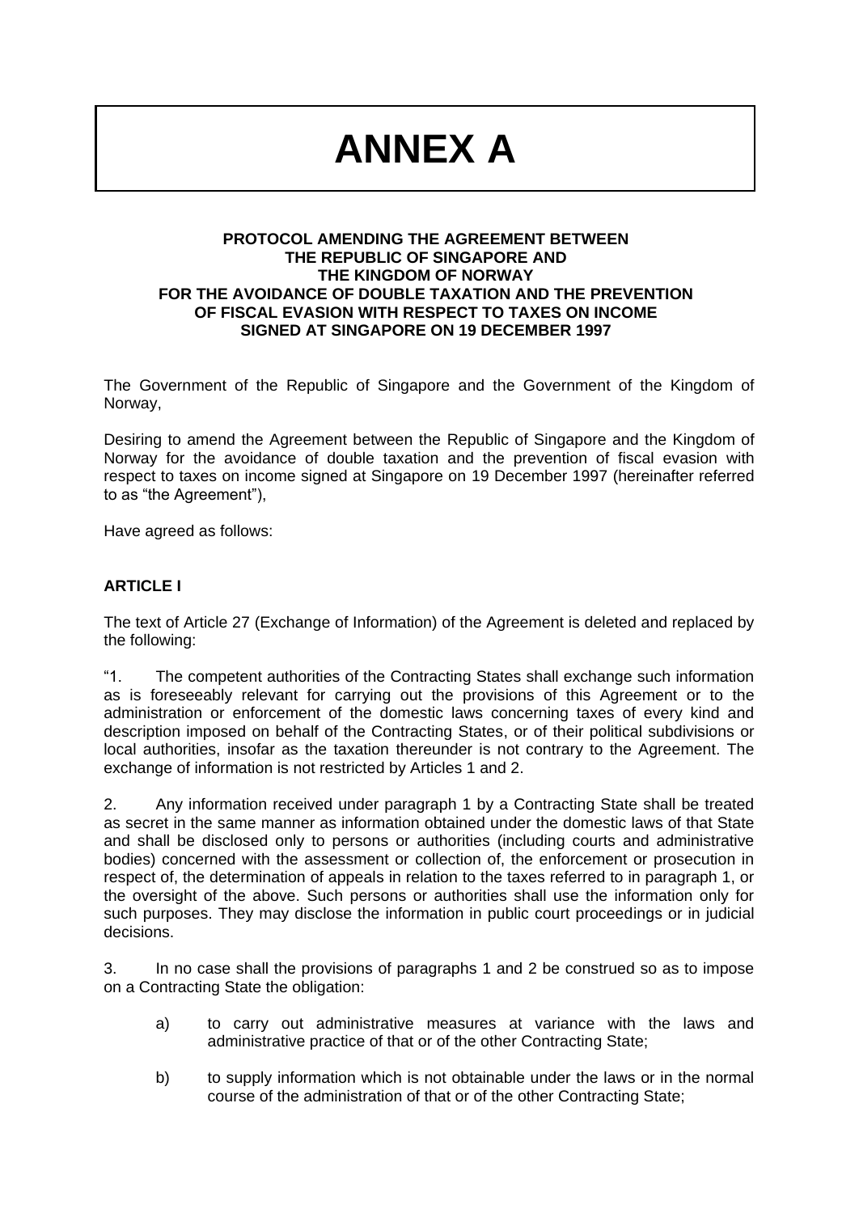# ANNEX A

**PROTOCOL AMENDING THE AGREEMENT BETWEEN THE REPUBLIC OF SINGAPORE AND THE KINGDOM OF NORWAY FOR THE AVOIDANCE OF DOUBLE TAXATION AND THE PREVENTION OF FISCAL EVASION WITH RESPECT TO TAXES ON INCOME SIGNED AT SINGAPORE ON 19 DECEMBER 1997**

The Government of the Republic of Singapore and the Government of the Kingdom of Norway,

Desiring to amend the Agreement between the Republic of Singapore and the Kingdom of Norway for the avoidance of double taxation and the prevention of fiscal evasion with respect to taxes on income signed at Singapore on 19 December 1997 (hereinafter referred to as "the Agreement"),

Have agreed as follows:

**ARTICLE I**

The text of Article 27 (Exchange of Information) of the Agreement is deleted and replaced by the following:

"1. The competent authorities of the Contracting States shall exchange such information as is foreseeably relevant for carrying out the provisions of this Agreement or to the administration or enforcement of the domestic laws concerning taxes of every kind and description imposed on behalf of the Contracting States, or of their political subdivisions or local authorities, insofar as the taxation thereunder is not contrary to the Agreement. The exchange of information is not restricted by Articles 1 and 2.

2. Any information received under paragraph 1 by a Contracting State shall be treated as secret in the same manner as information obtained under the domestic laws of that State and shall be disclosed only to persons or authorities (including courts and administrative bodies) concerned with the assessment or collection of, the enforcement or prosecution in respect of, the determination of appeals in relation to the taxes referred to in paragraph 1, or the oversight of the above. Such persons or authorities shall use the information only for such purposes. They may disclose the information in public court proceedings or in judicial decisions.

3. In no case shall the provisions of paragraphs 1 and 2 be construed so as to impose on a Contracting State the obligation:

a) to carry out administrative measures at variance with the laws and administrative practice of that or of the other Contracting State;

b) to supply information which is not obtainable under the laws or in the normal course of the administration of that or of the other Contracting State;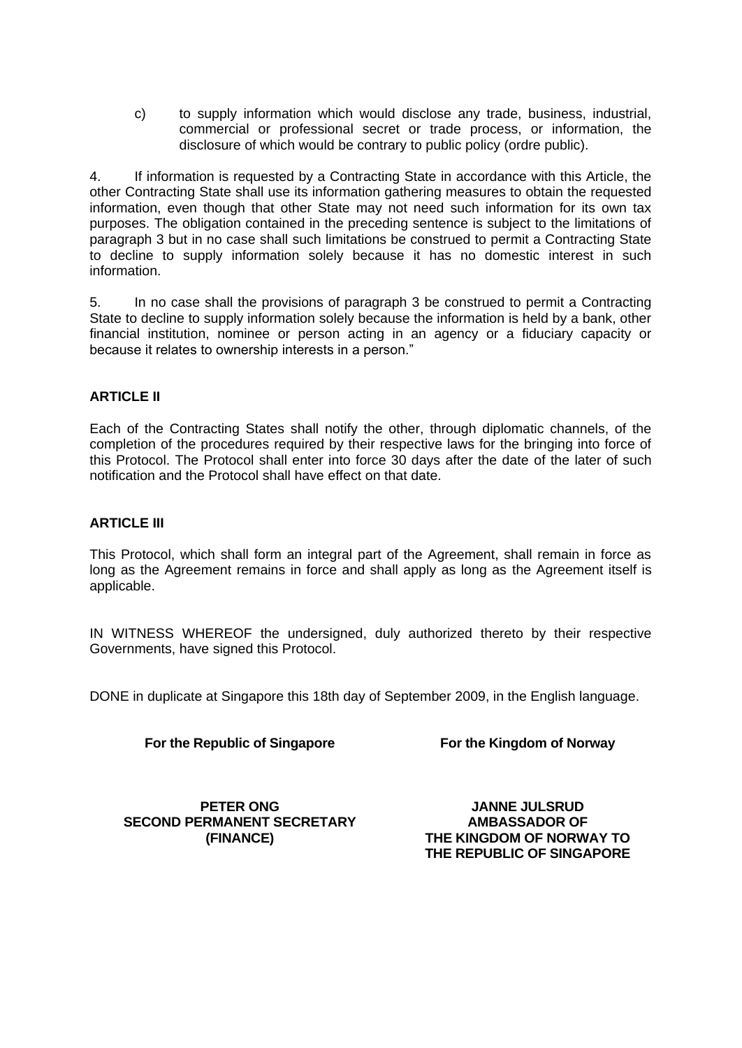c) to supply information which would disclose any trade, business, industrial, commercial or professional secret or trade process, or information, the disclosure of which would be contrary to public policy (ordre public).

4. If information is requested by a Contracting State in accordance with this Article, the other Contracting State shall use its information gathering measures to obtain the requested information, even though that other State may not need such information for its own tax purposes. The obligation contained in the preceding sentence is subject to the limitations of paragraph 3 but in no case shall such limitations be construed to permit a Contracting State to decline to supply information solely because it has no domestic interest in such information.

5. In no case shall the provisions of paragraph 3 be construed to permit a Contracting State to decline to supply information solely because the information is held by a bank, other financial institution, nominee or person acting in an agency or a fiduciary capacity or because it relates to ownership interests in a person."

## ARTICLE II

Each of the Contracting States shall notify the other, through diplomatic channels, of the completion of the procedures required by their respective laws for the bringing into force of this Protocol. The Protocol shall enter into force 30 days after the date of the later of such notification and the Protocol shall have effect on that date.

## ARTICLE III

This Protocol, which shall form an integral part of the Agreement, shall remain in force as long as the Agreement remains in force and shall apply as long as the Agreement itself is applicable.

IN WITNESS WHEREOF the undersigned, duly authorized thereto by their respective Governments, have signed this Protocol.

DONE in duplicate at Singapore this 18th day of September 2009, in the English language.

| **For the Republic of Singapore** | **For the Kingdom of Norway** |
|---|---|
| **PETER ONG**<br>**SECOND PERMANENT SECRETARY (FINANCE)** | **JANNE JULSRUD**<br>**AMBASSADOR OF THE KINGDOM OF NORWAY TO THE REPUBLIC OF SINGAPORE** |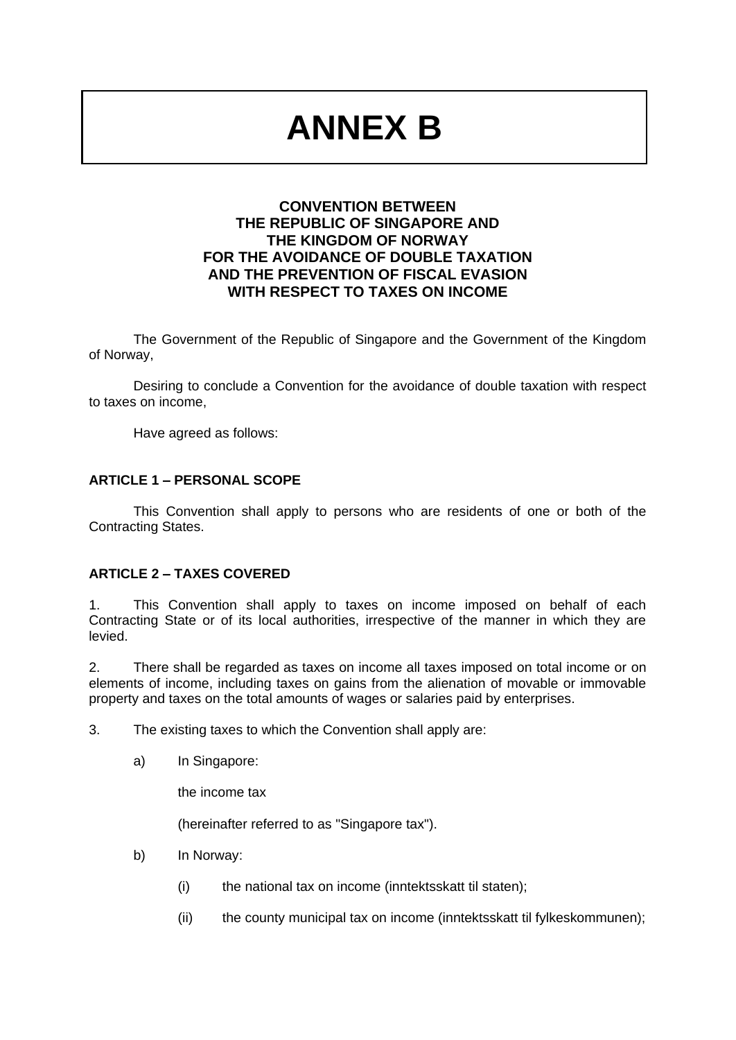# ANNEX B

## CONVENTION BETWEEN THE REPUBLIC OF SINGAPORE AND THE KINGDOM OF NORWAY FOR THE AVOIDANCE OF DOUBLE TAXATION AND THE PREVENTION OF FISCAL EVASION WITH RESPECT TO TAXES ON INCOME

The Government of the Republic of Singapore and the Government of the Kingdom of Norway,

Desiring to conclude a Convention for the avoidance of double taxation with respect to taxes on income,

Have agreed as follows:

### ARTICLE 1 – PERSONAL SCOPE

This Convention shall apply to persons who are residents of one or both of the Contracting States.

### ARTICLE 2 – TAXES COVERED

1. This Convention shall apply to taxes on income imposed on behalf of each Contracting State or of its local authorities, irrespective of the manner in which they are levied.

2. There shall be regarded as taxes on income all taxes imposed on total income or on elements of income, including taxes on gains from the alienation of movable or immovable property and taxes on the total amounts of wages or salaries paid by enterprises.

3. The existing taxes to which the Convention shall apply are:

   a) In Singapore:

      the income tax

      (hereinafter referred to as "Singapore tax").

   b) In Norway:

      (i) the national tax on income (inntektsskatt til staten);

      (ii) the county municipal tax on income (inntektsskatt til fylkeskommunen);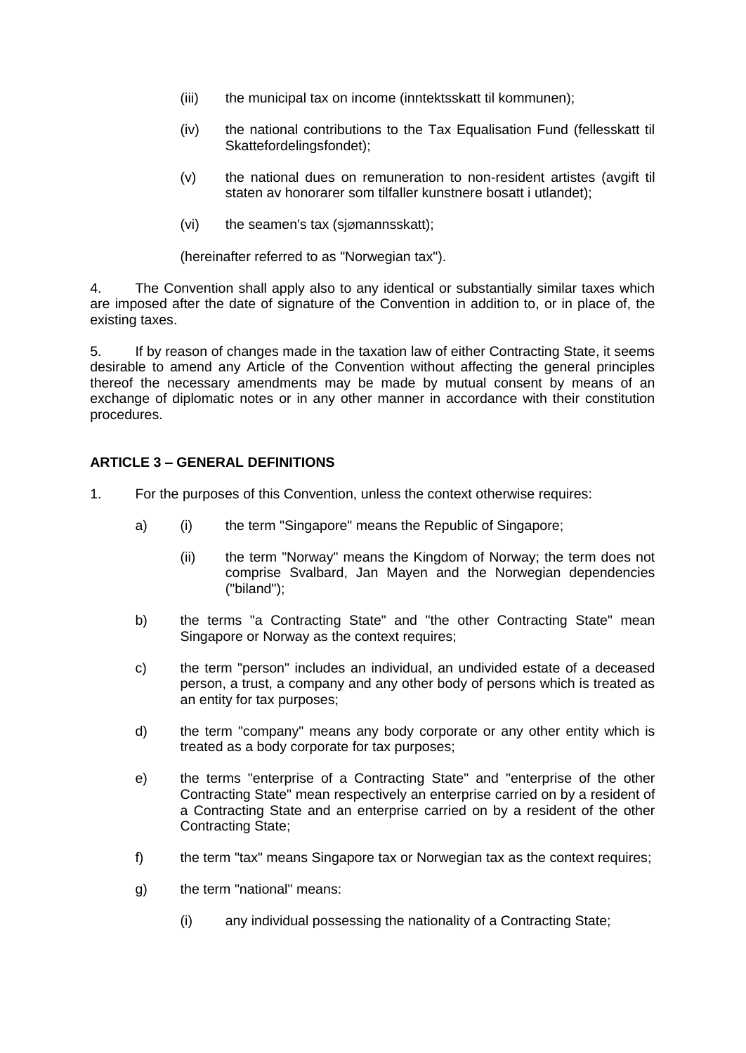(iii) the municipal tax on income (inntektsskatt til kommunen);

(iv) the national contributions to the Tax Equalisation Fund (fellesskatt til Skattefordelingsfondet);

(v) the national dues on remuneration to non-resident artistes (avgift til staten av honorarer som tilfaller kunstnere bosatt i utlandet);

(vi) the seamen's tax (sjømannsskatt);

(hereinafter referred to as "Norwegian tax").

4. The Convention shall apply also to any identical or substantially similar taxes which are imposed after the date of signature of the Convention in addition to, or in place of, the existing taxes.

5. If by reason of changes made in the taxation law of either Contracting State, it seems desirable to amend any Article of the Convention without affecting the general principles thereof the necessary amendments may be made by mutual consent by means of an exchange of diplomatic notes or in any other manner in accordance with their constitution procedures.

**ARTICLE 3 – GENERAL DEFINITIONS**

1. For the purposes of this Convention, unless the context otherwise requires:

a) (i) the term "Singapore" means the Republic of Singapore;

(ii) the term "Norway" means the Kingdom of Norway; the term does not comprise Svalbard, Jan Mayen and the Norwegian dependencies ("biland");

b) the terms "a Contracting State" and "the other Contracting State" mean Singapore or Norway as the context requires;

c) the term "person" includes an individual, an undivided estate of a deceased person, a trust, a company and any other body of persons which is treated as an entity for tax purposes;

d) the term "company" means any body corporate or any other entity which is treated as a body corporate for tax purposes;

e) the terms "enterprise of a Contracting State" and "enterprise of the other Contracting State" mean respectively an enterprise carried on by a resident of a Contracting State and an enterprise carried on by a resident of the other Contracting State;

f) the term "tax" means Singapore tax or Norwegian tax as the context requires;

g) the term "national" means:

(i) any individual possessing the nationality of a Contracting State;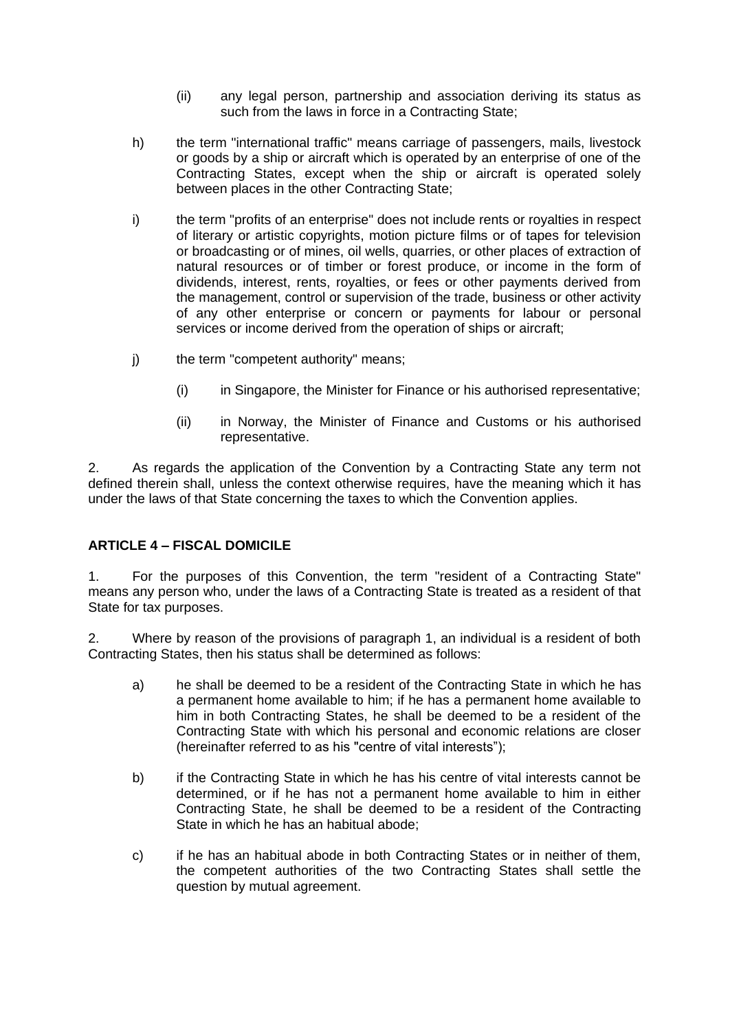(ii) any legal person, partnership and association deriving its status as such from the laws in force in a Contracting State;

h) the term "international traffic" means carriage of passengers, mails, livestock or goods by a ship or aircraft which is operated by an enterprise of one of the Contracting States, except when the ship or aircraft is operated solely between places in the other Contracting State;

i) the term "profits of an enterprise" does not include rents or royalties in respect of literary or artistic copyrights, motion picture films or of tapes for television or broadcasting or of mines, oil wells, quarries, or other places of extraction of natural resources or of timber or forest produce, or income in the form of dividends, interest, rents, royalties, or fees or other payments derived from the management, control or supervision of the trade, business or other activity of any other enterprise or concern or payments for labour or personal services or income derived from the operation of ships or aircraft;

j) the term "competent authority" means;

(i) in Singapore, the Minister for Finance or his authorised representative;

(ii) in Norway, the Minister of Finance and Customs or his authorised representative.

2. As regards the application of the Convention by a Contracting State any term not defined therein shall, unless the context otherwise requires, have the meaning which it has under the laws of that State concerning the taxes to which the Convention applies.

**ARTICLE 4 – FISCAL DOMICILE**

1. For the purposes of this Convention, the term "resident of a Contracting State" means any person who, under the laws of a Contracting State is treated as a resident of that State for tax purposes.

2. Where by reason of the provisions of paragraph 1, an individual is a resident of both Contracting States, then his status shall be determined as follows:

a) he shall be deemed to be a resident of the Contracting State in which he has a permanent home available to him; if he has a permanent home available to him in both Contracting States, he shall be deemed to be a resident of the Contracting State with which his personal and economic relations are closer (hereinafter referred to as his "centre of vital interests");

b) if the Contracting State in which he has his centre of vital interests cannot be determined, or if he has not a permanent home available to him in either Contracting State, he shall be deemed to be a resident of the Contracting State in which he has an habitual abode;

c) if he has an habitual abode in both Contracting States or in neither of them, the competent authorities of the two Contracting States shall settle the question by mutual agreement.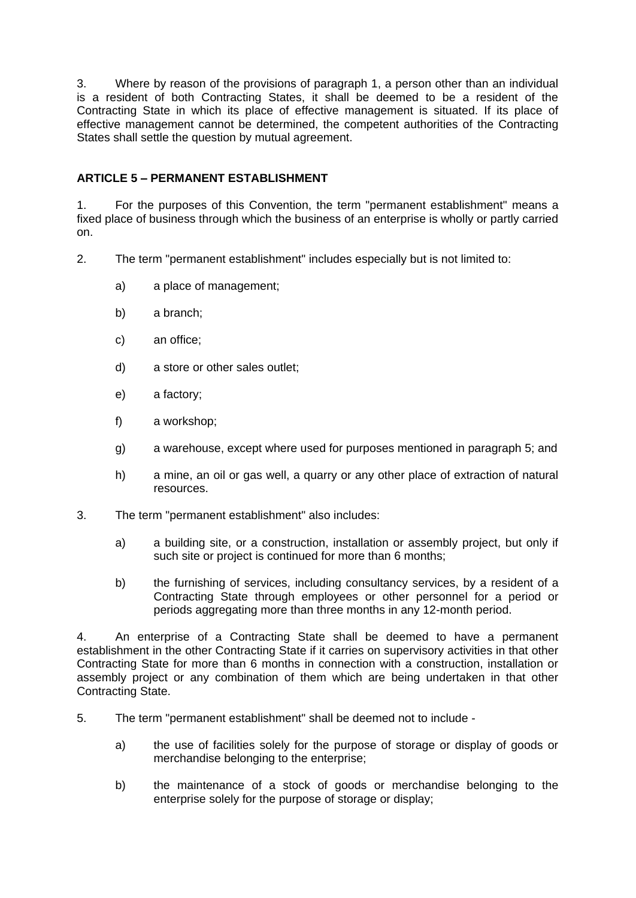3. Where by reason of the provisions of paragraph 1, a person other than an individual is a resident of both Contracting States, it shall be deemed to be a resident of the Contracting State in which its place of effective management is situated. If its place of effective management cannot be determined, the competent authorities of the Contracting States shall settle the question by mutual agreement.

## ARTICLE 5 – PERMANENT ESTABLISHMENT

1. For the purposes of this Convention, the term "permanent establishment" means a fixed place of business through which the business of an enterprise is wholly or partly carried on.

2. The term "permanent establishment" includes especially but is not limited to:

   a) a place of management;

   b) a branch;

   c) an office;

   d) a store or other sales outlet;

   e) a factory;

   f) a workshop;

   g) a warehouse, except where used for purposes mentioned in paragraph 5; and

   h) a mine, an oil or gas well, a quarry or any other place of extraction of natural resources.

3. The term "permanent establishment" also includes:

   a) a building site, or a construction, installation or assembly project, but only if such site or project is continued for more than 6 months;

   b) the furnishing of services, including consultancy services, by a resident of a Contracting State through employees or other personnel for a period or periods aggregating more than three months in any 12-month period.

4. An enterprise of a Contracting State shall be deemed to have a permanent establishment in the other Contracting State if it carries on supervisory activities in that other Contracting State for more than 6 months in connection with a construction, installation or assembly project or any combination of them which are being undertaken in that other Contracting State.

5. The term "permanent establishment" shall be deemed not to include -

   a) the use of facilities solely for the purpose of storage or display of goods or merchandise belonging to the enterprise;

   b) the maintenance of a stock of goods or merchandise belonging to the enterprise solely for the purpose of storage or display;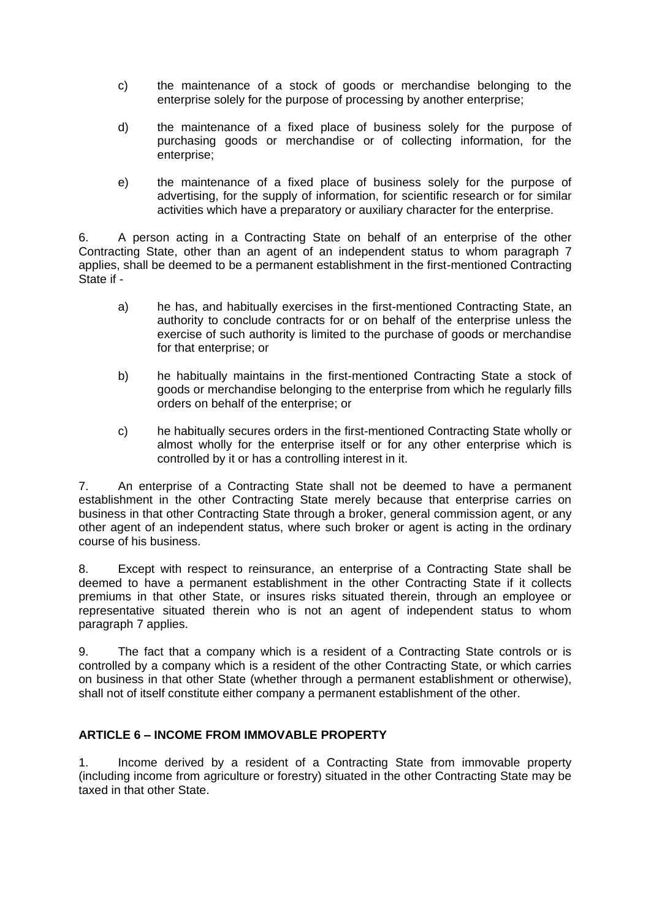c) the maintenance of a stock of goods or merchandise belonging to the enterprise solely for the purpose of processing by another enterprise;

d) the maintenance of a fixed place of business solely for the purpose of purchasing goods or merchandise or of collecting information, for the enterprise;

e) the maintenance of a fixed place of business solely for the purpose of advertising, for the supply of information, for scientific research or for similar activities which have a preparatory or auxiliary character for the enterprise.

6. A person acting in a Contracting State on behalf of an enterprise of the other Contracting State, other than an agent of an independent status to whom paragraph 7 applies, shall be deemed to be a permanent establishment in the first-mentioned Contracting State if -

a) he has, and habitually exercises in the first-mentioned Contracting State, an authority to conclude contracts for or on behalf of the enterprise unless the exercise of such authority is limited to the purchase of goods or merchandise for that enterprise; or

b) he habitually maintains in the first-mentioned Contracting State a stock of goods or merchandise belonging to the enterprise from which he regularly fills orders on behalf of the enterprise; or

c) he habitually secures orders in the first-mentioned Contracting State wholly or almost wholly for the enterprise itself or for any other enterprise which is controlled by it or has a controlling interest in it.

7. An enterprise of a Contracting State shall not be deemed to have a permanent establishment in the other Contracting State merely because that enterprise carries on business in that other Contracting State through a broker, general commission agent, or any other agent of an independent status, where such broker or agent is acting in the ordinary course of his business.

8. Except with respect to reinsurance, an enterprise of a Contracting State shall be deemed to have a permanent establishment in the other Contracting State if it collects premiums in that other State, or insures risks situated therein, through an employee or representative situated therein who is not an agent of independent status to whom paragraph 7 applies.

9. The fact that a company which is a resident of a Contracting State controls or is controlled by a company which is a resident of the other Contracting State, or which carries on business in that other State (whether through a permanent establishment or otherwise), shall not of itself constitute either company a permanent establishment of the other.

## ARTICLE 6 – INCOME FROM IMMOVABLE PROPERTY

1. Income derived by a resident of a Contracting State from immovable property (including income from agriculture or forestry) situated in the other Contracting State may be taxed in that other State.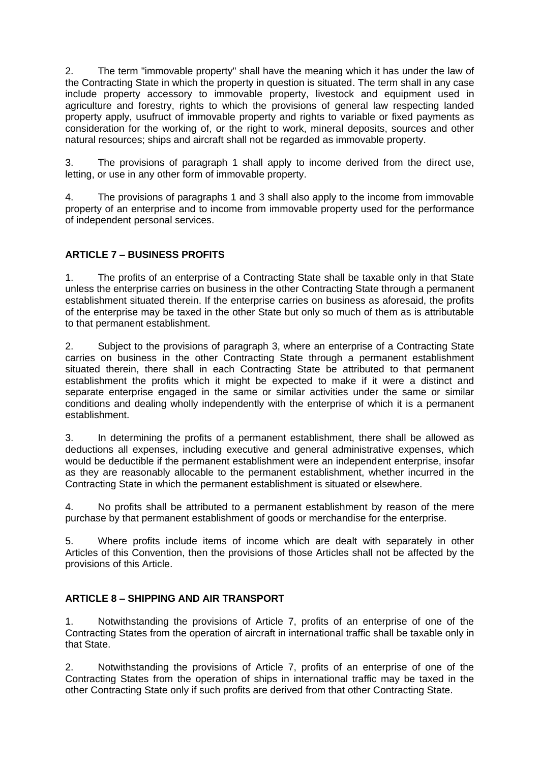2. The term "immovable property" shall have the meaning which it has under the law of the Contracting State in which the property in question is situated. The term shall in any case include property accessory to immovable property, livestock and equipment used in agriculture and forestry, rights to which the provisions of general law respecting landed property apply, usufruct of immovable property and rights to variable or fixed payments as consideration for the working of, or the right to work, mineral deposits, sources and other natural resources; ships and aircraft shall not be regarded as immovable property.

3. The provisions of paragraph 1 shall apply to income derived from the direct use, letting, or use in any other form of immovable property.

4. The provisions of paragraphs 1 and 3 shall also apply to the income from immovable property of an enterprise and to income from immovable property used for the performance of independent personal services.

## ARTICLE 7 – BUSINESS PROFITS

1. The profits of an enterprise of a Contracting State shall be taxable only in that State unless the enterprise carries on business in the other Contracting State through a permanent establishment situated therein. If the enterprise carries on business as aforesaid, the profits of the enterprise may be taxed in the other State but only so much of them as is attributable to that permanent establishment.

2. Subject to the provisions of paragraph 3, where an enterprise of a Contracting State carries on business in the other Contracting State through a permanent establishment situated therein, there shall in each Contracting State be attributed to that permanent establishment the profits which it might be expected to make if it were a distinct and separate enterprise engaged in the same or similar activities under the same or similar conditions and dealing wholly independently with the enterprise of which it is a permanent establishment.

3. In determining the profits of a permanent establishment, there shall be allowed as deductions all expenses, including executive and general administrative expenses, which would be deductible if the permanent establishment were an independent enterprise, insofar as they are reasonably allocable to the permanent establishment, whether incurred in the Contracting State in which the permanent establishment is situated or elsewhere.

4. No profits shall be attributed to a permanent establishment by reason of the mere purchase by that permanent establishment of goods or merchandise for the enterprise.

5. Where profits include items of income which are dealt with separately in other Articles of this Convention, then the provisions of those Articles shall not be affected by the provisions of this Article.

## ARTICLE 8 – SHIPPING AND AIR TRANSPORT

1. Notwithstanding the provisions of Article 7, profits of an enterprise of one of the Contracting States from the operation of aircraft in international traffic shall be taxable only in that State.

2. Notwithstanding the provisions of Article 7, profits of an enterprise of one of the Contracting States from the operation of ships in international traffic may be taxed in the other Contracting State only if such profits are derived from that other Contracting State.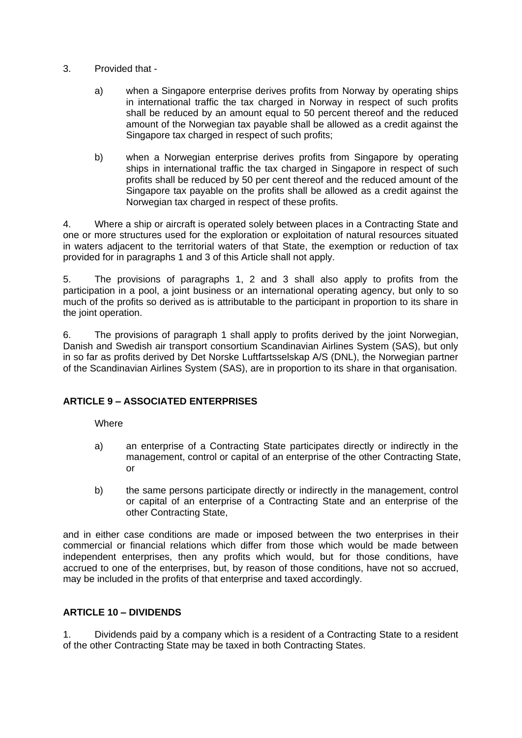3. Provided that -

   a) when a Singapore enterprise derives profits from Norway by operating ships in international traffic the tax charged in Norway in respect of such profits shall be reduced by an amount equal to 50 percent thereof and the reduced amount of the Norwegian tax payable shall be allowed as a credit against the Singapore tax charged in respect of such profits;

   b) when a Norwegian enterprise derives profits from Singapore by operating ships in international traffic the tax charged in Singapore in respect of such profits shall be reduced by 50 per cent thereof and the reduced amount of the Singapore tax payable on the profits shall be allowed as a credit against the Norwegian tax charged in respect of these profits.

4. Where a ship or aircraft is operated solely between places in a Contracting State and one or more structures used for the exploration or exploitation of natural resources situated in waters adjacent to the territorial waters of that State, the exemption or reduction of tax provided for in paragraphs 1 and 3 of this Article shall not apply.

5. The provisions of paragraphs 1, 2 and 3 shall also apply to profits from the participation in a pool, a joint business or an international operating agency, but only to so much of the profits so derived as is attributable to the participant in proportion to its share in the joint operation.

6. The provisions of paragraph 1 shall apply to profits derived by the joint Norwegian, Danish and Swedish air transport consortium Scandinavian Airlines System (SAS), but only in so far as profits derived by Det Norske Luftfartsselskap A/S (DNL), the Norwegian partner of the Scandinavian Airlines System (SAS), are in proportion to its share in that organisation.

## ARTICLE 9 – ASSOCIATED ENTERPRISES

Where

a) an enterprise of a Contracting State participates directly or indirectly in the management, control or capital of an enterprise of the other Contracting State, or

b) the same persons participate directly or indirectly in the management, control or capital of an enterprise of a Contracting State and an enterprise of the other Contracting State,

and in either case conditions are made or imposed between the two enterprises in their commercial or financial relations which differ from those which would be made between independent enterprises, then any profits which would, but for those conditions, have accrued to one of the enterprises, but, by reason of those conditions, have not so accrued, may be included in the profits of that enterprise and taxed accordingly.

## ARTICLE 10 – DIVIDENDS

1. Dividends paid by a company which is a resident of a Contracting State to a resident of the other Contracting State may be taxed in both Contracting States.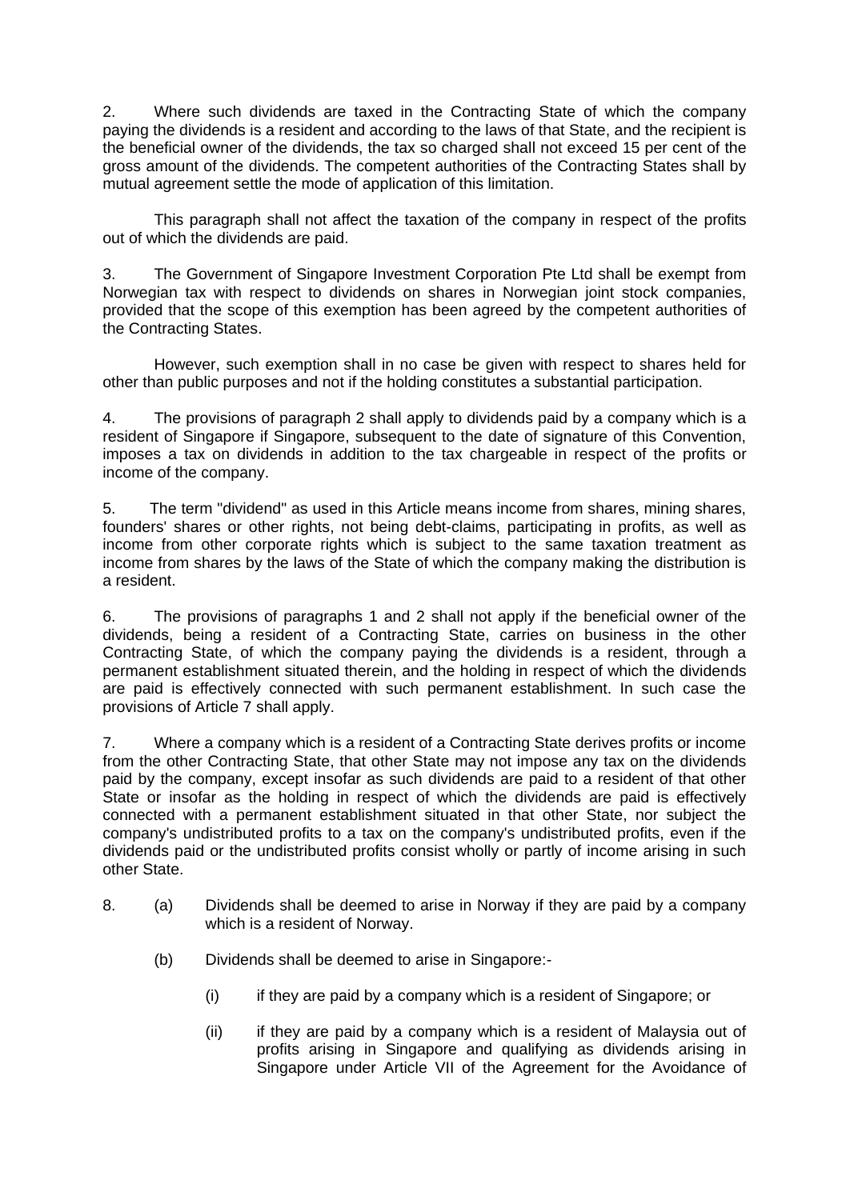2. Where such dividends are taxed in the Contracting State of which the company paying the dividends is a resident and according to the laws of that State, and the recipient is the beneficial owner of the dividends, the tax so charged shall not exceed 15 per cent of the gross amount of the dividends. The competent authorities of the Contracting States shall by mutual agreement settle the mode of application of this limitation.

This paragraph shall not affect the taxation of the company in respect of the profits out of which the dividends are paid.

3. The Government of Singapore Investment Corporation Pte Ltd shall be exempt from Norwegian tax with respect to dividends on shares in Norwegian joint stock companies, provided that the scope of this exemption has been agreed by the competent authorities of the Contracting States.

However, such exemption shall in no case be given with respect to shares held for other than public purposes and not if the holding constitutes a substantial participation.

4. The provisions of paragraph 2 shall apply to dividends paid by a company which is a resident of Singapore if Singapore, subsequent to the date of signature of this Convention, imposes a tax on dividends in addition to the tax chargeable in respect of the profits or income of the company.

5. The term "dividend" as used in this Article means income from shares, mining shares, founders' shares or other rights, not being debt-claims, participating in profits, as well as income from other corporate rights which is subject to the same taxation treatment as income from shares by the laws of the State of which the company making the distribution is a resident.

6. The provisions of paragraphs 1 and 2 shall not apply if the beneficial owner of the dividends, being a resident of a Contracting State, carries on business in the other Contracting State, of which the company paying the dividends is a resident, through a permanent establishment situated therein, and the holding in respect of which the dividends are paid is effectively connected with such permanent establishment. In such case the provisions of Article 7 shall apply.

7. Where a company which is a resident of a Contracting State derives profits or income from the other Contracting State, that other State may not impose any tax on the dividends paid by the company, except insofar as such dividends are paid to a resident of that other State or insofar as the holding in respect of which the dividends are paid is effectively connected with a permanent establishment situated in that other State, nor subject the company's undistributed profits to a tax on the company's undistributed profits, even if the dividends paid or the undistributed profits consist wholly or partly of income arising in such other State.

8. (a) Dividends shall be deemed to arise in Norway if they are paid by a company which is a resident of Norway.

   (b) Dividends shall be deemed to arise in Singapore:-

      (i) if they are paid by a company which is a resident of Singapore; or

      (ii) if they are paid by a company which is a resident of Malaysia out of profits arising in Singapore and qualifying as dividends arising in Singapore under Article VII of the Agreement for the Avoidance of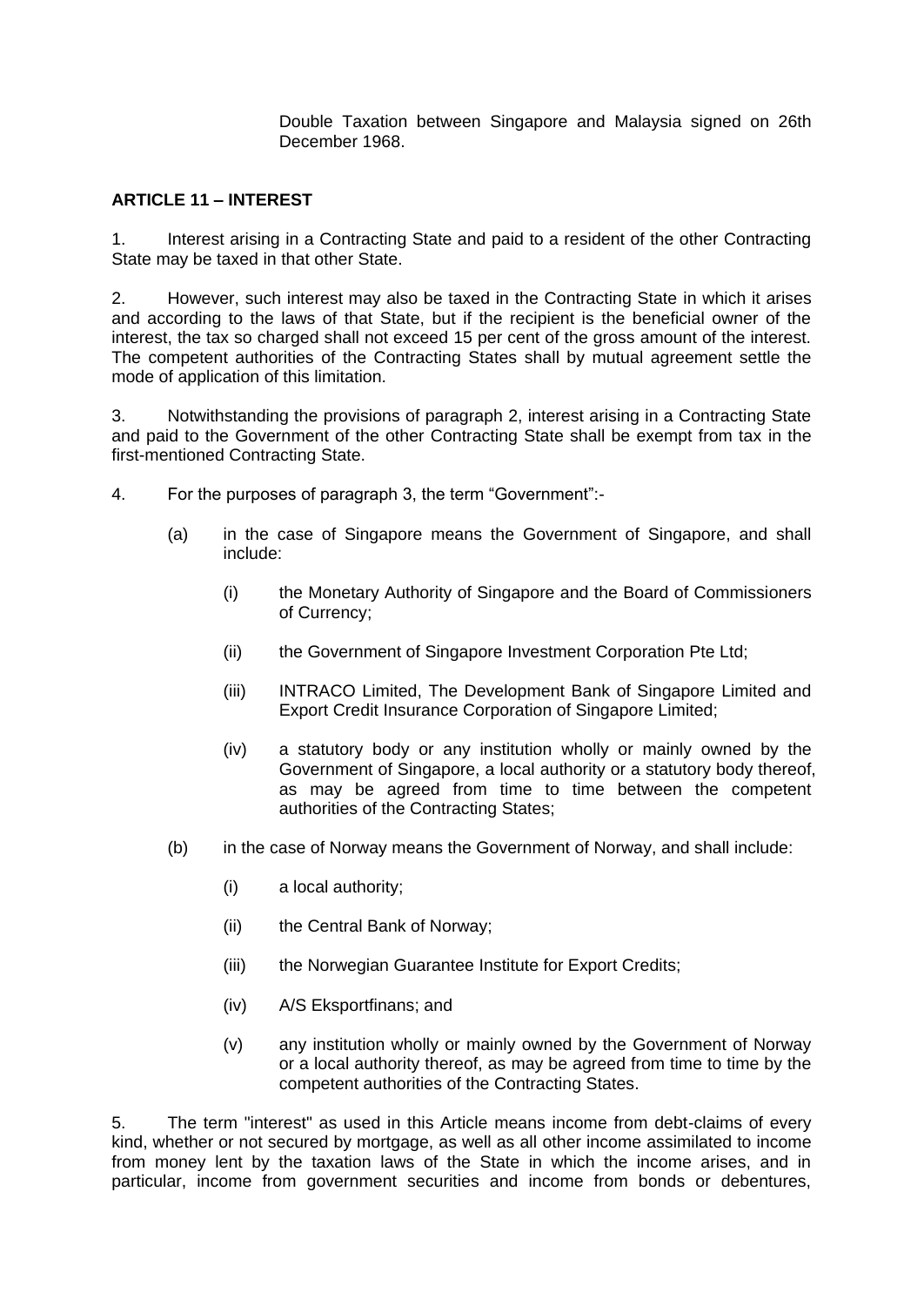Double Taxation between Singapore and Malaysia signed on 26th December 1968.

**ARTICLE 11 – INTEREST**

1. Interest arising in a Contracting State and paid to a resident of the other Contracting State may be taxed in that other State.

2. However, such interest may also be taxed in the Contracting State in which it arises and according to the laws of that State, but if the recipient is the beneficial owner of the interest, the tax so charged shall not exceed 15 per cent of the gross amount of the interest. The competent authorities of the Contracting States shall by mutual agreement settle the mode of application of this limitation.

3. Notwithstanding the provisions of paragraph 2, interest arising in a Contracting State and paid to the Government of the other Contracting State shall be exempt from tax in the first-mentioned Contracting State.

4. For the purposes of paragraph 3, the term "Government":-

   (a) in the case of Singapore means the Government of Singapore, and shall include:

      (i) the Monetary Authority of Singapore and the Board of Commissioners of Currency;

      (ii) the Government of Singapore Investment Corporation Pte Ltd;

      (iii) INTRACO Limited, The Development Bank of Singapore Limited and Export Credit Insurance Corporation of Singapore Limited;

      (iv) a statutory body or any institution wholly or mainly owned by the Government of Singapore, a local authority or a statutory body thereof, as may be agreed from time to time between the competent authorities of the Contracting States;

   (b) in the case of Norway means the Government of Norway, and shall include:

      (i) a local authority;

      (ii) the Central Bank of Norway;

      (iii) the Norwegian Guarantee Institute for Export Credits;

      (iv) A/S Eksportfinans; and

      (v) any institution wholly or mainly owned by the Government of Norway or a local authority thereof, as may be agreed from time to time by the competent authorities of the Contracting States.

5. The term "interest" as used in this Article means income from debt-claims of every kind, whether or not secured by mortgage, as well as all other income assimilated to income from money lent by the taxation laws of the State in which the income arises, and in particular, income from government securities and income from bonds or debentures,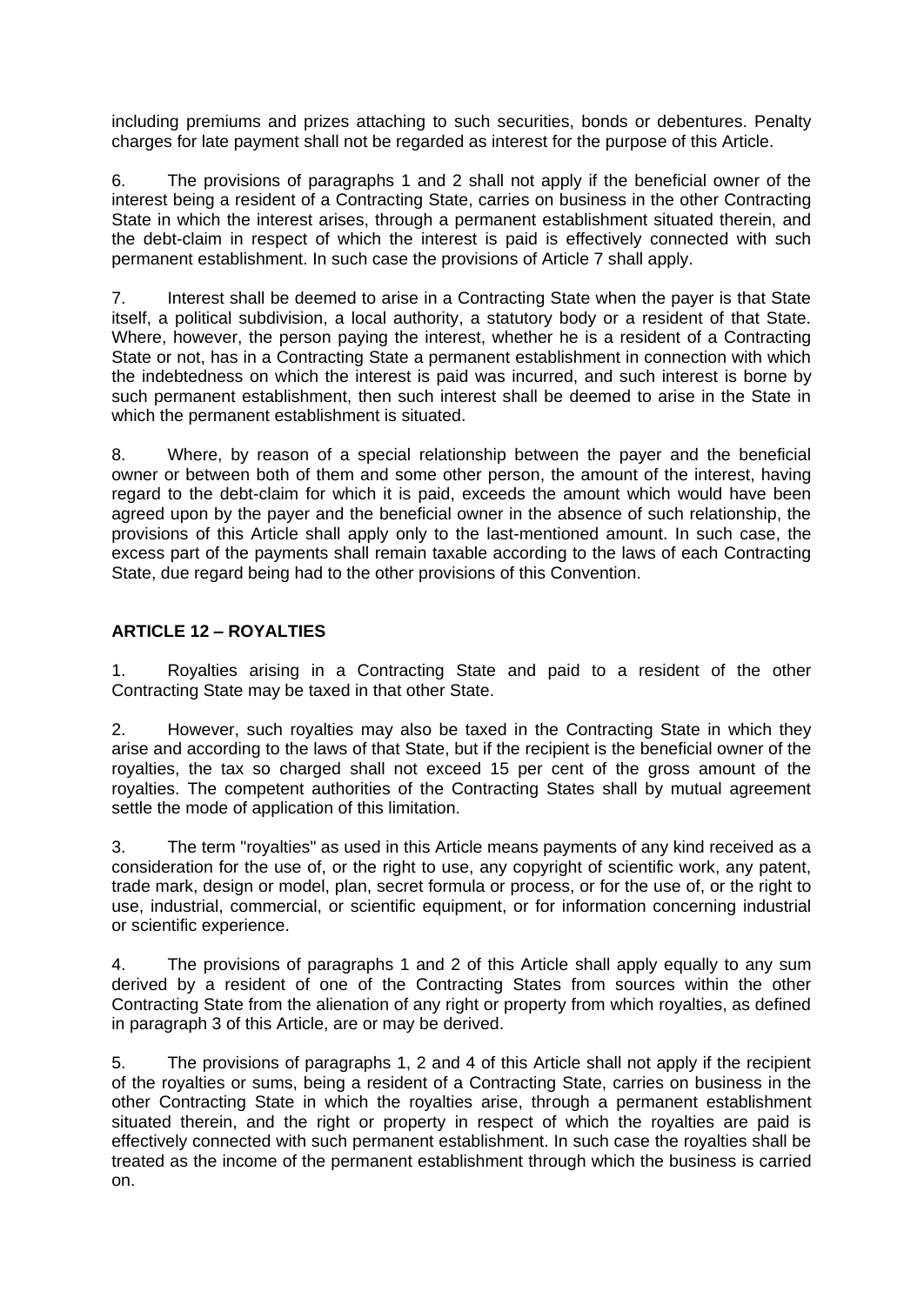including premiums and prizes attaching to such securities, bonds or debentures. Penalty charges for late payment shall not be regarded as interest for the purpose of this Article.

6. The provisions of paragraphs 1 and 2 shall not apply if the beneficial owner of the interest being a resident of a Contracting State, carries on business in the other Contracting State in which the interest arises, through a permanent establishment situated therein, and the debt-claim in respect of which the interest is paid is effectively connected with such permanent establishment. In such case the provisions of Article 7 shall apply.

7. Interest shall be deemed to arise in a Contracting State when the payer is that State itself, a political subdivision, a local authority, a statutory body or a resident of that State. Where, however, the person paying the interest, whether he is a resident of a Contracting State or not, has in a Contracting State a permanent establishment in connection with which the indebtedness on which the interest is paid was incurred, and such interest is borne by such permanent establishment, then such interest shall be deemed to arise in the State in which the permanent establishment is situated.

8. Where, by reason of a special relationship between the payer and the beneficial owner or between both of them and some other person, the amount of the interest, having regard to the debt-claim for which it is paid, exceeds the amount which would have been agreed upon by the payer and the beneficial owner in the absence of such relationship, the provisions of this Article shall apply only to the last-mentioned amount. In such case, the excess part of the payments shall remain taxable according to the laws of each Contracting State, due regard being had to the other provisions of this Convention.

**ARTICLE 12 – ROYALTIES**

1. Royalties arising in a Contracting State and paid to a resident of the other Contracting State may be taxed in that other State.

2. However, such royalties may also be taxed in the Contracting State in which they arise and according to the laws of that State, but if the recipient is the beneficial owner of the royalties, the tax so charged shall not exceed 15 per cent of the gross amount of the royalties. The competent authorities of the Contracting States shall by mutual agreement settle the mode of application of this limitation.

3. The term "royalties" as used in this Article means payments of any kind received as a consideration for the use of, or the right to use, any copyright of scientific work, any patent, trade mark, design or model, plan, secret formula or process, or for the use of, or the right to use, industrial, commercial, or scientific equipment, or for information concerning industrial or scientific experience.

4. The provisions of paragraphs 1 and 2 of this Article shall apply equally to any sum derived by a resident of one of the Contracting States from sources within the other Contracting State from the alienation of any right or property from which royalties, as defined in paragraph 3 of this Article, are or may be derived.

5. The provisions of paragraphs 1, 2 and 4 of this Article shall not apply if the recipient of the royalties or sums, being a resident of a Contracting State, carries on business in the other Contracting State in which the royalties arise, through a permanent establishment situated therein, and the right or property in respect of which the royalties are paid is effectively connected with such permanent establishment. In such case the royalties shall be treated as the income of the permanent establishment through which the business is carried on.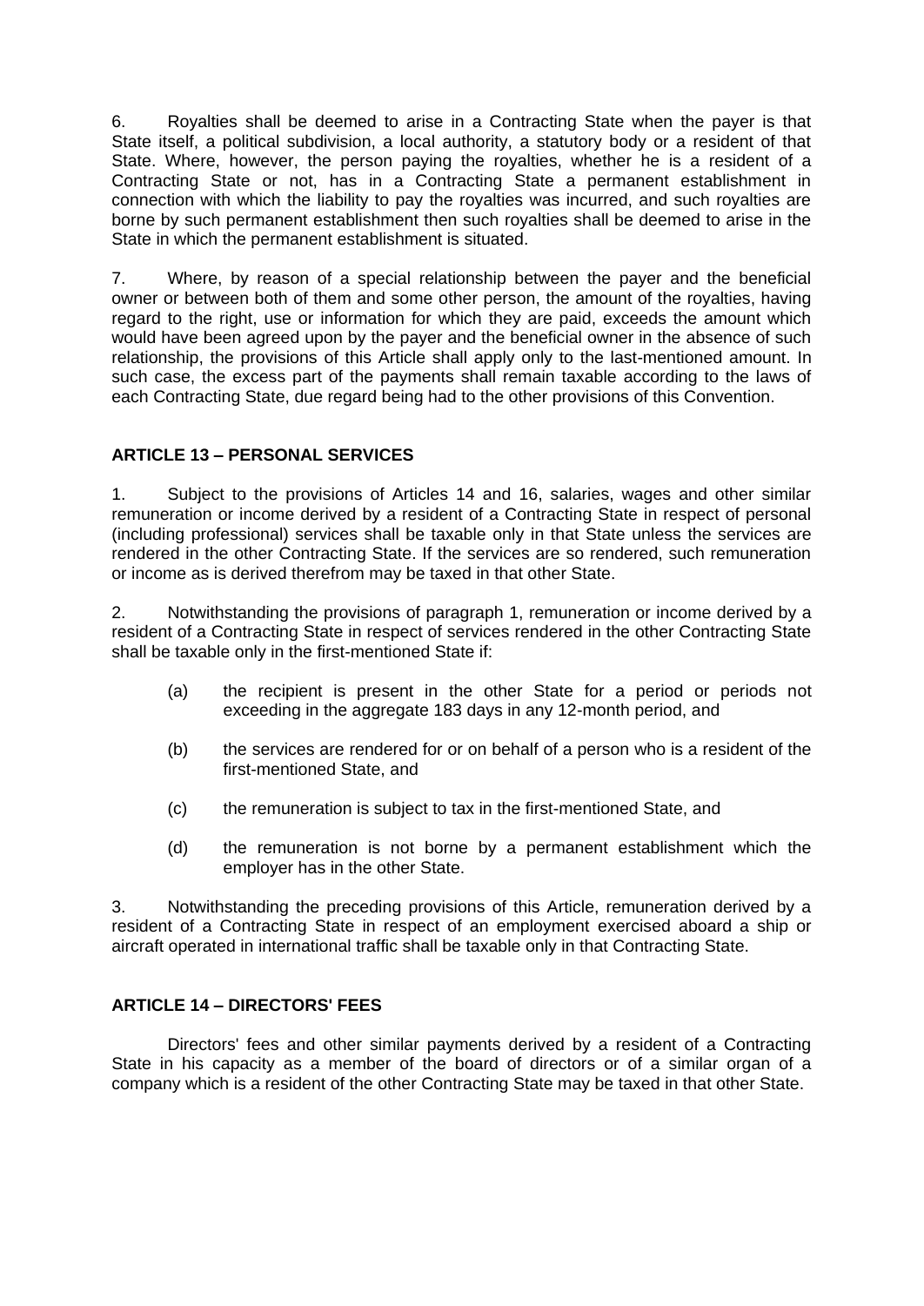6. Royalties shall be deemed to arise in a Contracting State when the payer is that State itself, a political subdivision, a local authority, a statutory body or a resident of that State. Where, however, the person paying the royalties, whether he is a resident of a Contracting State or not, has in a Contracting State a permanent establishment in connection with which the liability to pay the royalties was incurred, and such royalties are borne by such permanent establishment then such royalties shall be deemed to arise in the State in which the permanent establishment is situated.

7. Where, by reason of a special relationship between the payer and the beneficial owner or between both of them and some other person, the amount of the royalties, having regard to the right, use or information for which they are paid, exceeds the amount which would have been agreed upon by the payer and the beneficial owner in the absence of such relationship, the provisions of this Article shall apply only to the last-mentioned amount. In such case, the excess part of the payments shall remain taxable according to the laws of each Contracting State, due regard being had to the other provisions of this Convention.

## ARTICLE 13 – PERSONAL SERVICES

1. Subject to the provisions of Articles 14 and 16, salaries, wages and other similar remuneration or income derived by a resident of a Contracting State in respect of personal (including professional) services shall be taxable only in that State unless the services are rendered in the other Contracting State. If the services are so rendered, such remuneration or income as is derived therefrom may be taxed in that other State.

2. Notwithstanding the provisions of paragraph 1, remuneration or income derived by a resident of a Contracting State in respect of services rendered in the other Contracting State shall be taxable only in the first-mentioned State if:

(a) the recipient is present in the other State for a period or periods not exceeding in the aggregate 183 days in any 12-month period, and

(b) the services are rendered for or on behalf of a person who is a resident of the first-mentioned State, and

(c) the remuneration is subject to tax in the first-mentioned State, and

(d) the remuneration is not borne by a permanent establishment which the employer has in the other State.

3. Notwithstanding the preceding provisions of this Article, remuneration derived by a resident of a Contracting State in respect of an employment exercised aboard a ship or aircraft operated in international traffic shall be taxable only in that Contracting State.

## ARTICLE 14 – DIRECTORS' FEES

Directors' fees and other similar payments derived by a resident of a Contracting State in his capacity as a member of the board of directors or of a similar organ of a company which is a resident of the other Contracting State may be taxed in that other State.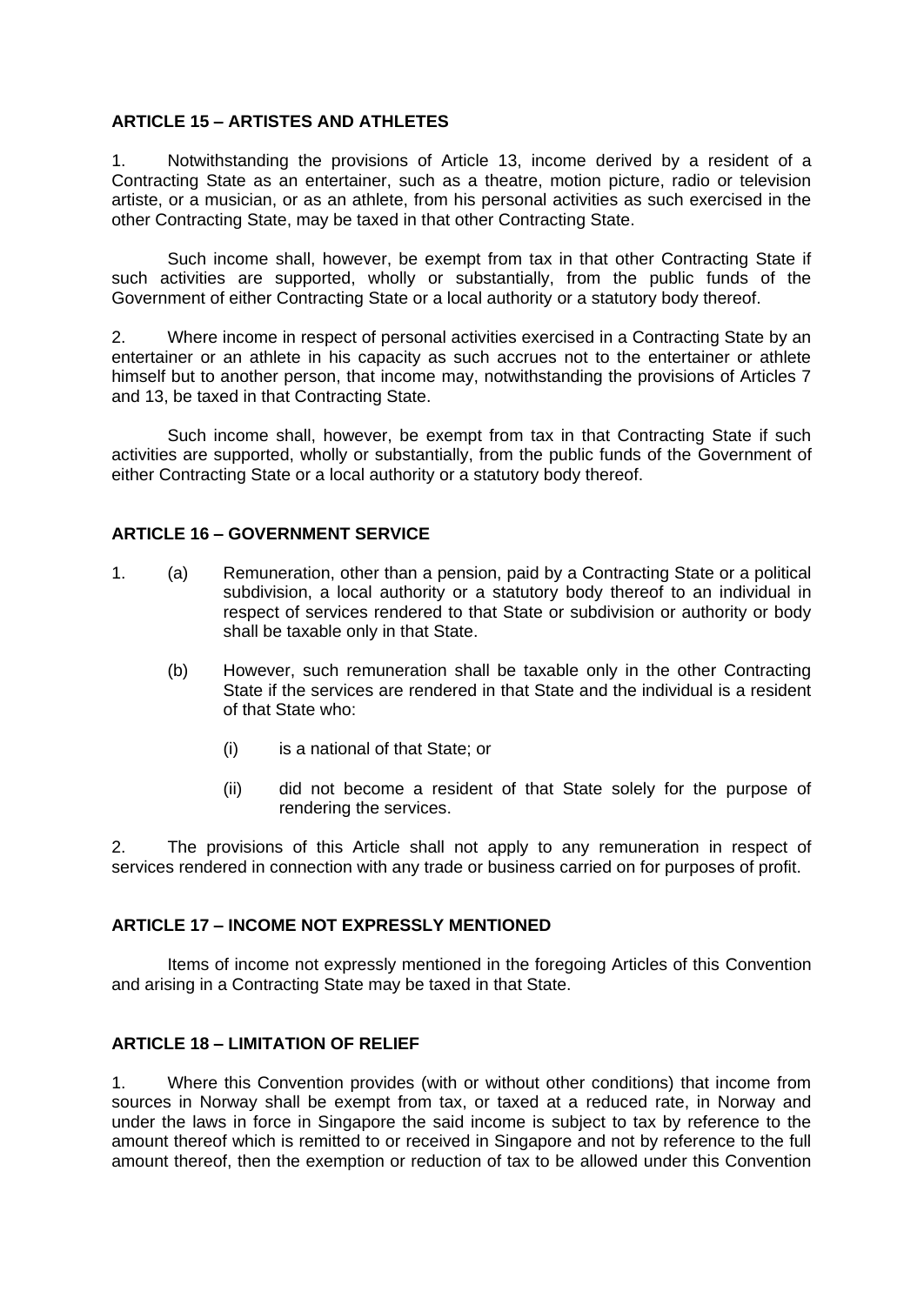**ARTICLE 15 – ARTISTES AND ATHLETES**

1. Notwithstanding the provisions of Article 13, income derived by a resident of a Contracting State as an entertainer, such as a theatre, motion picture, radio or television artiste, or a musician, or as an athlete, from his personal activities as such exercised in the other Contracting State, may be taxed in that other Contracting State.

Such income shall, however, be exempt from tax in that other Contracting State if such activities are supported, wholly or substantially, from the public funds of the Government of either Contracting State or a local authority or a statutory body thereof.

2. Where income in respect of personal activities exercised in a Contracting State by an entertainer or an athlete in his capacity as such accrues not to the entertainer or athlete himself but to another person, that income may, notwithstanding the provisions of Articles 7 and 13, be taxed in that Contracting State.

Such income shall, however, be exempt from tax in that Contracting State if such activities are supported, wholly or substantially, from the public funds of the Government of either Contracting State or a local authority or a statutory body thereof.

**ARTICLE 16 – GOVERNMENT SERVICE**

1. (a) Remuneration, other than a pension, paid by a Contracting State or a political subdivision, a local authority or a statutory body thereof to an individual in respect of services rendered to that State or subdivision or authority or body shall be taxable only in that State.

   (b) However, such remuneration shall be taxable only in the other Contracting State if the services are rendered in that State and the individual is a resident of that State who:

      (i) is a national of that State; or

      (ii) did not become a resident of that State solely for the purpose of rendering the services.

2. The provisions of this Article shall not apply to any remuneration in respect of services rendered in connection with any trade or business carried on for purposes of profit.

**ARTICLE 17 – INCOME NOT EXPRESSLY MENTIONED**

Items of income not expressly mentioned in the foregoing Articles of this Convention and arising in a Contracting State may be taxed in that State.

**ARTICLE 18 – LIMITATION OF RELIEF**

1. Where this Convention provides (with or without other conditions) that income from sources in Norway shall be exempt from tax, or taxed at a reduced rate, in Norway and under the laws in force in Singapore the said income is subject to tax by reference to the amount thereof which is remitted to or received in Singapore and not by reference to the full amount thereof, then the exemption or reduction of tax to be allowed under this Convention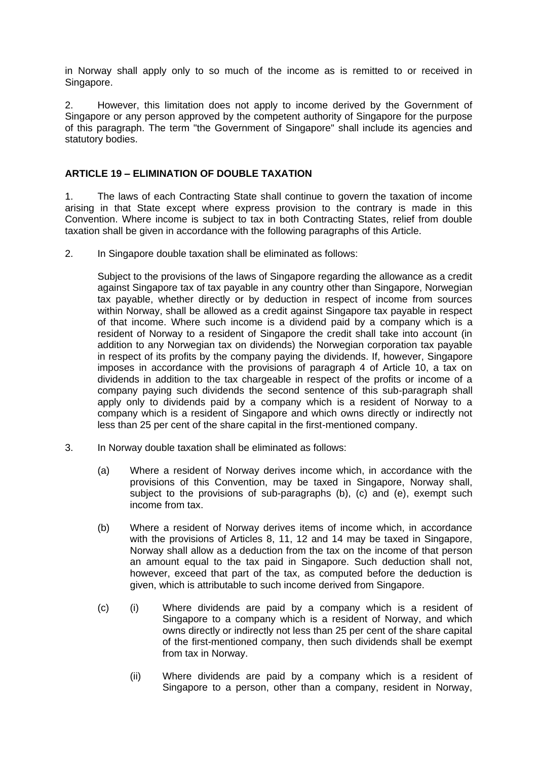in Norway shall apply only to so much of the income as is remitted to or received in Singapore.

2. However, this limitation does not apply to income derived by the Government of Singapore or any person approved by the competent authority of Singapore for the purpose of this paragraph. The term "the Government of Singapore" shall include its agencies and statutory bodies.

## ARTICLE 19 – ELIMINATION OF DOUBLE TAXATION

1. The laws of each Contracting State shall continue to govern the taxation of income arising in that State except where express provision to the contrary is made in this Convention. Where income is subject to tax in both Contracting States, relief from double taxation shall be given in accordance with the following paragraphs of this Article.

2. In Singapore double taxation shall be eliminated as follows:

   Subject to the provisions of the laws of Singapore regarding the allowance as a credit against Singapore tax of tax payable in any country other than Singapore, Norwegian tax payable, whether directly or by deduction in respect of income from sources within Norway, shall be allowed as a credit against Singapore tax payable in respect of that income. Where such income is a dividend paid by a company which is a resident of Norway to a resident of Singapore the credit shall take into account (in addition to any Norwegian tax on dividends) the Norwegian corporation tax payable in respect of its profits by the company paying the dividends. If, however, Singapore imposes in accordance with the provisions of paragraph 4 of Article 10, a tax on dividends in addition to the tax chargeable in respect of the profits or income of a company paying such dividends the second sentence of this sub-paragraph shall apply only to dividends paid by a company which is a resident of Norway to a company which is a resident of Singapore and which owns directly or indirectly not less than 25 per cent of the share capital in the first-mentioned company.

3. In Norway double taxation shall be eliminated as follows:

   (a) Where a resident of Norway derives income which, in accordance with the provisions of this Convention, may be taxed in Singapore, Norway shall, subject to the provisions of sub-paragraphs (b), (c) and (e), exempt such income from tax.

   (b) Where a resident of Norway derives items of income which, in accordance with the provisions of Articles 8, 11, 12 and 14 may be taxed in Singapore, Norway shall allow as a deduction from the tax on the income of that person an amount equal to the tax paid in Singapore. Such deduction shall not, however, exceed that part of the tax, as computed before the deduction is given, which is attributable to such income derived from Singapore.

   (c) (i) Where dividends are paid by a company which is a resident of Singapore to a company which is a resident of Norway, and which owns directly or indirectly not less than 25 per cent of the share capital of the first-mentioned company, then such dividends shall be exempt from tax in Norway.

   (ii) Where dividends are paid by a company which is a resident of Singapore to a person, other than a company, resident in Norway,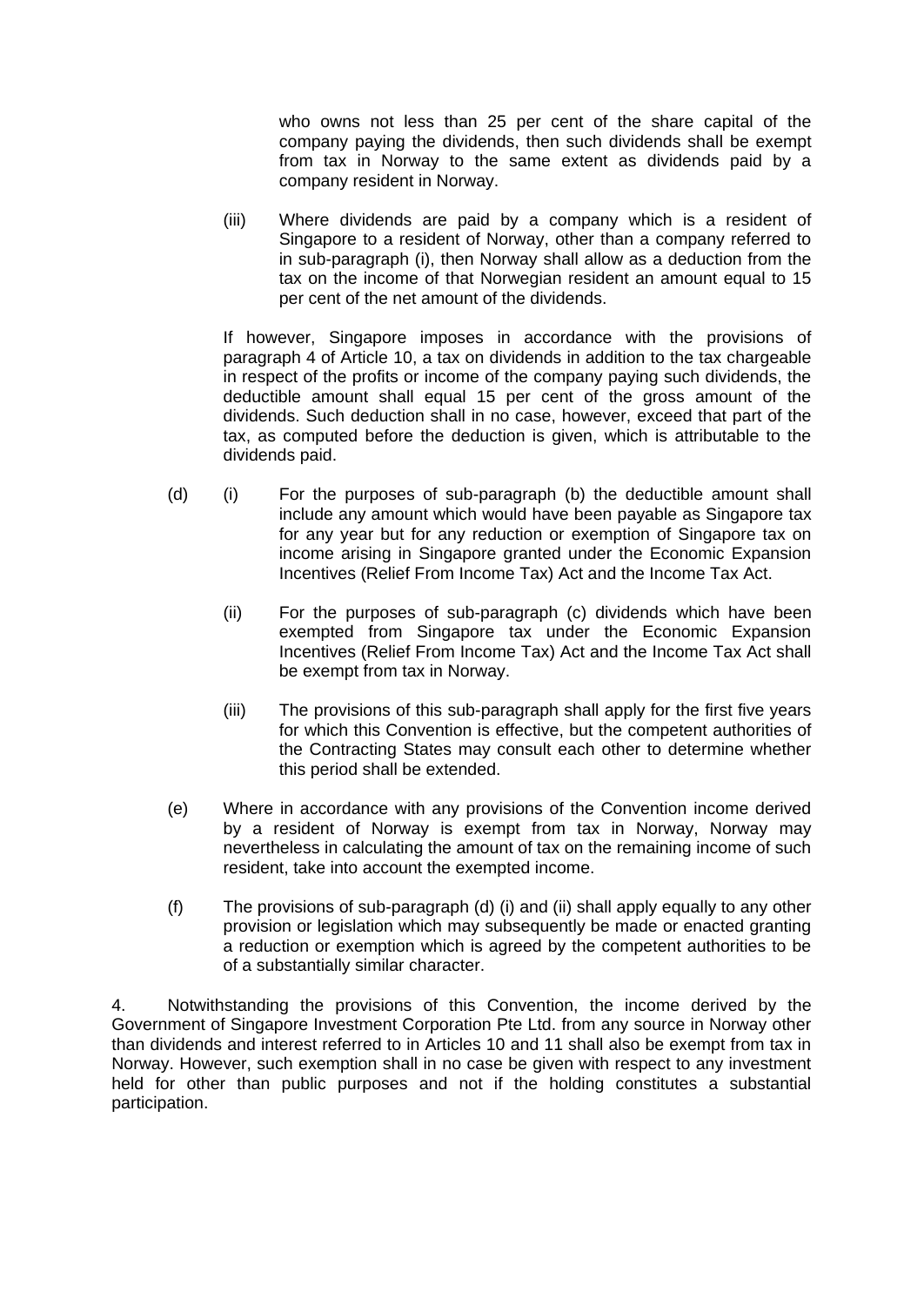who owns not less than 25 per cent of the share capital of the company paying the dividends, then such dividends shall be exempt from tax in Norway to the same extent as dividends paid by a company resident in Norway.

(iii) Where dividends are paid by a company which is a resident of Singapore to a resident of Norway, other than a company referred to in sub-paragraph (i), then Norway shall allow as a deduction from the tax on the income of that Norwegian resident an amount equal to 15 per cent of the net amount of the dividends.

If however, Singapore imposes in accordance with the provisions of paragraph 4 of Article 10, a tax on dividends in addition to the tax chargeable in respect of the profits or income of the company paying such dividends, the deductible amount shall equal 15 per cent of the gross amount of the dividends. Such deduction shall in no case, however, exceed that part of the tax, as computed before the deduction is given, which is attributable to the dividends paid.

(d) (i) For the purposes of sub-paragraph (b) the deductible amount shall include any amount which would have been payable as Singapore tax for any year but for any reduction or exemption of Singapore tax on income arising in Singapore granted under the Economic Expansion Incentives (Relief From Income Tax) Act and the Income Tax Act.

(ii) For the purposes of sub-paragraph (c) dividends which have been exempted from Singapore tax under the Economic Expansion Incentives (Relief From Income Tax) Act and the Income Tax Act shall be exempt from tax in Norway.

(iii) The provisions of this sub-paragraph shall apply for the first five years for which this Convention is effective, but the competent authorities of the Contracting States may consult each other to determine whether this period shall be extended.

(e) Where in accordance with any provisions of the Convention income derived by a resident of Norway is exempt from tax in Norway, Norway may nevertheless in calculating the amount of tax on the remaining income of such resident, take into account the exempted income.

(f) The provisions of sub-paragraph (d) (i) and (ii) shall apply equally to any other provision or legislation which may subsequently be made or enacted granting a reduction or exemption which is agreed by the competent authorities to be of a substantially similar character.

4. Notwithstanding the provisions of this Convention, the income derived by the Government of Singapore Investment Corporation Pte Ltd. from any source in Norway other than dividends and interest referred to in Articles 10 and 11 shall also be exempt from tax in Norway. However, such exemption shall in no case be given with respect to any investment held for other than public purposes and not if the holding constitutes a substantial participation.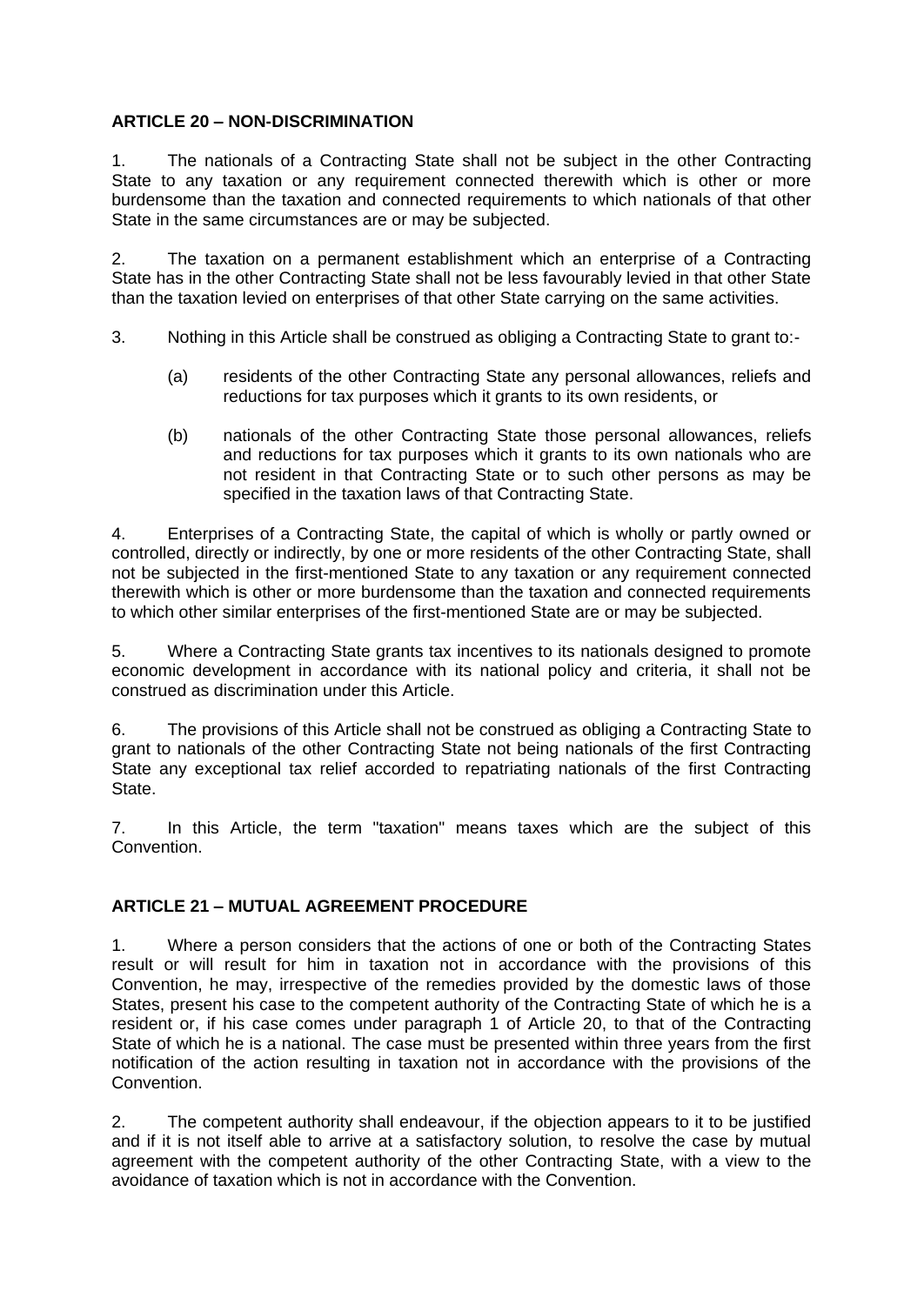## ARTICLE 20 – NON-DISCRIMINATION

1. The nationals of a Contracting State shall not be subject in the other Contracting State to any taxation or any requirement connected therewith which is other or more burdensome than the taxation and connected requirements to which nationals of that other State in the same circumstances are or may be subjected.

2. The taxation on a permanent establishment which an enterprise of a Contracting State has in the other Contracting State shall not be less favourably levied in that other State than the taxation levied on enterprises of that other State carrying on the same activities.

3. Nothing in this Article shall be construed as obliging a Contracting State to grant to:-

   (a) residents of the other Contracting State any personal allowances, reliefs and reductions for tax purposes which it grants to its own residents, or

   (b) nationals of the other Contracting State those personal allowances, reliefs and reductions for tax purposes which it grants to its own nationals who are not resident in that Contracting State or to such other persons as may be specified in the taxation laws of that Contracting State.

4. Enterprises of a Contracting State, the capital of which is wholly or partly owned or controlled, directly or indirectly, by one or more residents of the other Contracting State, shall not be subjected in the first-mentioned State to any taxation or any requirement connected therewith which is other or more burdensome than the taxation and connected requirements to which other similar enterprises of the first-mentioned State are or may be subjected.

5. Where a Contracting State grants tax incentives to its nationals designed to promote economic development in accordance with its national policy and criteria, it shall not be construed as discrimination under this Article.

6. The provisions of this Article shall not be construed as obliging a Contracting State to grant to nationals of the other Contracting State not being nationals of the first Contracting State any exceptional tax relief accorded to repatriating nationals of the first Contracting State.

7. In this Article, the term "taxation" means taxes which are the subject of this Convention.

## ARTICLE 21 – MUTUAL AGREEMENT PROCEDURE

1. Where a person considers that the actions of one or both of the Contracting States result or will result for him in taxation not in accordance with the provisions of this Convention, he may, irrespective of the remedies provided by the domestic laws of those States, present his case to the competent authority of the Contracting State of which he is a resident or, if his case comes under paragraph 1 of Article 20, to that of the Contracting State of which he is a national. The case must be presented within three years from the first notification of the action resulting in taxation not in accordance with the provisions of the Convention.

2. The competent authority shall endeavour, if the objection appears to it to be justified and if it is not itself able to arrive at a satisfactory solution, to resolve the case by mutual agreement with the competent authority of the other Contracting State, with a view to the avoidance of taxation which is not in accordance with the Convention.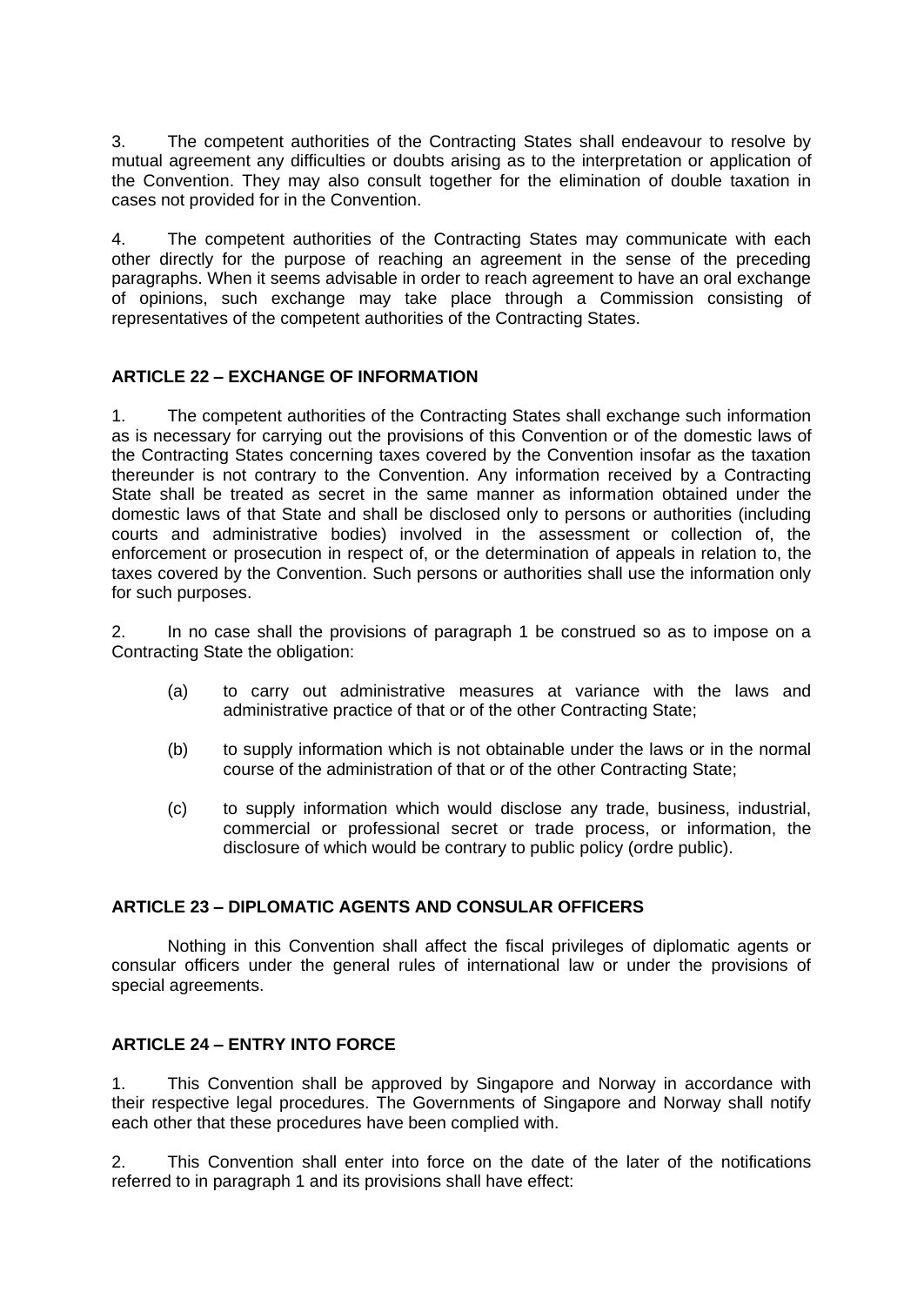3. The competent authorities of the Contracting States shall endeavour to resolve by mutual agreement any difficulties or doubts arising as to the interpretation or application of the Convention. They may also consult together for the elimination of double taxation in cases not provided for in the Convention.

4. The competent authorities of the Contracting States may communicate with each other directly for the purpose of reaching an agreement in the sense of the preceding paragraphs. When it seems advisable in order to reach agreement to have an oral exchange of opinions, such exchange may take place through a Commission consisting of representatives of the competent authorities of the Contracting States.

## ARTICLE 22 – EXCHANGE OF INFORMATION

1. The competent authorities of the Contracting States shall exchange such information as is necessary for carrying out the provisions of this Convention or of the domestic laws of the Contracting States concerning taxes covered by the Convention insofar as the taxation thereunder is not contrary to the Convention. Any information received by a Contracting State shall be treated as secret in the same manner as information obtained under the domestic laws of that State and shall be disclosed only to persons or authorities (including courts and administrative bodies) involved in the assessment or collection of, the enforcement or prosecution in respect of, or the determination of appeals in relation to, the taxes covered by the Convention. Such persons or authorities shall use the information only for such purposes.

2. In no case shall the provisions of paragraph 1 be construed so as to impose on a Contracting State the obligation:

(a) to carry out administrative measures at variance with the laws and administrative practice of that or of the other Contracting State;

(b) to supply information which is not obtainable under the laws or in the normal course of the administration of that or of the other Contracting State;

(c) to supply information which would disclose any trade, business, industrial, commercial or professional secret or trade process, or information, the disclosure of which would be contrary to public policy (ordre public).

## ARTICLE 23 – DIPLOMATIC AGENTS AND CONSULAR OFFICERS

Nothing in this Convention shall affect the fiscal privileges of diplomatic agents or consular officers under the general rules of international law or under the provisions of special agreements.

## ARTICLE 24 – ENTRY INTO FORCE

1. This Convention shall be approved by Singapore and Norway in accordance with their respective legal procedures. The Governments of Singapore and Norway shall notify each other that these procedures have been complied with.

2. This Convention shall enter into force on the date of the later of the notifications referred to in paragraph 1 and its provisions shall have effect: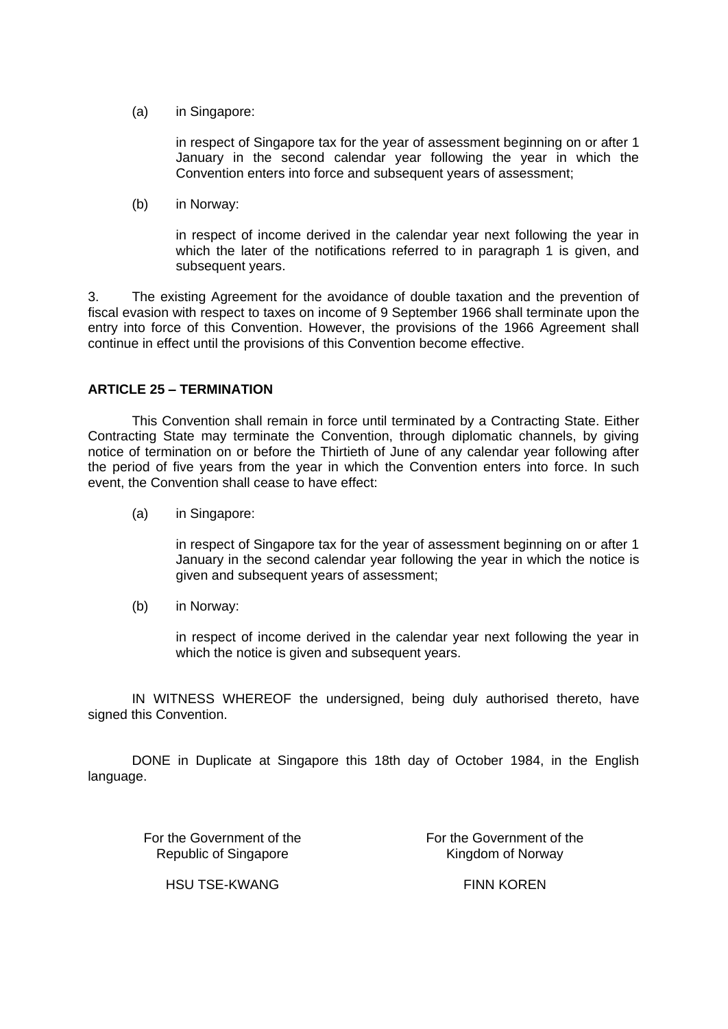(a) in Singapore:

in respect of Singapore tax for the year of assessment beginning on or after 1 January in the second calendar year following the year in which the Convention enters into force and subsequent years of assessment;

(b) in Norway:

in respect of income derived in the calendar year next following the year in which the later of the notifications referred to in paragraph 1 is given, and subsequent years.

3. The existing Agreement for the avoidance of double taxation and the prevention of fiscal evasion with respect to taxes on income of 9 September 1966 shall terminate upon the entry into force of this Convention. However, the provisions of the 1966 Agreement shall continue in effect until the provisions of this Convention become effective.

**ARTICLE 25 – TERMINATION**

This Convention shall remain in force until terminated by a Contracting State. Either Contracting State may terminate the Convention, through diplomatic channels, by giving notice of termination on or before the Thirtieth of June of any calendar year following after the period of five years from the year in which the Convention enters into force. In such event, the Convention shall cease to have effect:

(a) in Singapore:

in respect of Singapore tax for the year of assessment beginning on or after 1 January in the second calendar year following the year in which the notice is given and subsequent years of assessment;

(b) in Norway:

in respect of income derived in the calendar year next following the year in which the notice is given and subsequent years.

IN WITNESS WHEREOF the undersigned, being duly authorised thereto, have signed this Convention.

DONE in Duplicate at Singapore this 18th day of October 1984, in the English language.

| For the Government of the Republic of Singapore | For the Government of the Kingdom of Norway |
|---|---|
| HSU TSE-KWANG | FINN KOREN |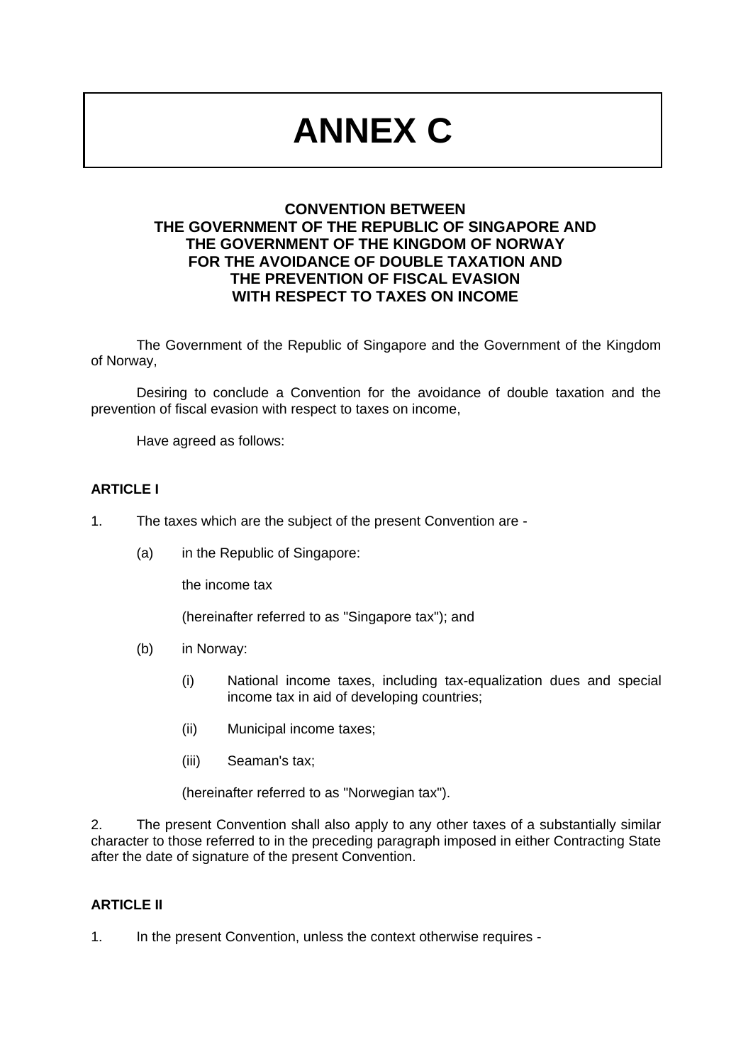# ANNEX C

## CONVENTION BETWEEN THE GOVERNMENT OF THE REPUBLIC OF SINGAPORE AND THE GOVERNMENT OF THE KINGDOM OF NORWAY FOR THE AVOIDANCE OF DOUBLE TAXATION AND THE PREVENTION OF FISCAL EVASION WITH RESPECT TO TAXES ON INCOME

The Government of the Republic of Singapore and the Government of the Kingdom of Norway,

Desiring to conclude a Convention for the avoidance of double taxation and the prevention of fiscal evasion with respect to taxes on income,

Have agreed as follows:

### ARTICLE I

1. The taxes which are the subject of the present Convention are -

   (a) in the Republic of Singapore:

   the income tax

   (hereinafter referred to as "Singapore tax"); and

   (b) in Norway:

   (i) National income taxes, including tax-equalization dues and special income tax in aid of developing countries;

   (ii) Municipal income taxes;

   (iii) Seaman's tax;

   (hereinafter referred to as "Norwegian tax").

2. The present Convention shall also apply to any other taxes of a substantially similar character to those referred to in the preceding paragraph imposed in either Contracting State after the date of signature of the present Convention.

### ARTICLE II

1. In the present Convention, unless the context otherwise requires -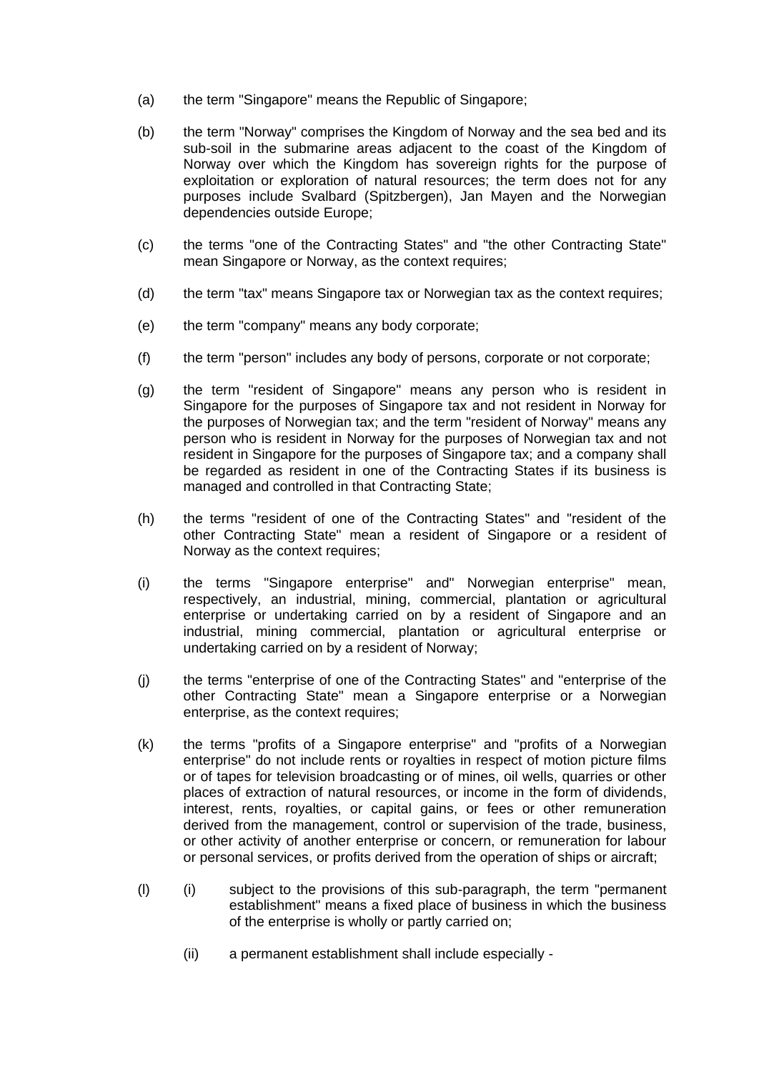(a) the term "Singapore" means the Republic of Singapore;

(b) the term "Norway" comprises the Kingdom of Norway and the sea bed and its sub-soil in the submarine areas adjacent to the coast of the Kingdom of Norway over which the Kingdom has sovereign rights for the purpose of exploitation or exploration of natural resources; the term does not for any purposes include Svalbard (Spitzbergen), Jan Mayen and the Norwegian dependencies outside Europe;

(c) the terms "one of the Contracting States" and "the other Contracting State" mean Singapore or Norway, as the context requires;

(d) the term "tax" means Singapore tax or Norwegian tax as the context requires;

(e) the term "company" means any body corporate;

(f) the term "person" includes any body of persons, corporate or not corporate;

(g) the term "resident of Singapore" means any person who is resident in Singapore for the purposes of Singapore tax and not resident in Norway for the purposes of Norwegian tax; and the term "resident of Norway" means any person who is resident in Norway for the purposes of Norwegian tax and not resident in Singapore for the purposes of Singapore tax; and a company shall be regarded as resident in one of the Contracting States if its business is managed and controlled in that Contracting State;

(h) the terms "resident of one of the Contracting States" and "resident of the other Contracting State" mean a resident of Singapore or a resident of Norway as the context requires;

(i) the terms "Singapore enterprise" and" Norwegian enterprise" mean, respectively, an industrial, mining, commercial, plantation or agricultural enterprise or undertaking carried on by a resident of Singapore and an industrial, mining commercial, plantation or agricultural enterprise or undertaking carried on by a resident of Norway;

(j) the terms "enterprise of one of the Contracting States" and "enterprise of the other Contracting State" mean a Singapore enterprise or a Norwegian enterprise, as the context requires;

(k) the terms "profits of a Singapore enterprise" and "profits of a Norwegian enterprise" do not include rents or royalties in respect of motion picture films or of tapes for television broadcasting or of mines, oil wells, quarries or other places of extraction of natural resources, or income in the form of dividends, interest, rents, royalties, or capital gains, or fees or other remuneration derived from the management, control or supervision of the trade, business, or other activity of another enterprise or concern, or remuneration for labour or personal services, or profits derived from the operation of ships or aircraft;

(l) (i) subject to the provisions of this sub-paragraph, the term "permanent establishment" means a fixed place of business in which the business of the enterprise is wholly or partly carried on;

(ii) a permanent establishment shall include especially -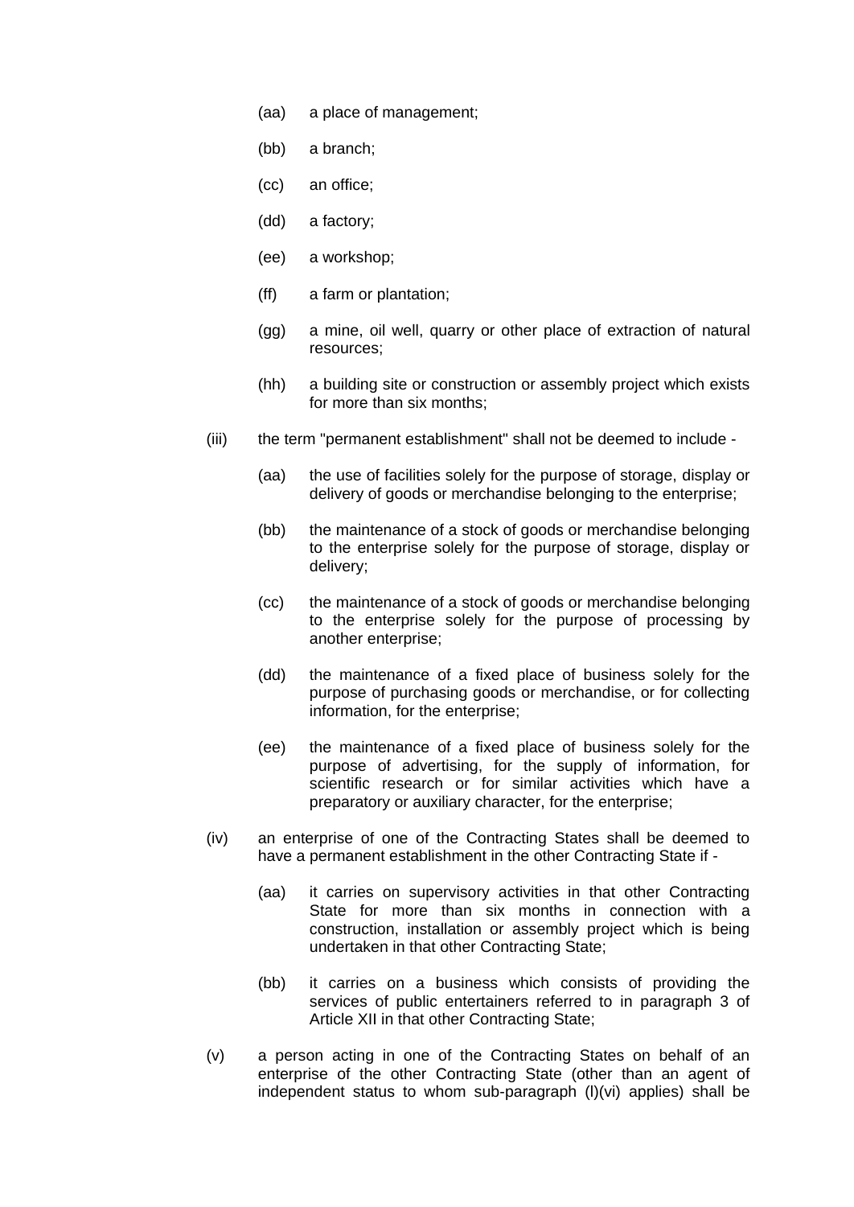- (aa) a place of management;
- (bb) a branch;
- (cc) an office;
- (dd) a factory;
- (ee) a workshop;
- (ff) a farm or plantation;
- (gg) a mine, oil well, quarry or other place of extraction of natural resources;
- (hh) a building site or construction or assembly project which exists for more than six months;

(iii) the term "permanent establishment" shall not be deemed to include -

- (aa) the use of facilities solely for the purpose of storage, display or delivery of goods or merchandise belonging to the enterprise;
- (bb) the maintenance of a stock of goods or merchandise belonging to the enterprise solely for the purpose of storage, display or delivery;
- (cc) the maintenance of a stock of goods or merchandise belonging to the enterprise solely for the purpose of processing by another enterprise;
- (dd) the maintenance of a fixed place of business solely for the purpose of purchasing goods or merchandise, or for collecting information, for the enterprise;
- (ee) the maintenance of a fixed place of business solely for the purpose of advertising, for the supply of information, for scientific research or for similar activities which have a preparatory or auxiliary character, for the enterprise;

(iv) an enterprise of one of the Contracting States shall be deemed to have a permanent establishment in the other Contracting State if -

- (aa) it carries on supervisory activities in that other Contracting State for more than six months in connection with a construction, installation or assembly project which is being undertaken in that other Contracting State;
- (bb) it carries on a business which consists of providing the services of public entertainers referred to in paragraph 3 of Article XII in that other Contracting State;

(v) a person acting in one of the Contracting States on behalf of an enterprise of the other Contracting State (other than an agent of independent status to whom sub-paragraph (l)(vi) applies) shall be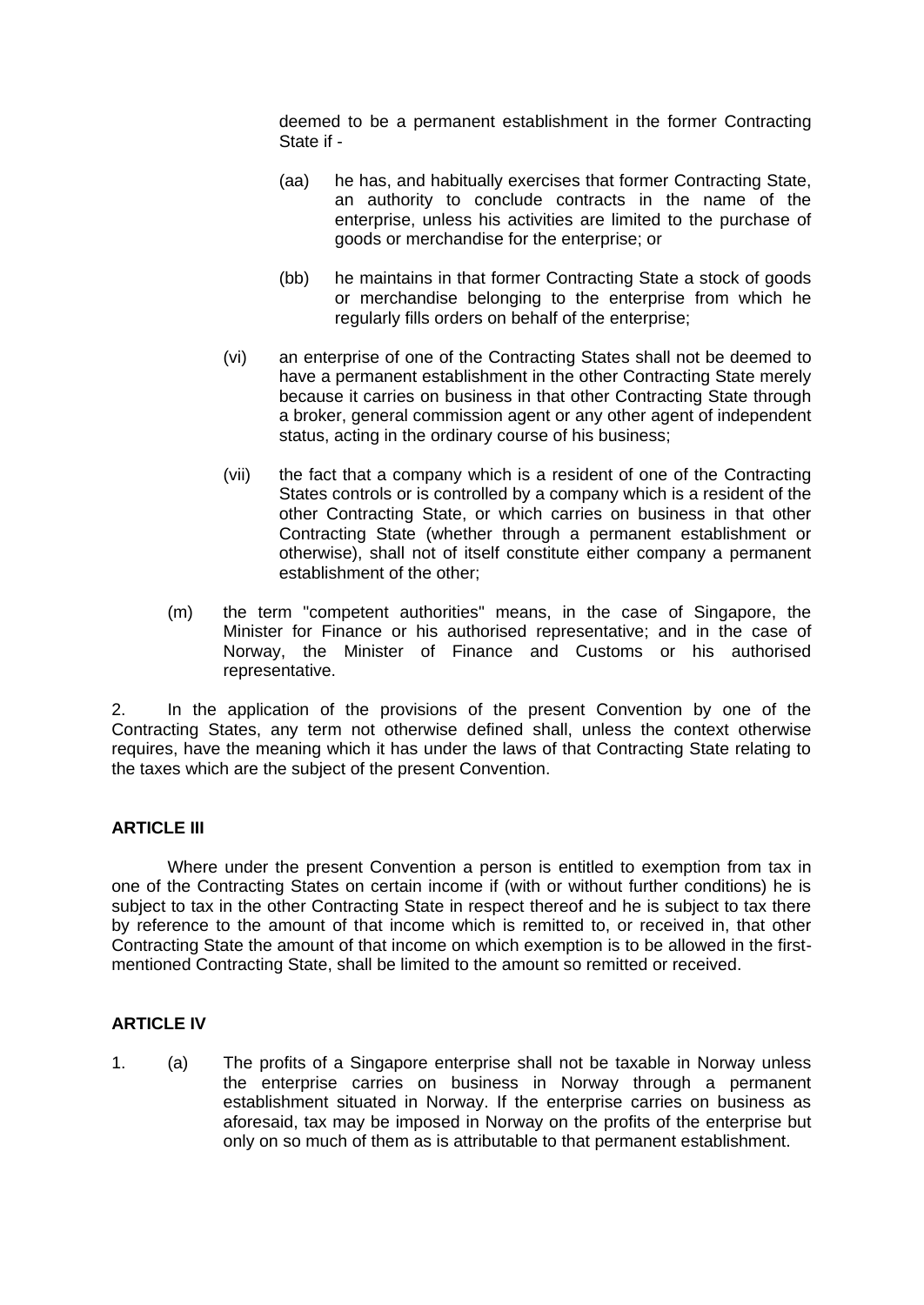deemed to be a permanent establishment in the former Contracting State if -

(aa) he has, and habitually exercises that former Contracting State, an authority to conclude contracts in the name of the enterprise, unless his activities are limited to the purchase of goods or merchandise for the enterprise; or

(bb) he maintains in that former Contracting State a stock of goods or merchandise belonging to the enterprise from which he regularly fills orders on behalf of the enterprise;

(vi) an enterprise of one of the Contracting States shall not be deemed to have a permanent establishment in the other Contracting State merely because it carries on business in that other Contracting State through a broker, general commission agent or any other agent of independent status, acting in the ordinary course of his business;

(vii) the fact that a company which is a resident of one of the Contracting States controls or is controlled by a company which is a resident of the other Contracting State, or which carries on business in that other Contracting State (whether through a permanent establishment or otherwise), shall not of itself constitute either company a permanent establishment of the other;

(m) the term "competent authorities" means, in the case of Singapore, the Minister for Finance or his authorised representative; and in the case of Norway, the Minister of Finance and Customs or his authorised representative.

2. In the application of the provisions of the present Convention by one of the Contracting States, any term not otherwise defined shall, unless the context otherwise requires, have the meaning which it has under the laws of that Contracting State relating to the taxes which are the subject of the present Convention.

**ARTICLE III**

Where under the present Convention a person is entitled to exemption from tax in one of the Contracting States on certain income if (with or without further conditions) he is subject to tax in the other Contracting State in respect thereof and he is subject to tax there by reference to the amount of that income which is remitted to, or received in, that other Contracting State the amount of that income on which exemption is to be allowed in the first-mentioned Contracting State, shall be limited to the amount so remitted or received.

**ARTICLE IV**

1. (a) The profits of a Singapore enterprise shall not be taxable in Norway unless the enterprise carries on business in Norway through a permanent establishment situated in Norway. If the enterprise carries on business as aforesaid, tax may be imposed in Norway on the profits of the enterprise but only on so much of them as is attributable to that permanent establishment.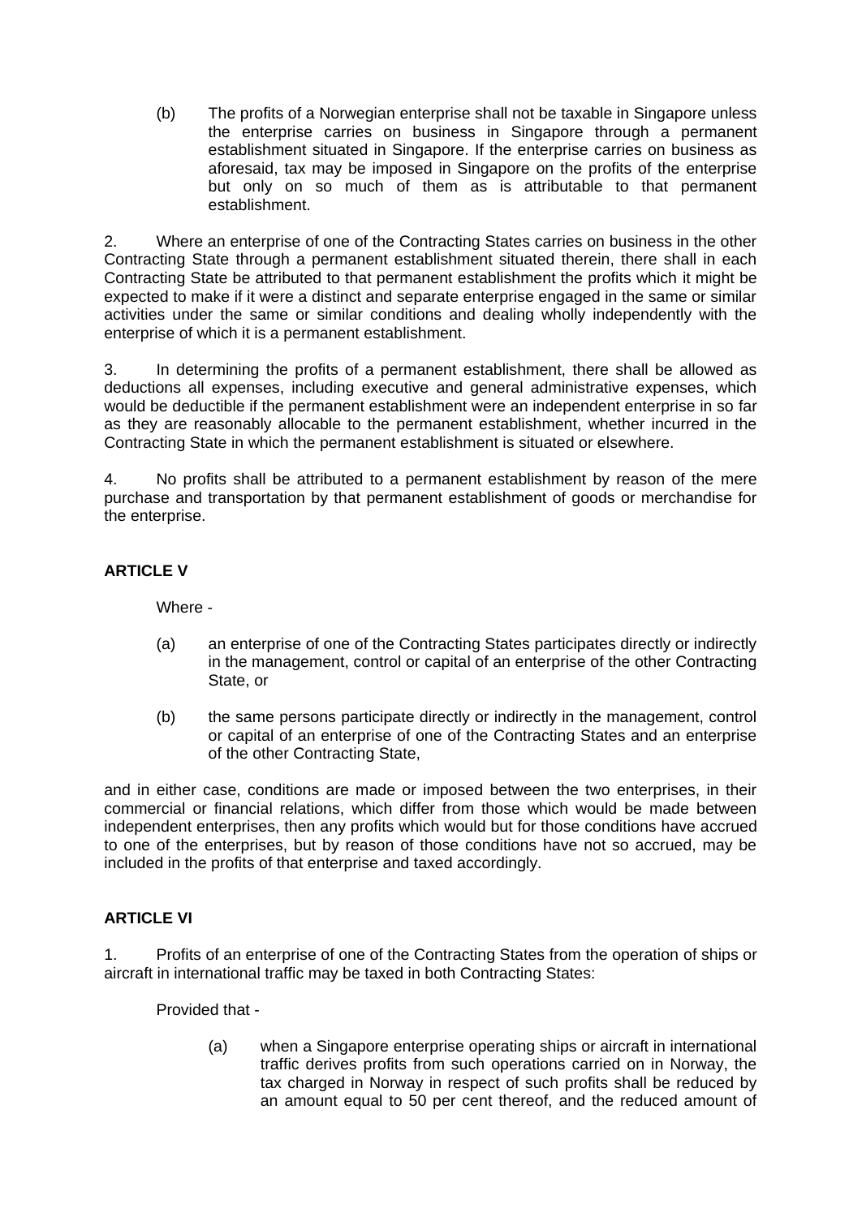(b) The profits of a Norwegian enterprise shall not be taxable in Singapore unless the enterprise carries on business in Singapore through a permanent establishment situated in Singapore. If the enterprise carries on business as aforesaid, tax may be imposed in Singapore on the profits of the enterprise but only on so much of them as is attributable to that permanent establishment.

2. Where an enterprise of one of the Contracting States carries on business in the other Contracting State through a permanent establishment situated therein, there shall in each Contracting State be attributed to that permanent establishment the profits which it might be expected to make if it were a distinct and separate enterprise engaged in the same or similar activities under the same or similar conditions and dealing wholly independently with the enterprise of which it is a permanent establishment.

3. In determining the profits of a permanent establishment, there shall be allowed as deductions all expenses, including executive and general administrative expenses, which would be deductible if the permanent establishment were an independent enterprise in so far as they are reasonably allocable to the permanent establishment, whether incurred in the Contracting State in which the permanent establishment is situated or elsewhere.

4. No profits shall be attributed to a permanent establishment by reason of the mere purchase and transportation by that permanent establishment of goods or merchandise for the enterprise.

**ARTICLE V**

Where -

(a) an enterprise of one of the Contracting States participates directly or indirectly in the management, control or capital of an enterprise of the other Contracting State, or

(b) the same persons participate directly or indirectly in the management, control or capital of an enterprise of one of the Contracting States and an enterprise of the other Contracting State,

and in either case, conditions are made or imposed between the two enterprises, in their commercial or financial relations, which differ from those which would be made between independent enterprises, then any profits which would but for those conditions have accrued to one of the enterprises, but by reason of those conditions have not so accrued, may be included in the profits of that enterprise and taxed accordingly.

**ARTICLE VI**

1. Profits of an enterprise of one of the Contracting States from the operation of ships or aircraft in international traffic may be taxed in both Contracting States:

Provided that -

(a) when a Singapore enterprise operating ships or aircraft in international traffic derives profits from such operations carried on in Norway, the tax charged in Norway in respect of such profits shall be reduced by an amount equal to 50 per cent thereof, and the reduced amount of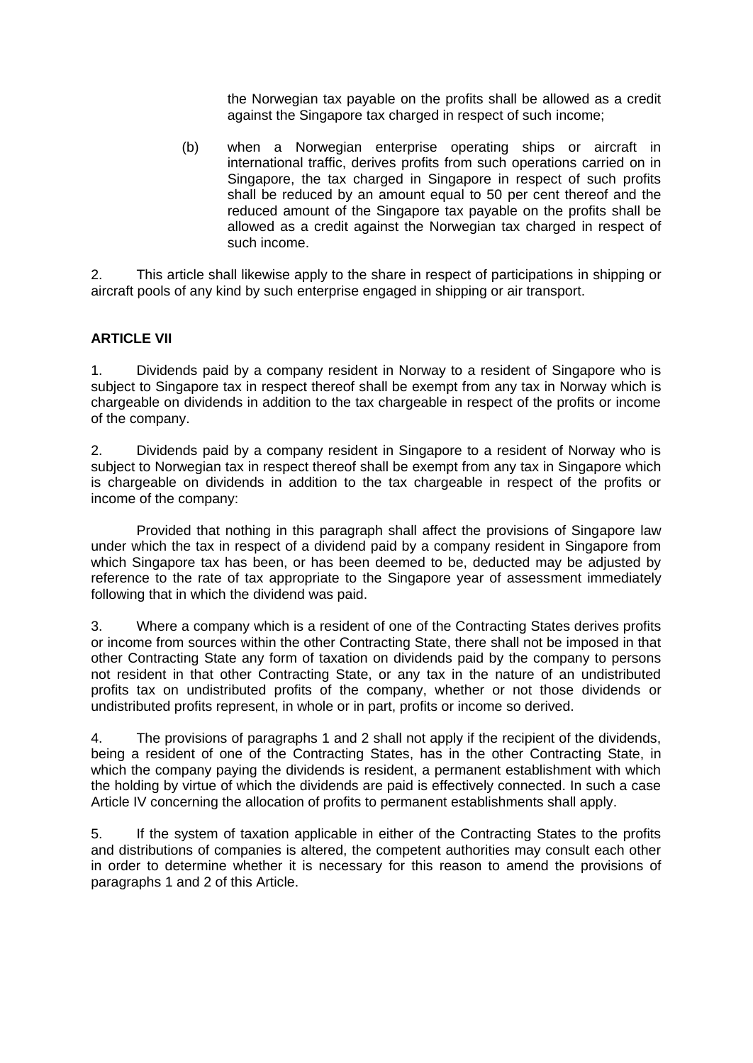the Norwegian tax payable on the profits shall be allowed as a credit against the Singapore tax charged in respect of such income;

(b) when a Norwegian enterprise operating ships or aircraft in international traffic, derives profits from such operations carried on in Singapore, the tax charged in Singapore in respect of such profits shall be reduced by an amount equal to 50 per cent thereof and the reduced amount of the Singapore tax payable on the profits shall be allowed as a credit against the Norwegian tax charged in respect of such income.

2. This article shall likewise apply to the share in respect of participations in shipping or aircraft pools of any kind by such enterprise engaged in shipping or air transport.

**ARTICLE VII**

1. Dividends paid by a company resident in Norway to a resident of Singapore who is subject to Singapore tax in respect thereof shall be exempt from any tax in Norway which is chargeable on dividends in addition to the tax chargeable in respect of the profits or income of the company.

2. Dividends paid by a company resident in Singapore to a resident of Norway who is subject to Norwegian tax in respect thereof shall be exempt from any tax in Singapore which is chargeable on dividends in addition to the tax chargeable in respect of the profits or income of the company:

Provided that nothing in this paragraph shall affect the provisions of Singapore law under which the tax in respect of a dividend paid by a company resident in Singapore from which Singapore tax has been, or has been deemed to be, deducted may be adjusted by reference to the rate of tax appropriate to the Singapore year of assessment immediately following that in which the dividend was paid.

3. Where a company which is a resident of one of the Contracting States derives profits or income from sources within the other Contracting State, there shall not be imposed in that other Contracting State any form of taxation on dividends paid by the company to persons not resident in that other Contracting State, or any tax in the nature of an undistributed profits tax on undistributed profits of the company, whether or not those dividends or undistributed profits represent, in whole or in part, profits or income so derived.

4. The provisions of paragraphs 1 and 2 shall not apply if the recipient of the dividends, being a resident of one of the Contracting States, has in the other Contracting State, in which the company paying the dividends is resident, a permanent establishment with which the holding by virtue of which the dividends are paid is effectively connected. In such a case Article IV concerning the allocation of profits to permanent establishments shall apply.

5. If the system of taxation applicable in either of the Contracting States to the profits and distributions of companies is altered, the competent authorities may consult each other in order to determine whether it is necessary for this reason to amend the provisions of paragraphs 1 and 2 of this Article.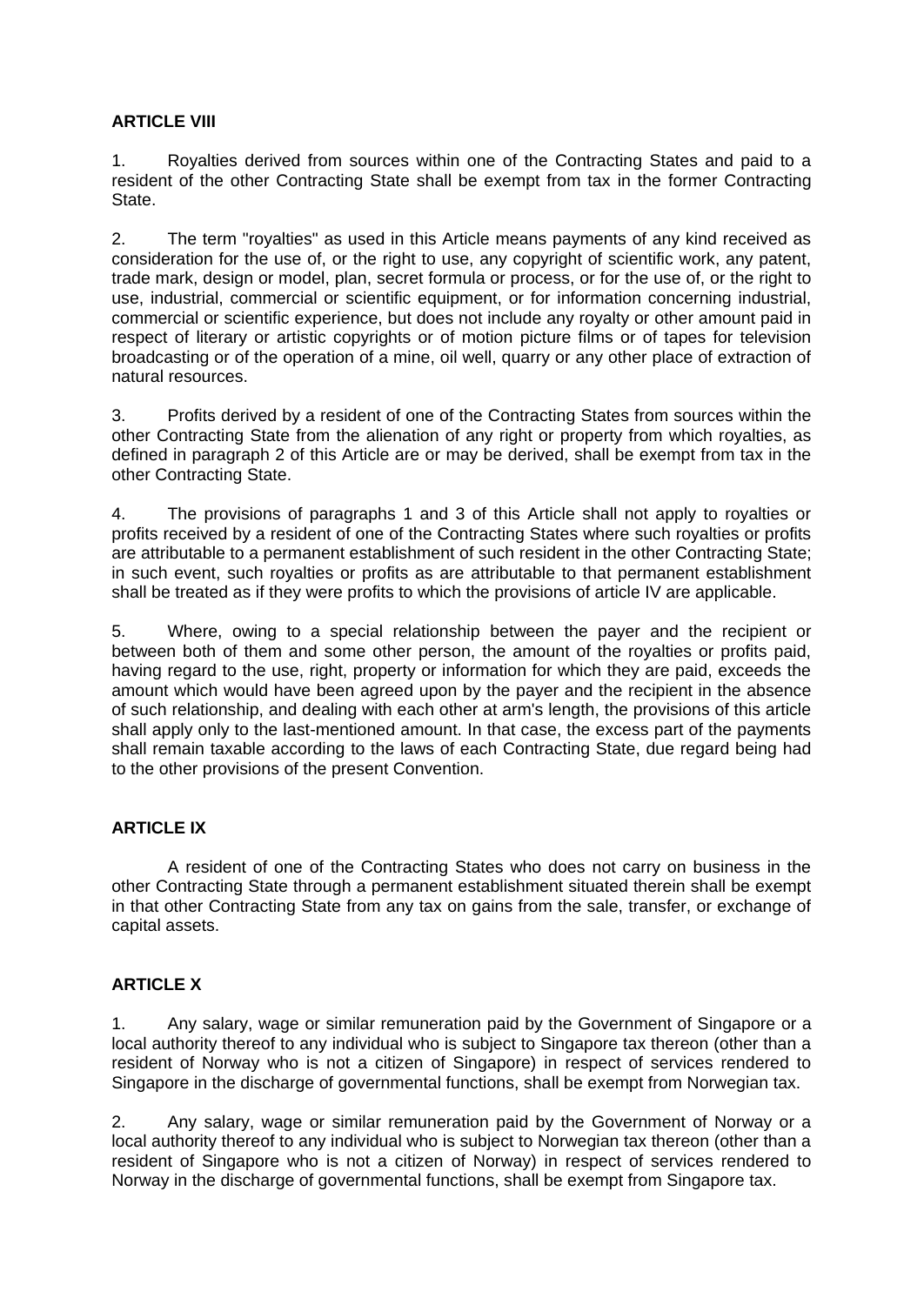**ARTICLE VIII**

1. Royalties derived from sources within one of the Contracting States and paid to a resident of the other Contracting State shall be exempt from tax in the former Contracting State.

2. The term "royalties" as used in this Article means payments of any kind received as consideration for the use of, or the right to use, any copyright of scientific work, any patent, trade mark, design or model, plan, secret formula or process, or for the use of, or the right to use, industrial, commercial or scientific equipment, or for information concerning industrial, commercial or scientific experience, but does not include any royalty or other amount paid in respect of literary or artistic copyrights or of motion picture films or of tapes for television broadcasting or of the operation of a mine, oil well, quarry or any other place of extraction of natural resources.

3. Profits derived by a resident of one of the Contracting States from sources within the other Contracting State from the alienation of any right or property from which royalties, as defined in paragraph 2 of this Article are or may be derived, shall be exempt from tax in the other Contracting State.

4. The provisions of paragraphs 1 and 3 of this Article shall not apply to royalties or profits received by a resident of one of the Contracting States where such royalties or profits are attributable to a permanent establishment of such resident in the other Contracting State; in such event, such royalties or profits as are attributable to that permanent establishment shall be treated as if they were profits to which the provisions of article IV are applicable.

5. Where, owing to a special relationship between the payer and the recipient or between both of them and some other person, the amount of the royalties or profits paid, having regard to the use, right, property or information for which they are paid, exceeds the amount which would have been agreed upon by the payer and the recipient in the absence of such relationship, and dealing with each other at arm's length, the provisions of this article shall apply only to the last-mentioned amount. In that case, the excess part of the payments shall remain taxable according to the laws of each Contracting State, due regard being had to the other provisions of the present Convention.

**ARTICLE IX**

A resident of one of the Contracting States who does not carry on business in the other Contracting State through a permanent establishment situated therein shall be exempt in that other Contracting State from any tax on gains from the sale, transfer, or exchange of capital assets.

**ARTICLE X**

1. Any salary, wage or similar remuneration paid by the Government of Singapore or a local authority thereof to any individual who is subject to Singapore tax thereon (other than a resident of Norway who is not a citizen of Singapore) in respect of services rendered to Singapore in the discharge of governmental functions, shall be exempt from Norwegian tax.

2. Any salary, wage or similar remuneration paid by the Government of Norway or a local authority thereof to any individual who is subject to Norwegian tax thereon (other than a resident of Singapore who is not a citizen of Norway) in respect of services rendered to Norway in the discharge of governmental functions, shall be exempt from Singapore tax.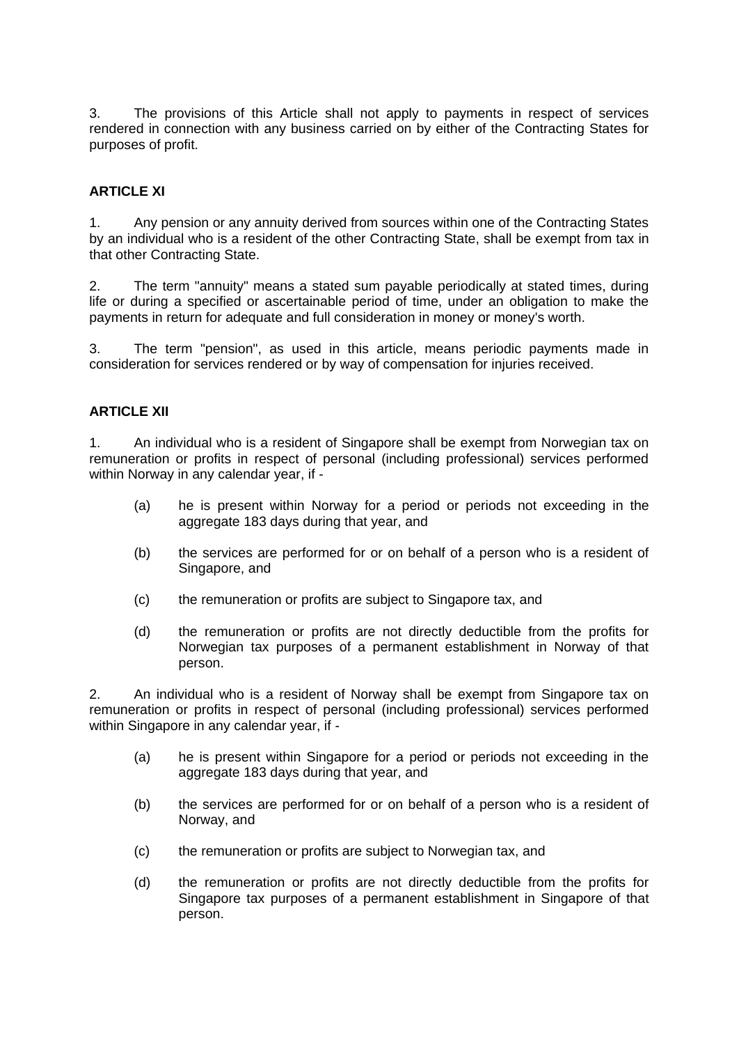3. The provisions of this Article shall not apply to payments in respect of services rendered in connection with any business carried on by either of the Contracting States for purposes of profit.

**ARTICLE XI**

1. Any pension or any annuity derived from sources within one of the Contracting States by an individual who is a resident of the other Contracting State, shall be exempt from tax in that other Contracting State.

2. The term "annuity" means a stated sum payable periodically at stated times, during life or during a specified or ascertainable period of time, under an obligation to make the payments in return for adequate and full consideration in money or money's worth.

3. The term "pension", as used in this article, means periodic payments made in consideration for services rendered or by way of compensation for injuries received.

**ARTICLE XII**

1. An individual who is a resident of Singapore shall be exempt from Norwegian tax on remuneration or profits in respect of personal (including professional) services performed within Norway in any calendar year, if -

   (a) he is present within Norway for a period or periods not exceeding in the aggregate 183 days during that year, and

   (b) the services are performed for or on behalf of a person who is a resident of Singapore, and

   (c) the remuneration or profits are subject to Singapore tax, and

   (d) the remuneration or profits are not directly deductible from the profits for Norwegian tax purposes of a permanent establishment in Norway of that person.

2. An individual who is a resident of Norway shall be exempt from Singapore tax on remuneration or profits in respect of personal (including professional) services performed within Singapore in any calendar year, if -

   (a) he is present within Singapore for a period or periods not exceeding in the aggregate 183 days during that year, and

   (b) the services are performed for or on behalf of a person who is a resident of Norway, and

   (c) the remuneration or profits are subject to Norwegian tax, and

   (d) the remuneration or profits are not directly deductible from the profits for Singapore tax purposes of a permanent establishment in Singapore of that person.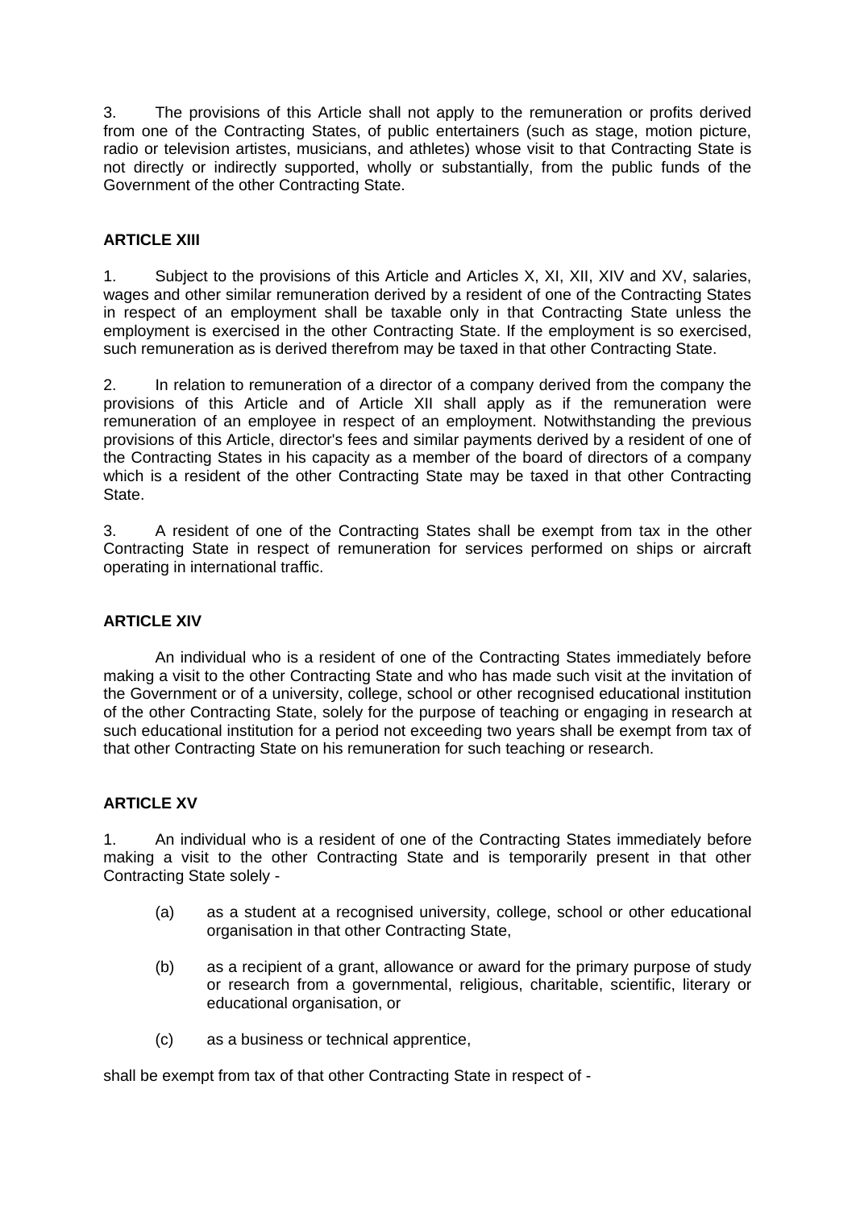3. The provisions of this Article shall not apply to the remuneration or profits derived from one of the Contracting States, of public entertainers (such as stage, motion picture, radio or television artistes, musicians, and athletes) whose visit to that Contracting State is not directly or indirectly supported, wholly or substantially, from the public funds of the Government of the other Contracting State.

**ARTICLE XIII**

1. Subject to the provisions of this Article and Articles X, XI, XII, XIV and XV, salaries, wages and other similar remuneration derived by a resident of one of the Contracting States in respect of an employment shall be taxable only in that Contracting State unless the employment is exercised in the other Contracting State. If the employment is so exercised, such remuneration as is derived therefrom may be taxed in that other Contracting State.

2. In relation to remuneration of a director of a company derived from the company the provisions of this Article and of Article XII shall apply as if the remuneration were remuneration of an employee in respect of an employment. Notwithstanding the previous provisions of this Article, director's fees and similar payments derived by a resident of one of the Contracting States in his capacity as a member of the board of directors of a company which is a resident of the other Contracting State may be taxed in that other Contracting State.

3. A resident of one of the Contracting States shall be exempt from tax in the other Contracting State in respect of remuneration for services performed on ships or aircraft operating in international traffic.

**ARTICLE XIV**

An individual who is a resident of one of the Contracting States immediately before making a visit to the other Contracting State and who has made such visit at the invitation of the Government or of a university, college, school or other recognised educational institution of the other Contracting State, solely for the purpose of teaching or engaging in research at such educational institution for a period not exceeding two years shall be exempt from tax of that other Contracting State on his remuneration for such teaching or research.

**ARTICLE XV**

1. An individual who is a resident of one of the Contracting States immediately before making a visit to the other Contracting State and is temporarily present in that other Contracting State solely -

(a) as a student at a recognised university, college, school or other educational organisation in that other Contracting State,

(b) as a recipient of a grant, allowance or award for the primary purpose of study or research from a governmental, religious, charitable, scientific, literary or educational organisation, or

(c) as a business or technical apprentice,

shall be exempt from tax of that other Contracting State in respect of -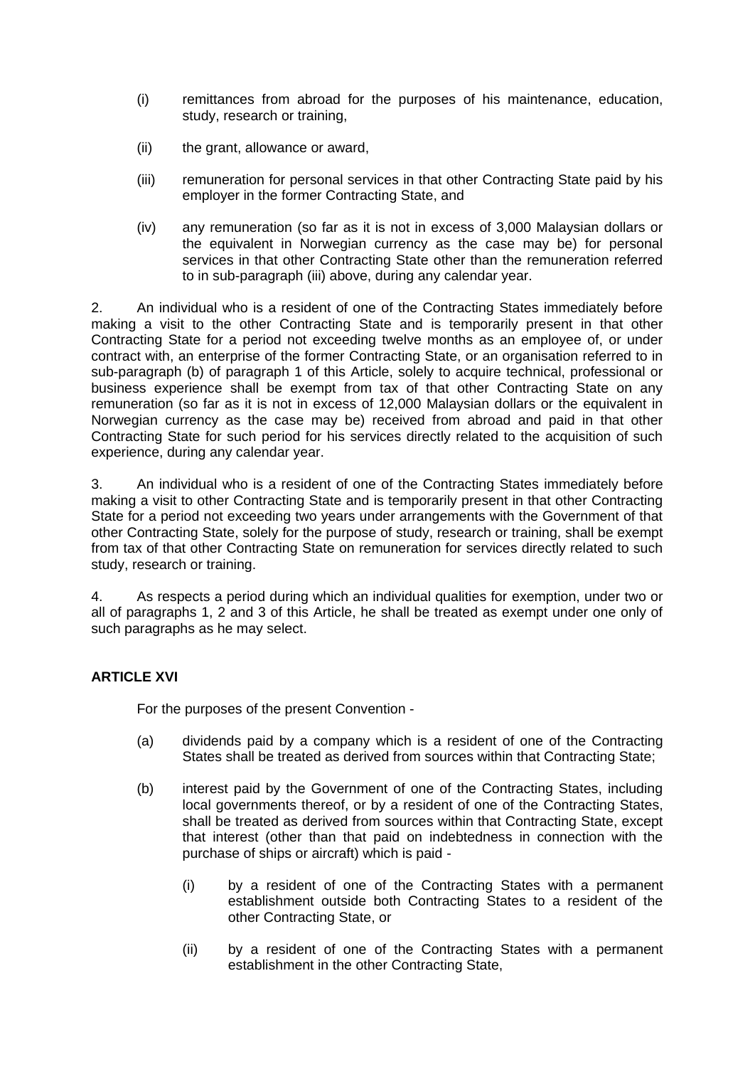(i) remittances from abroad for the purposes of his maintenance, education, study, research or training,

(ii) the grant, allowance or award,

(iii) remuneration for personal services in that other Contracting State paid by his employer in the former Contracting State, and

(iv) any remuneration (so far as it is not in excess of 3,000 Malaysian dollars or the equivalent in Norwegian currency as the case may be) for personal services in that other Contracting State other than the remuneration referred to in sub-paragraph (iii) above, during any calendar year.

2. An individual who is a resident of one of the Contracting States immediately before making a visit to the other Contracting State and is temporarily present in that other Contracting State for a period not exceeding twelve months as an employee of, or under contract with, an enterprise of the former Contracting State, or an organisation referred to in sub-paragraph (b) of paragraph 1 of this Article, solely to acquire technical, professional or business experience shall be exempt from tax of that other Contracting State on any remuneration (so far as it is not in excess of 12,000 Malaysian dollars or the equivalent in Norwegian currency as the case may be) received from abroad and paid in that other Contracting State for such period for his services directly related to the acquisition of such experience, during any calendar year.

3. An individual who is a resident of one of the Contracting States immediately before making a visit to other Contracting State and is temporarily present in that other Contracting State for a period not exceeding two years under arrangements with the Government of that other Contracting State, solely for the purpose of study, research or training, shall be exempt from tax of that other Contracting State on remuneration for services directly related to such study, research or training.

4. As respects a period during which an individual qualities for exemption, under two or all of paragraphs 1, 2 and 3 of this Article, he shall be treated as exempt under one only of such paragraphs as he may select.

**ARTICLE XVI**

For the purposes of the present Convention -

(a) dividends paid by a company which is a resident of one of the Contracting States shall be treated as derived from sources within that Contracting State;

(b) interest paid by the Government of one of the Contracting States, including local governments thereof, or by a resident of one of the Contracting States, shall be treated as derived from sources within that Contracting State, except that interest (other than that paid on indebtedness in connection with the purchase of ships or aircraft) which is paid -

   (i) by a resident of one of the Contracting States with a permanent establishment outside both Contracting States to a resident of the other Contracting State, or

   (ii) by a resident of one of the Contracting States with a permanent establishment in the other Contracting State,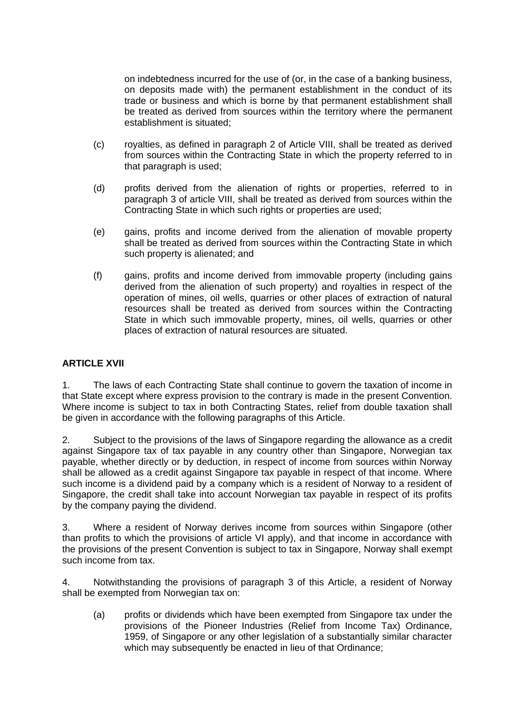on indebtedness incurred for the use of (or, in the case of a banking business, on deposits made with) the permanent establishment in the conduct of its trade or business and which is borne by that permanent establishment shall be treated as derived from sources within the territory where the permanent establishment is situated;

(c) royalties, as defined in paragraph 2 of Article VIII, shall be treated as derived from sources within the Contracting State in which the property referred to in that paragraph is used;

(d) profits derived from the alienation of rights or properties, referred to in paragraph 3 of article VIII, shall be treated as derived from sources within the Contracting State in which such rights or properties are used;

(e) gains, profits and income derived from the alienation of movable property shall be treated as derived from sources within the Contracting State in which such property is alienated; and

(f) gains, profits and income derived from immovable property (including gains derived from the alienation of such property) and royalties in respect of the operation of mines, oil wells, quarries or other places of extraction of natural resources shall be treated as derived from sources within the Contracting State in which such immovable property, mines, oil wells, quarries or other places of extraction of natural resources are situated.

**ARTICLE XVII**

1. The laws of each Contracting State shall continue to govern the taxation of income in that State except where express provision to the contrary is made in the present Convention. Where income is subject to tax in both Contracting States, relief from double taxation shall be given in accordance with the following paragraphs of this Article.

2. Subject to the provisions of the laws of Singapore regarding the allowance as a credit against Singapore tax of tax payable in any country other than Singapore, Norwegian tax payable, whether directly or by deduction, in respect of income from sources within Norway shall be allowed as a credit against Singapore tax payable in respect of that income. Where such income is a dividend paid by a company which is a resident of Norway to a resident of Singapore, the credit shall take into account Norwegian tax payable in respect of its profits by the company paying the dividend.

3. Where a resident of Norway derives income from sources within Singapore (other than profits to which the provisions of article VI apply), and that income in accordance with the provisions of the present Convention is subject to tax in Singapore, Norway shall exempt such income from tax.

4. Notwithstanding the provisions of paragraph 3 of this Article, a resident of Norway shall be exempted from Norwegian tax on:

(a) profits or dividends which have been exempted from Singapore tax under the provisions of the Pioneer Industries (Relief from Income Tax) Ordinance, 1959, of Singapore or any other legislation of a substantially similar character which may subsequently be enacted in lieu of that Ordinance;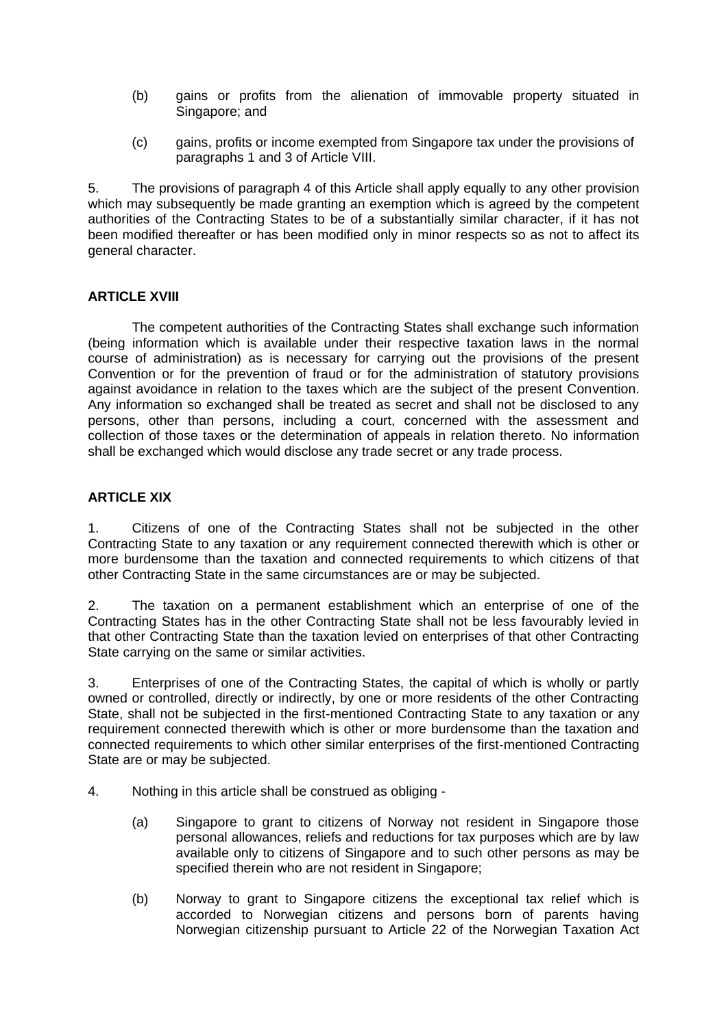(b) gains or profits from the alienation of immovable property situated in Singapore; and

(c) gains, profits or income exempted from Singapore tax under the provisions of paragraphs 1 and 3 of Article VIII.

5. The provisions of paragraph 4 of this Article shall apply equally to any other provision which may subsequently be made granting an exemption which is agreed by the competent authorities of the Contracting States to be of a substantially similar character, if it has not been modified thereafter or has been modified only in minor respects so as not to affect its general character.

**ARTICLE XVIII**

The competent authorities of the Contracting States shall exchange such information (being information which is available under their respective taxation laws in the normal course of administration) as is necessary for carrying out the provisions of the present Convention or for the prevention of fraud or for the administration of statutory provisions against avoidance in relation to the taxes which are the subject of the present Convention. Any information so exchanged shall be treated as secret and shall not be disclosed to any persons, other than persons, including a court, concerned with the assessment and collection of those taxes or the determination of appeals in relation thereto. No information shall be exchanged which would disclose any trade secret or any trade process.

**ARTICLE XIX**

1. Citizens of one of the Contracting States shall not be subjected in the other Contracting State to any taxation or any requirement connected therewith which is other or more burdensome than the taxation and connected requirements to which citizens of that other Contracting State in the same circumstances are or may be subjected.

2. The taxation on a permanent establishment which an enterprise of one of the Contracting States has in the other Contracting State shall not be less favourably levied in that other Contracting State than the taxation levied on enterprises of that other Contracting State carrying on the same or similar activities.

3. Enterprises of one of the Contracting States, the capital of which is wholly or partly owned or controlled, directly or indirectly, by one or more residents of the other Contracting State, shall not be subjected in the first-mentioned Contracting State to any taxation or any requirement connected therewith which is other or more burdensome than the taxation and connected requirements to which other similar enterprises of the first-mentioned Contracting State are or may be subjected.

4. Nothing in this article shall be construed as obliging -

(a) Singapore to grant to citizens of Norway not resident in Singapore those personal allowances, reliefs and reductions for tax purposes which are by law available only to citizens of Singapore and to such other persons as may be specified therein who are not resident in Singapore;

(b) Norway to grant to Singapore citizens the exceptional tax relief which is accorded to Norwegian citizens and persons born of parents having Norwegian citizenship pursuant to Article 22 of the Norwegian Taxation Act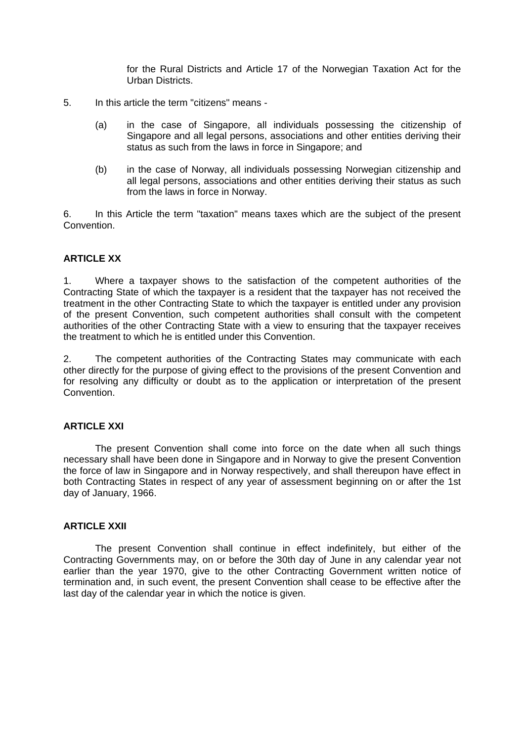for the Rural Districts and Article 17 of the Norwegian Taxation Act for the Urban Districts.

5. In this article the term "citizens" means -

   (a) in the case of Singapore, all individuals possessing the citizenship of Singapore and all legal persons, associations and other entities deriving their status as such from the laws in force in Singapore; and

   (b) in the case of Norway, all individuals possessing Norwegian citizenship and all legal persons, associations and other entities deriving their status as such from the laws in force in Norway.

6. In this Article the term "taxation" means taxes which are the subject of the present Convention.

**ARTICLE XX**

1. Where a taxpayer shows to the satisfaction of the competent authorities of the Contracting State of which the taxpayer is a resident that the taxpayer has not received the treatment in the other Contracting State to which the taxpayer is entitled under any provision of the present Convention, such competent authorities shall consult with the competent authorities of the other Contracting State with a view to ensuring that the taxpayer receives the treatment to which he is entitled under this Convention.

2. The competent authorities of the Contracting States may communicate with each other directly for the purpose of giving effect to the provisions of the present Convention and for resolving any difficulty or doubt as to the application or interpretation of the present Convention.

**ARTICLE XXI**

The present Convention shall come into force on the date when all such things necessary shall have been done in Singapore and in Norway to give the present Convention the force of law in Singapore and in Norway respectively, and shall thereupon have effect in both Contracting States in respect of any year of assessment beginning on or after the 1st day of January, 1966.

**ARTICLE XXII**

The present Convention shall continue in effect indefinitely, but either of the Contracting Governments may, on or before the 30th day of June in any calendar year not earlier than the year 1970, give to the other Contracting Government written notice of termination and, in such event, the present Convention shall cease to be effective after the last day of the calendar year in which the notice is given.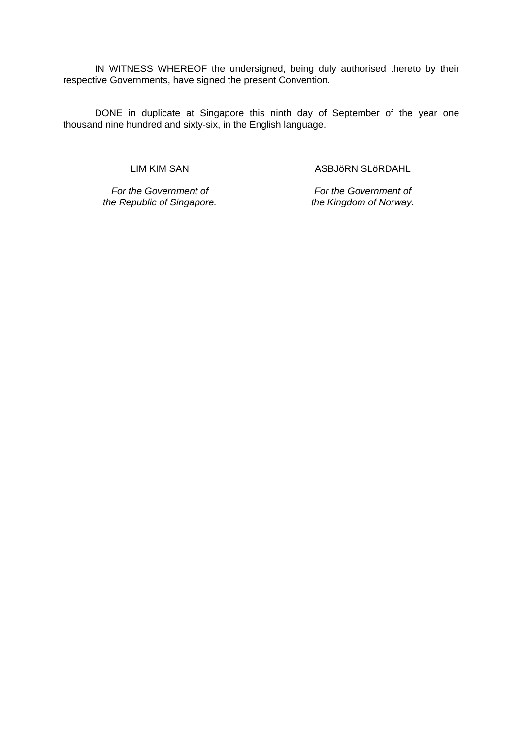IN WITNESS WHEREOF the undersigned, being duly authorised thereto by their respective Governments, have signed the present Convention.

DONE in duplicate at Singapore this ninth day of September of the year one thousand nine hundred and sixty-six, in the English language.

| | |
|---|---|
| LIM KIM SAN | ASBJöRN SLöRDAHL |
| *For the Government of the Republic of Singapore.* | *For the Government of the Kingdom of Norway.* |